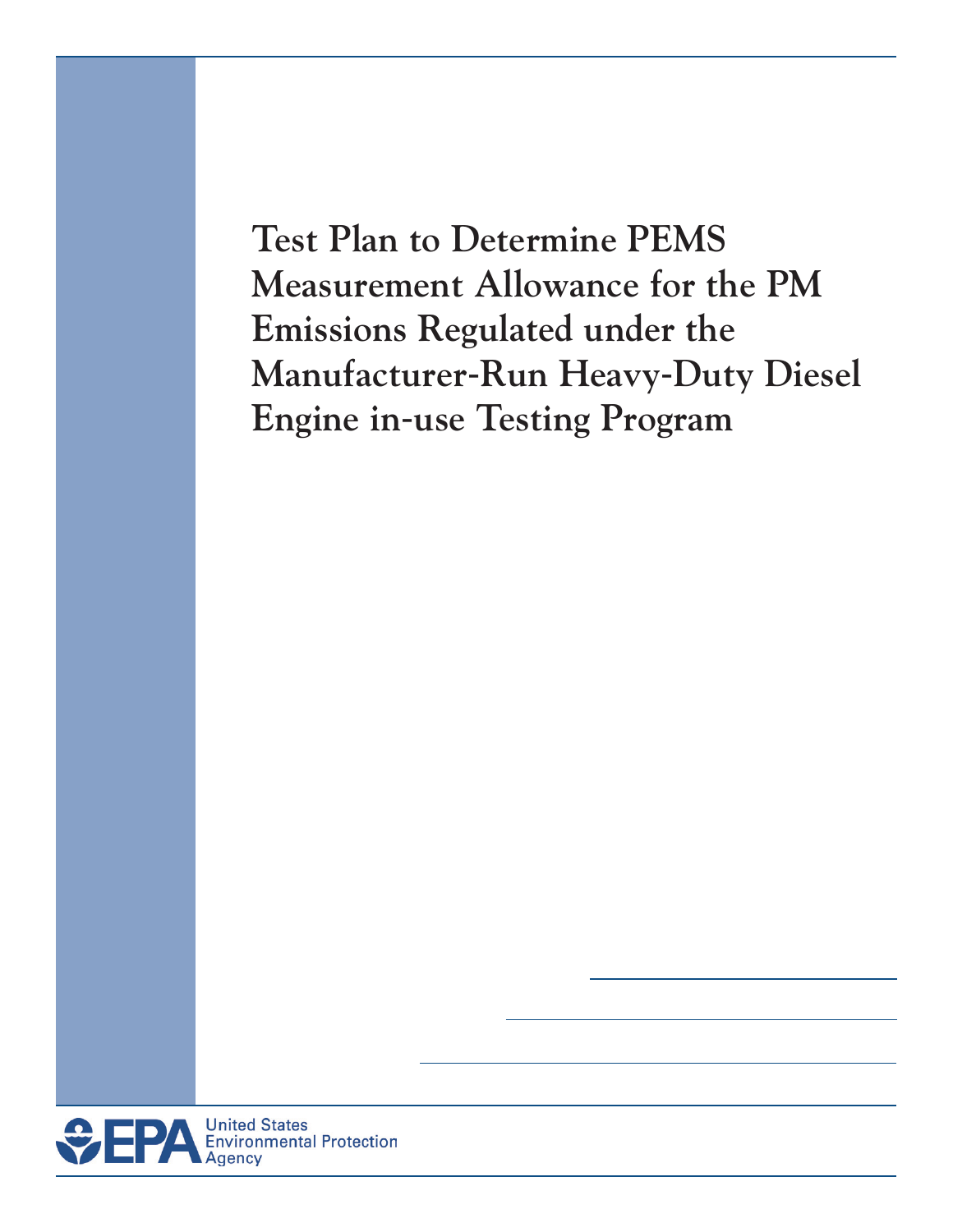# Test Plan to Determine PEMS Measurement Allowance for the PM Emissions Regulated under the Manufacturer-Run Heavy-Duty Diesel Engine in-use Testing Program

United States Environmental Protection Agency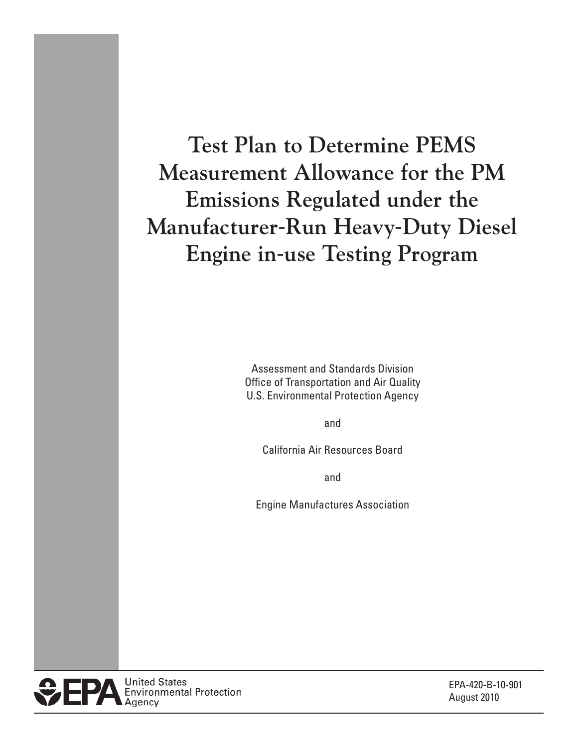# Test Plan to Determine PEMS Measurement Allowance for the PM Emissions Regulated under the Manufacturer-Run Heavy-Duty Diesel Engine in-use Testing Program

Assessment and Standards Division
Office of Transportation and Air Quality
U.S. Environmental Protection Agency

and

California Air Resources Board

and

Engine Manufactures Association

United States Environmental Protection Agency

EPA-420-B-10-901
August 2010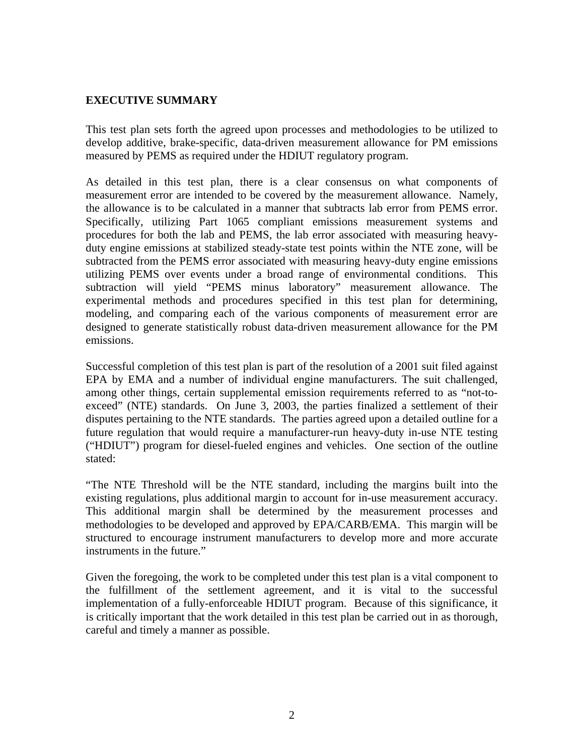## EXECUTIVE SUMMARY

This test plan sets forth the agreed upon processes and methodologies to be utilized to develop additive, brake-specific, data-driven measurement allowance for PM emissions measured by PEMS as required under the HDIUT regulatory program.

As detailed in this test plan, there is a clear consensus on what components of measurement error are intended to be covered by the measurement allowance. Namely, the allowance is to be calculated in a manner that subtracts lab error from PEMS error. Specifically, utilizing Part 1065 compliant emissions measurement systems and procedures for both the lab and PEMS, the lab error associated with measuring heavy-duty engine emissions at stabilized steady-state test points within the NTE zone, will be subtracted from the PEMS error associated with measuring heavy-duty engine emissions utilizing PEMS over events under a broad range of environmental conditions. This subtraction will yield "PEMS minus laboratory" measurement allowance. The experimental methods and procedures specified in this test plan for determining, modeling, and comparing each of the various components of measurement error are designed to generate statistically robust data-driven measurement allowance for the PM emissions.

Successful completion of this test plan is part of the resolution of a 2001 suit filed against EPA by EMA and a number of individual engine manufacturers. The suit challenged, among other things, certain supplemental emission requirements referred to as "not-to-exceed" (NTE) standards. On June 3, 2003, the parties finalized a settlement of their disputes pertaining to the NTE standards. The parties agreed upon a detailed outline for a future regulation that would require a manufacturer-run heavy-duty in-use NTE testing ("HDIUT") program for diesel-fueled engines and vehicles. One section of the outline stated:

"The NTE Threshold will be the NTE standard, including the margins built into the existing regulations, plus additional margin to account for in-use measurement accuracy. This additional margin shall be determined by the measurement processes and methodologies to be developed and approved by EPA/CARB/EMA. This margin will be structured to encourage instrument manufacturers to develop more and more accurate instruments in the future."

Given the foregoing, the work to be completed under this test plan is a vital component to the fulfillment of the settlement agreement, and it is vital to the successful implementation of a fully-enforceable HDIUT program. Because of this significance, it is critically important that the work detailed in this test plan be carried out in as thorough, careful and timely a manner as possible.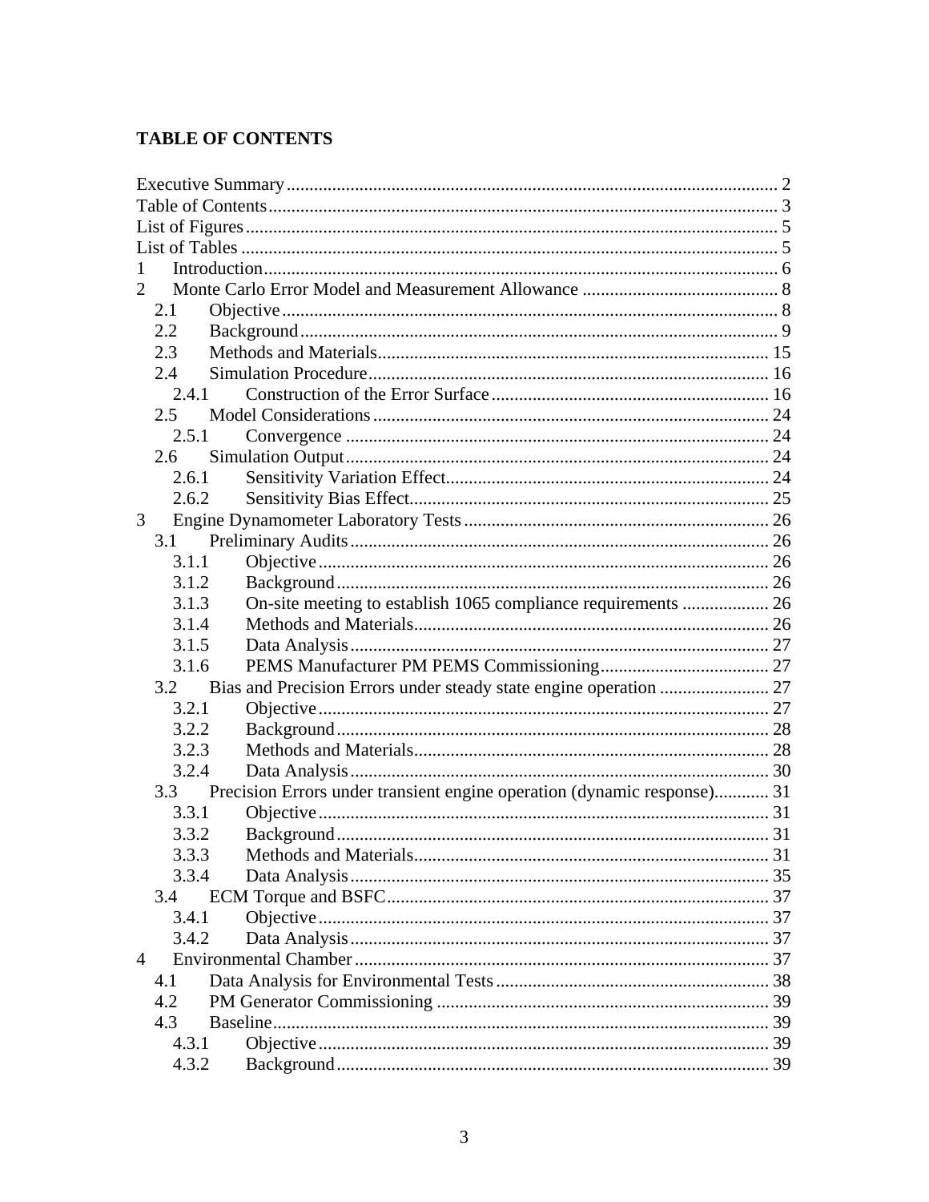## TABLE OF CONTENTS

Executive Summary ........................................................................................................ 2
Table of Contents ........................................................................................................... 3
List of Figures ................................................................................................................. 5
List of Tables .................................................................................................................. 5
1 Introduction ................................................................................................................. 6
2 Monte Carlo Error Model and Measurement Allowance ............................................ 8
  2.1 Objective ................................................................................................................ 8
  2.2 Background ............................................................................................................ 9
  2.3 Methods and Materials .......................................................................................... 15
  2.4 Simulation Procedure ............................................................................................ 16
    2.4.1 Construction of the Error Surface ...................................................................... 16
  2.5 Model Considerations ............................................................................................ 24
    2.5.1 Convergence ...................................................................................................... 24
  2.6 Simulation Output ................................................................................................. 24
    2.6.1 Sensitivity Variation Effect ................................................................................ 24
    2.6.2 Sensitivity Bias Effect ........................................................................................ 25
3 Engine Dynamometer Laboratory Tests ..................................................................... 26
  3.1 Preliminary Audits ................................................................................................. 26
    3.1.1 Objective ............................................................................................................ 26
    3.1.2 Background ........................................................................................................ 26
    3.1.3 On-site meeting to establish 1065 compliance requirements ............................ 26
    3.1.4 Methods and Materials ....................................................................................... 26
    3.1.5 Data Analysis ..................................................................................................... 27
    3.1.6 PEMS Manufacturer PM PEMS Commissioning .............................................. 27
  3.2 Bias and Precision Errors under steady state engine operation ............................ 27
    3.2.1 Objective ............................................................................................................ 27
    3.2.2 Background ........................................................................................................ 28
    3.2.3 Methods and Materials ....................................................................................... 28
    3.2.4 Data Analysis ..................................................................................................... 30
  3.3 Precision Errors under transient engine operation (dynamic response) ................ 31
    3.3.1 Objective ............................................................................................................ 31
    3.3.2 Background ........................................................................................................ 31
    3.3.3 Methods and Materials ....................................................................................... 31
    3.3.4 Data Analysis ..................................................................................................... 35
  3.4 ECM Torque and BSFC ........................................................................................ 37
    3.4.1 Objective ............................................................................................................ 37
    3.4.2 Data Analysis ..................................................................................................... 37
4 Environmental Chamber ............................................................................................. 37
  4.1 Data Analysis for Environmental Tests ................................................................. 38
  4.2 PM Generator Commissioning .............................................................................. 39
  4.3 Baseline ................................................................................................................. 39
    4.3.1 Objective ............................................................................................................ 39
    4.3.2 Background ........................................................................................................ 39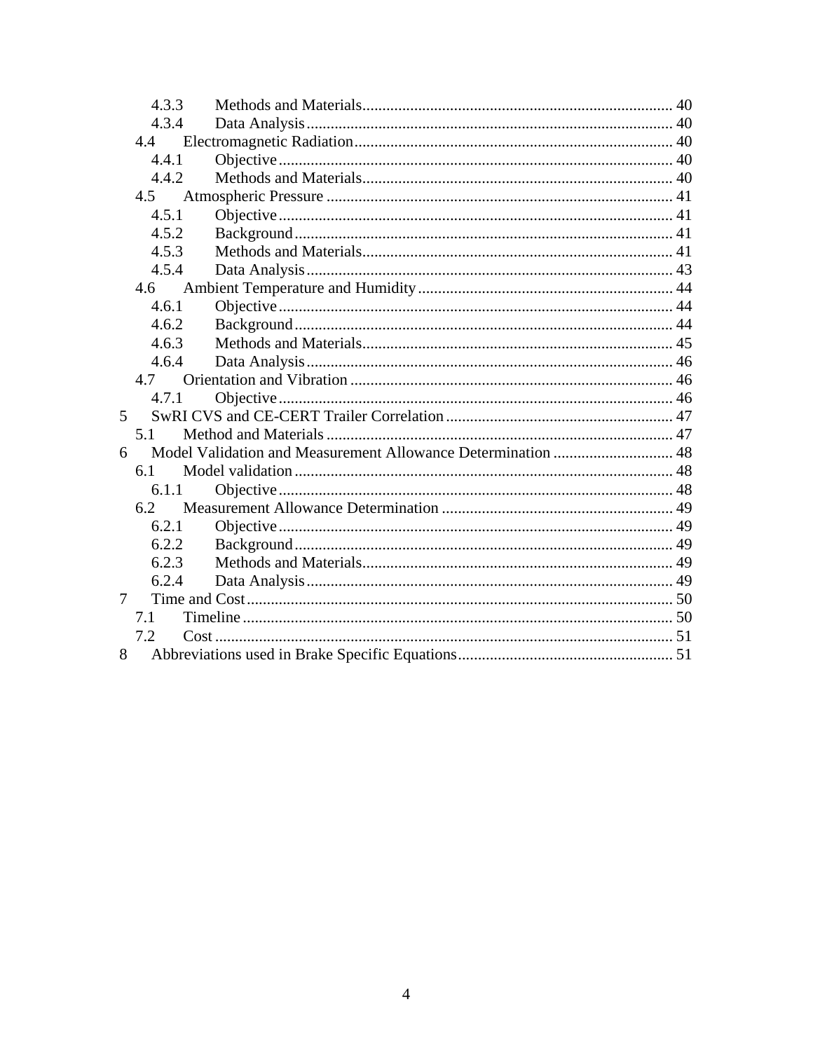4.3.3 Methods and Materials ........ 40
4.3.4 Data Analysis ........ 40
4.4 Electromagnetic Radiation ........ 40
4.4.1 Objective ........ 40
4.4.2 Methods and Materials ........ 40
4.5 Atmospheric Pressure ........ 41
4.5.1 Objective ........ 41
4.5.2 Background ........ 41
4.5.3 Methods and Materials ........ 41
4.5.4 Data Analysis ........ 43
4.6 Ambient Temperature and Humidity ........ 44
4.6.1 Objective ........ 44
4.6.2 Background ........ 44
4.6.3 Methods and Materials ........ 45
4.6.4 Data Analysis ........ 46
4.7 Orientation and Vibration ........ 46
4.7.1 Objective ........ 46
5 SwRI CVS and CE-CERT Trailer Correlation ........ 47
5.1 Method and Materials ........ 47
6 Model Validation and Measurement Allowance Determination ........ 48
6.1 Model validation ........ 48
6.1.1 Objective ........ 48
6.2 Measurement Allowance Determination ........ 49
6.2.1 Objective ........ 49
6.2.2 Background ........ 49
6.2.3 Methods and Materials ........ 49
6.2.4 Data Analysis ........ 49
7 Time and Cost ........ 50
7.1 Timeline ........ 50
7.2 Cost ........ 51
8 Abbreviations used in Brake Specific Equations ........ 51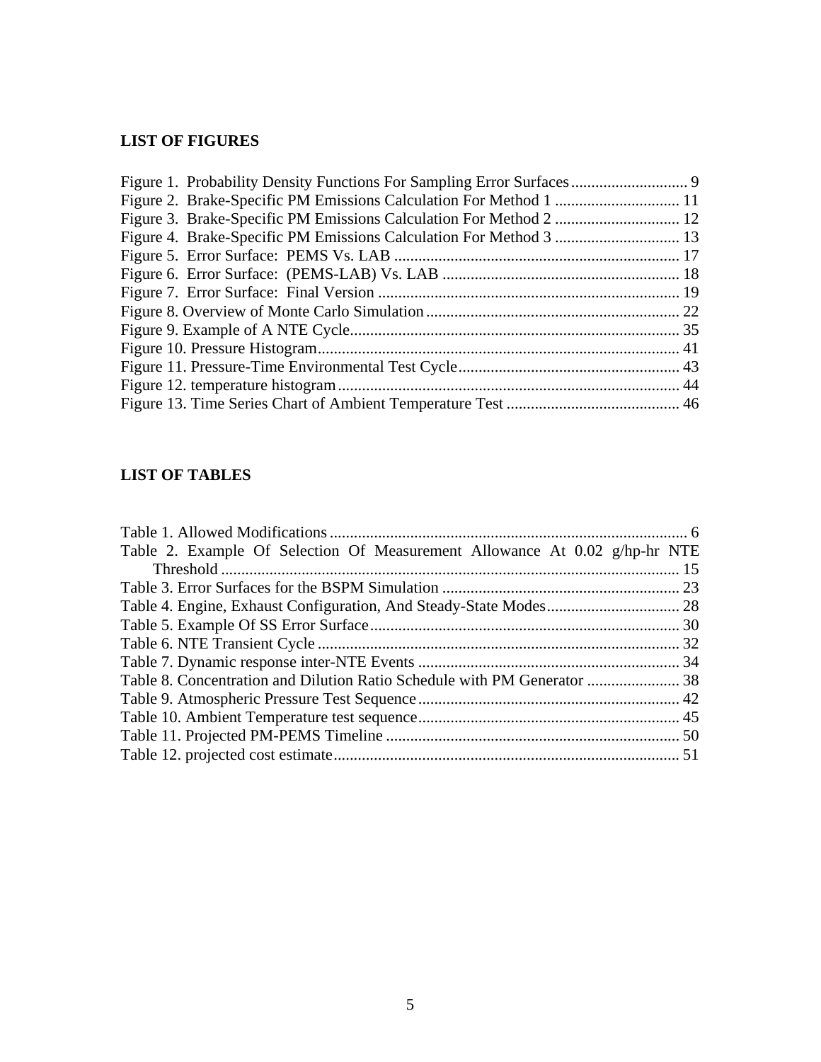## LIST OF FIGURES

Figure 1. Probability Density Functions For Sampling Error Surfaces ............................ 9
Figure 2. Brake-Specific PM Emissions Calculation For Method 1 ............................... 11
Figure 3. Brake-Specific PM Emissions Calculation For Method 2 ............................... 12
Figure 4. Brake-Specific PM Emissions Calculation For Method 3 ............................... 13
Figure 5. Error Surface: PEMS Vs. LAB ...................................................................... 17
Figure 6. Error Surface: (PEMS-LAB) Vs. LAB ........................................................... 18
Figure 7. Error Surface: Final Version ........................................................................... 19
Figure 8. Overview of Monte Carlo Simulation............................................................... 22
Figure 9. Example of A NTE Cycle.................................................................................. 35
Figure 10. Pressure Histogram......................................................................................... 41
Figure 11. Pressure-Time Environmental Test Cycle....................................................... 43
Figure 12. temperature histogram.................................................................................... 44
Figure 13. Time Series Chart of Ambient Temperature Test ........................................... 46

## LIST OF TABLES

Table 1. Allowed Modifications ......................................................................................... 6
Table 2. Example Of Selection Of Measurement Allowance At 0.02 g/hp-hr NTE Threshold .................................................................................................................. 15
Table 3. Error Surfaces for the BSPM Simulation ........................................................... 23
Table 4. Engine, Exhaust Configuration, And Steady-State Modes................................. 28
Table 5. Example Of SS Error Surface............................................................................. 30
Table 6. NTE Transient Cycle .......................................................................................... 32
Table 7. Dynamic response inter-NTE Events ................................................................. 34
Table 8. Concentration and Dilution Ratio Schedule with PM Generator ....................... 38
Table 9. Atmospheric Pressure Test Sequence................................................................. 42
Table 10. Ambient Temperature test sequence................................................................. 45
Table 11. Projected PM-PEMS Timeline ......................................................................... 50
Table 12. projected cost estimate...................................................................................... 51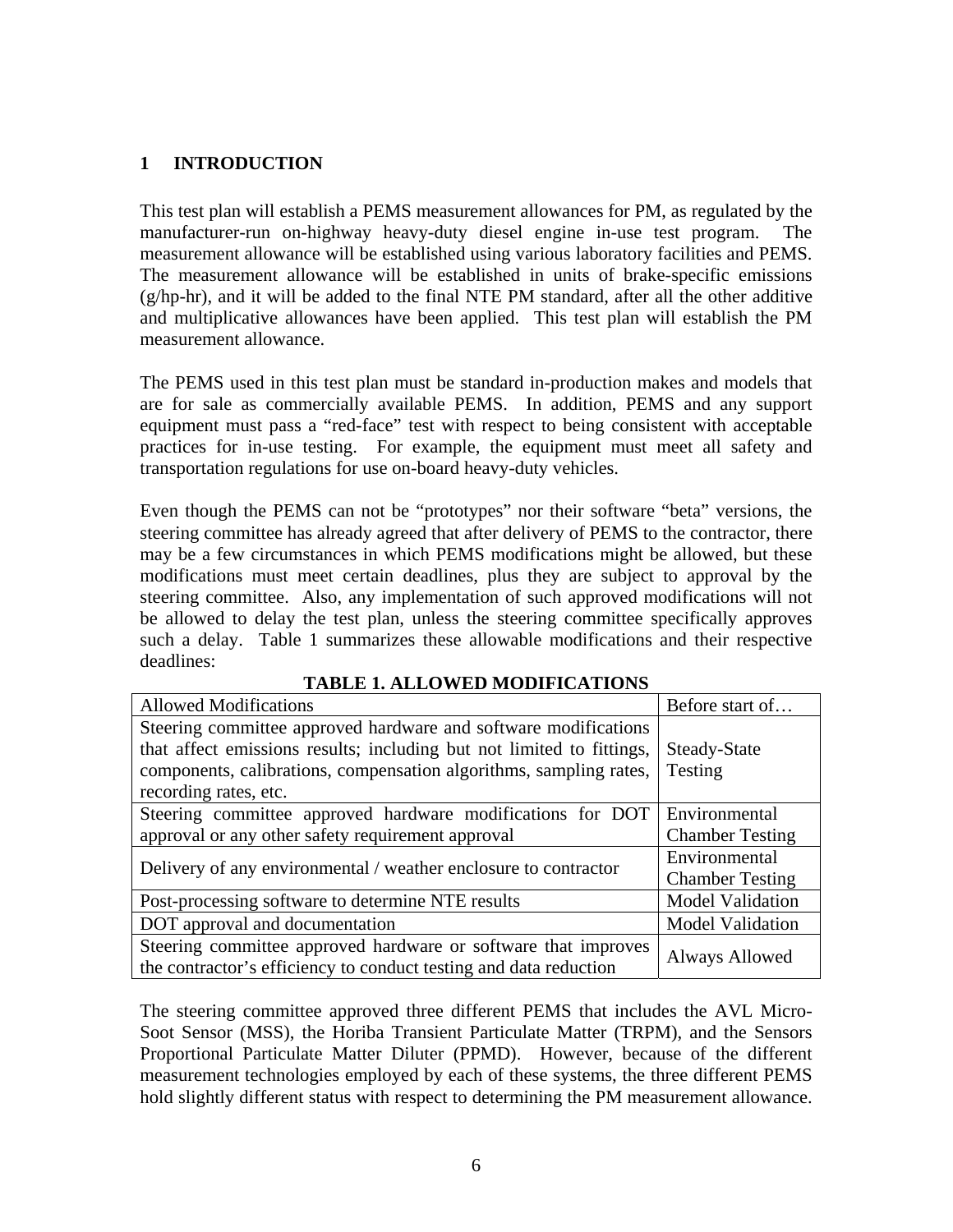# 1 INTRODUCTION

This test plan will establish a PEMS measurement allowances for PM, as regulated by the manufacturer-run on-highway heavy-duty diesel engine in-use test program. The measurement allowance will be established using various laboratory facilities and PEMS. The measurement allowance will be established in units of brake-specific emissions (g/hp-hr), and it will be added to the final NTE PM standard, after all the other additive and multiplicative allowances have been applied. This test plan will establish the PM measurement allowance.

The PEMS used in this test plan must be standard in-production makes and models that are for sale as commercially available PEMS. In addition, PEMS and any support equipment must pass a "red-face" test with respect to being consistent with acceptable practices for in-use testing. For example, the equipment must meet all safety and transportation regulations for use on-board heavy-duty vehicles.

Even though the PEMS can not be "prototypes" nor their software "beta" versions, the steering committee has already agreed that after delivery of PEMS to the contractor, there may be a few circumstances in which PEMS modifications might be allowed, but these modifications must meet certain deadlines, plus they are subject to approval by the steering committee. Also, any implementation of such approved modifications will not be allowed to delay the test plan, unless the steering committee specifically approves such a delay. Table 1 summarizes these allowable modifications and their respective deadlines:

**TABLE 1. ALLOWED MODIFICATIONS**

| Allowed Modifications | Before start of… |
|---|---|
| Steering committee approved hardware and software modifications that affect emissions results; including but not limited to fittings, components, calibrations, compensation algorithms, sampling rates, recording rates, etc. | Steady-State Testing |
| Steering committee approved hardware modifications for DOT approval or any other safety requirement approval | Environmental Chamber Testing |
| Delivery of any environmental / weather enclosure to contractor | Environmental Chamber Testing |
| Post-processing software to determine NTE results | Model Validation |
| DOT approval and documentation | Model Validation |
| Steering committee approved hardware or software that improves the contractor's efficiency to conduct testing and data reduction | Always Allowed |

The steering committee approved three different PEMS that includes the AVL Micro-Soot Sensor (MSS), the Horiba Transient Particulate Matter (TRPM), and the Sensors Proportional Particulate Matter Diluter (PPMD). However, because of the different measurement technologies employed by each of these systems, the three different PEMS hold slightly different status with respect to determining the PM measurement allowance.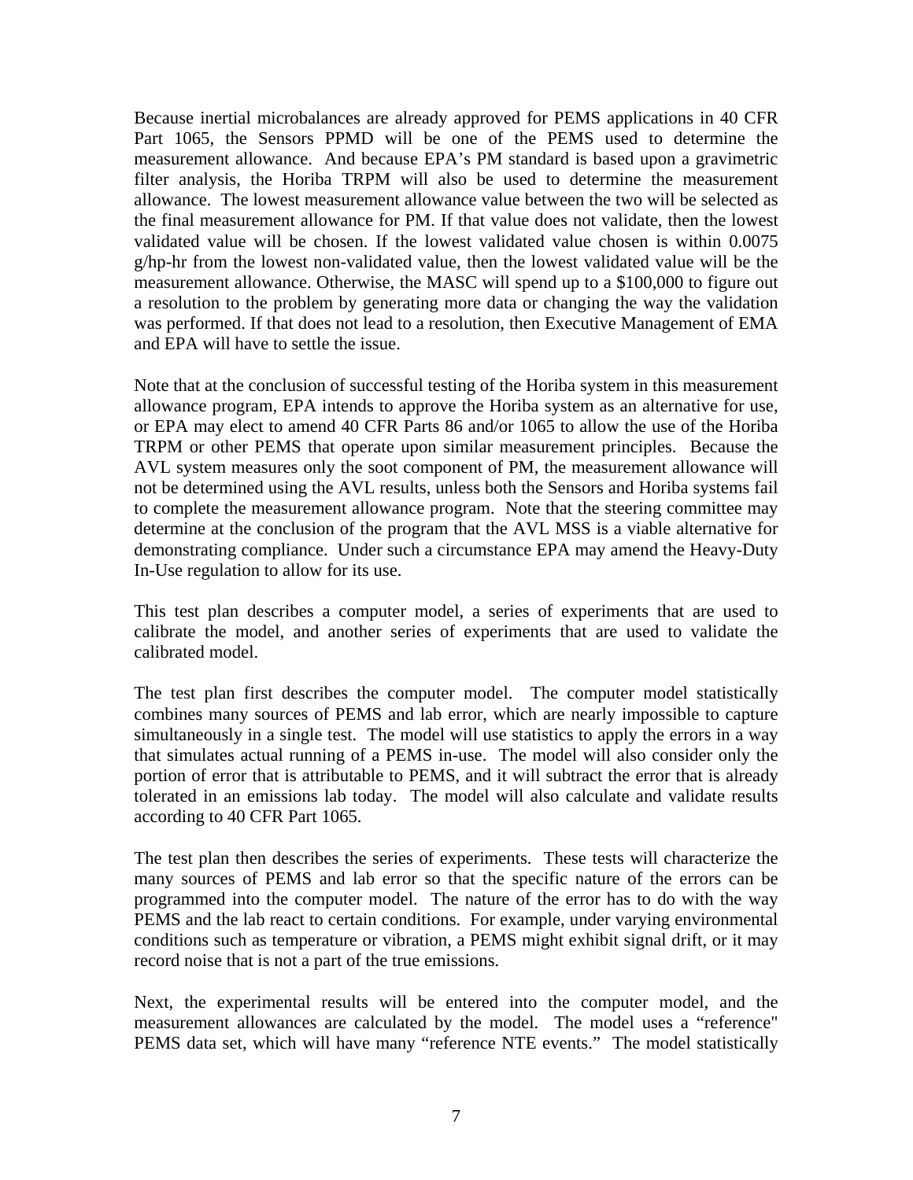Because inertial microbalances are already approved for PEMS applications in 40 CFR Part 1065, the Sensors PPMD will be one of the PEMS used to determine the measurement allowance. And because EPA's PM standard is based upon a gravimetric filter analysis, the Horiba TRPM will also be used to determine the measurement allowance. The lowest measurement allowance value between the two will be selected as the final measurement allowance for PM. If that value does not validate, then the lowest validated value will be chosen. If the lowest validated value chosen is within 0.0075 g/hp-hr from the lowest non-validated value, then the lowest validated value will be the measurement allowance. Otherwise, the MASC will spend up to a $100,000 to figure out a resolution to the problem by generating more data or changing the way the validation was performed. If that does not lead to a resolution, then Executive Management of EMA and EPA will have to settle the issue.

Note that at the conclusion of successful testing of the Horiba system in this measurement allowance program, EPA intends to approve the Horiba system as an alternative for use, or EPA may elect to amend 40 CFR Parts 86 and/or 1065 to allow the use of the Horiba TRPM or other PEMS that operate upon similar measurement principles. Because the AVL system measures only the soot component of PM, the measurement allowance will not be determined using the AVL results, unless both the Sensors and Horiba systems fail to complete the measurement allowance program. Note that the steering committee may determine at the conclusion of the program that the AVL MSS is a viable alternative for demonstrating compliance. Under such a circumstance EPA may amend the Heavy-Duty In-Use regulation to allow for its use.

This test plan describes a computer model, a series of experiments that are used to calibrate the model, and another series of experiments that are used to validate the calibrated model.

The test plan first describes the computer model. The computer model statistically combines many sources of PEMS and lab error, which are nearly impossible to capture simultaneously in a single test. The model will use statistics to apply the errors in a way that simulates actual running of a PEMS in-use. The model will also consider only the portion of error that is attributable to PEMS, and it will subtract the error that is already tolerated in an emissions lab today. The model will also calculate and validate results according to 40 CFR Part 1065.

The test plan then describes the series of experiments. These tests will characterize the many sources of PEMS and lab error so that the specific nature of the errors can be programmed into the computer model. The nature of the error has to do with the way PEMS and the lab react to certain conditions. For example, under varying environmental conditions such as temperature or vibration, a PEMS might exhibit signal drift, or it may record noise that is not a part of the true emissions.

Next, the experimental results will be entered into the computer model, and the measurement allowances are calculated by the model. The model uses a "reference" PEMS data set, which will have many "reference NTE events." The model statistically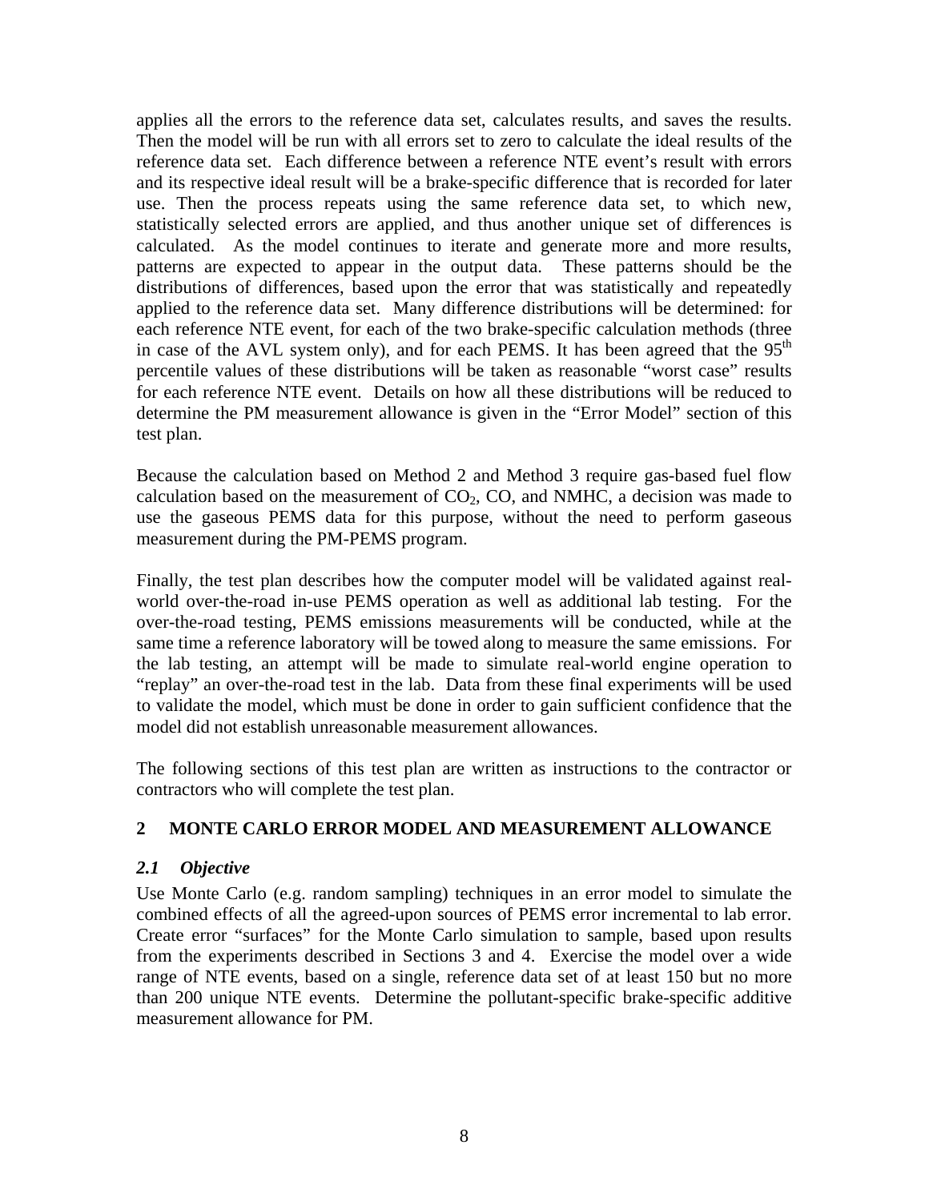applies all the errors to the reference data set, calculates results, and saves the results. Then the model will be run with all errors set to zero to calculate the ideal results of the reference data set. Each difference between a reference NTE event's result with errors and its respective ideal result will be a brake-specific difference that is recorded for later use. Then the process repeats using the same reference data set, to which new, statistically selected errors are applied, and thus another unique set of differences is calculated. As the model continues to iterate and generate more and more results, patterns are expected to appear in the output data. These patterns should be the distributions of differences, based upon the error that was statistically and repeatedly applied to the reference data set. Many difference distributions will be determined: for each reference NTE event, for each of the two brake-specific calculation methods (three in case of the AVL system only), and for each PEMS. It has been agreed that the $95^{th}$ percentile values of these distributions will be taken as reasonable "worst case" results for each reference NTE event. Details on how all these distributions will be reduced to determine the PM measurement allowance is given in the "Error Model" section of this test plan.

Because the calculation based on Method 2 and Method 3 require gas-based fuel flow calculation based on the measurement of $CO_2$, CO, and NMHC, a decision was made to use the gaseous PEMS data for this purpose, without the need to perform gaseous measurement during the PM-PEMS program.

Finally, the test plan describes how the computer model will be validated against real-world over-the-road in-use PEMS operation as well as additional lab testing. For the over-the-road testing, PEMS emissions measurements will be conducted, while at the same time a reference laboratory will be towed along to measure the same emissions. For the lab testing, an attempt will be made to simulate real-world engine operation to "replay" an over-the-road test in the lab. Data from these final experiments will be used to validate the model, which must be done in order to gain sufficient confidence that the model did not establish unreasonable measurement allowances.

The following sections of this test plan are written as instructions to the contractor or contractors who will complete the test plan.

## 2 MONTE CARLO ERROR MODEL AND MEASUREMENT ALLOWANCE

### *2.1 Objective*

Use Monte Carlo (e.g. random sampling) techniques in an error model to simulate the combined effects of all the agreed-upon sources of PEMS error incremental to lab error. Create error "surfaces" for the Monte Carlo simulation to sample, based upon results from the experiments described in Sections 3 and 4. Exercise the model over a wide range of NTE events, based on a single, reference data set of at least 150 but no more than 200 unique NTE events. Determine the pollutant-specific brake-specific additive measurement allowance for PM.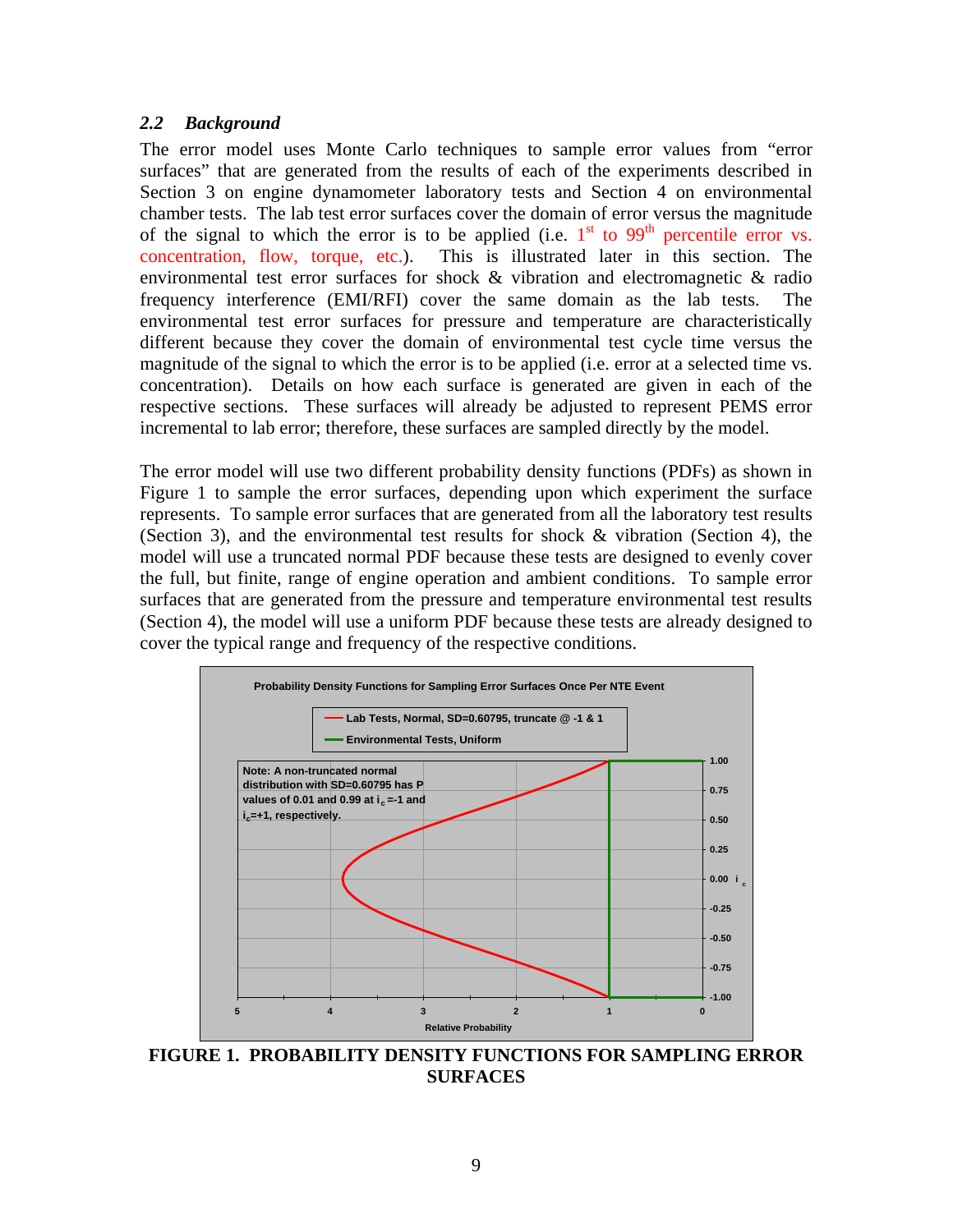### 2.2 *Background*

The error model uses Monte Carlo techniques to sample error values from "error surfaces" that are generated from the results of each of the experiments described in Section 3 on engine dynamometer laboratory tests and Section 4 on environmental chamber tests. The lab test error surfaces cover the domain of error versus the magnitude of the signal to which the error is to be applied (i.e. 1st to 99th percentile error vs. concentration, flow, torque, etc.). This is illustrated later in this section. The environmental test error surfaces for shock & vibration and electromagnetic & radio frequency interference (EMI/RFI) cover the same domain as the lab tests. The environmental test error surfaces for pressure and temperature are characteristically different because they cover the domain of environmental test cycle time versus the magnitude of the signal to which the error is to be applied (i.e. error at a selected time vs. concentration). Details on how each surface is generated are given in each of the respective sections. These surfaces will already be adjusted to represent PEMS error incremental to lab error; therefore, these surfaces are sampled directly by the model.

The error model will use two different probability density functions (PDFs) as shown in Figure 1 to sample the error surfaces, depending upon which experiment the surface represents. To sample error surfaces that are generated from all the laboratory test results (Section 3), and the environmental test results for shock & vibration (Section 4), the model will use a truncated normal PDF because these tests are designed to evenly cover the full, but finite, range of engine operation and ambient conditions. To sample error surfaces that are generated from the pressure and temperature environmental test results (Section 4), the model will use a uniform PDF because these tests are already designed to cover the typical range and frequency of the respective conditions.

**Probability Density Functions for Sampling Error Surfaces Once Per NTE Event**

- Lab Tests, Normal, SD=0.60795, truncate @ -1 & 1
- Environmental Tests, Uniform

Note: A non-truncated normal distribution with SD=0.60795 has P values of 0.01 and 0.99 at $i_c$=-1 and $i_c$=+1, respectively.

**FIGURE 1. PROBABILITY DENSITY FUNCTIONS FOR SAMPLING ERROR SURFACES**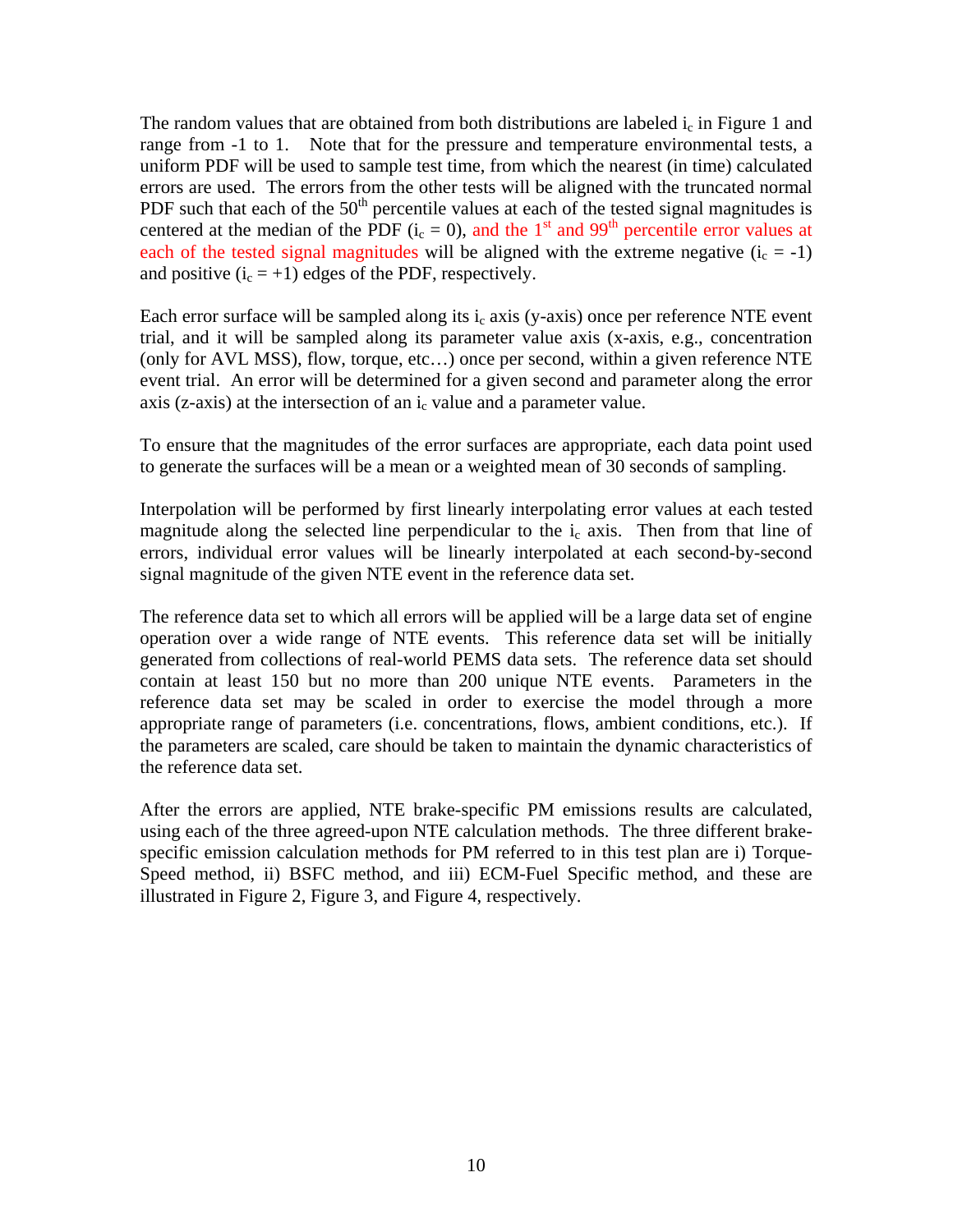The random values that are obtained from both distributions are labeled $i_c$ in Figure 1 and range from -1 to 1. Note that for the pressure and temperature environmental tests, a uniform PDF will be used to sample test time, from which the nearest (in time) calculated errors are used. The errors from the other tests will be aligned with the truncated normal PDF such that each of the 50th percentile values at each of the tested signal magnitudes is centered at the median of the PDF ($i_c = 0$), and the 1st and 99th percentile error values at each of the tested signal magnitudes will be aligned with the extreme negative ($i_c = -1$) and positive ($i_c = +1$) edges of the PDF, respectively.

Each error surface will be sampled along its $i_c$ axis (y-axis) once per reference NTE event trial, and it will be sampled along its parameter value axis (x-axis, e.g., concentration (only for AVL MSS), flow, torque, etc…) once per second, within a given reference NTE event trial. An error will be determined for a given second and parameter along the error axis (z-axis) at the intersection of an $i_c$ value and a parameter value.

To ensure that the magnitudes of the error surfaces are appropriate, each data point used to generate the surfaces will be a mean or a weighted mean of 30 seconds of sampling.

Interpolation will be performed by first linearly interpolating error values at each tested magnitude along the selected line perpendicular to the $i_c$ axis. Then from that line of errors, individual error values will be linearly interpolated at each second-by-second signal magnitude of the given NTE event in the reference data set.

The reference data set to which all errors will be applied will be a large data set of engine operation over a wide range of NTE events. This reference data set will be initially generated from collections of real-world PEMS data sets. The reference data set should contain at least 150 but no more than 200 unique NTE events. Parameters in the reference data set may be scaled in order to exercise the model through a more appropriate range of parameters (i.e. concentrations, flows, ambient conditions, etc.). If the parameters are scaled, care should be taken to maintain the dynamic characteristics of the reference data set.

After the errors are applied, NTE brake-specific PM emissions results are calculated, using each of the three agreed-upon NTE calculation methods. The three different brake-specific emission calculation methods for PM referred to in this test plan are i) Torque-Speed method, ii) BSFC method, and iii) ECM-Fuel Specific method, and these are illustrated in Figure 2, Figure 3, and Figure 4, respectively.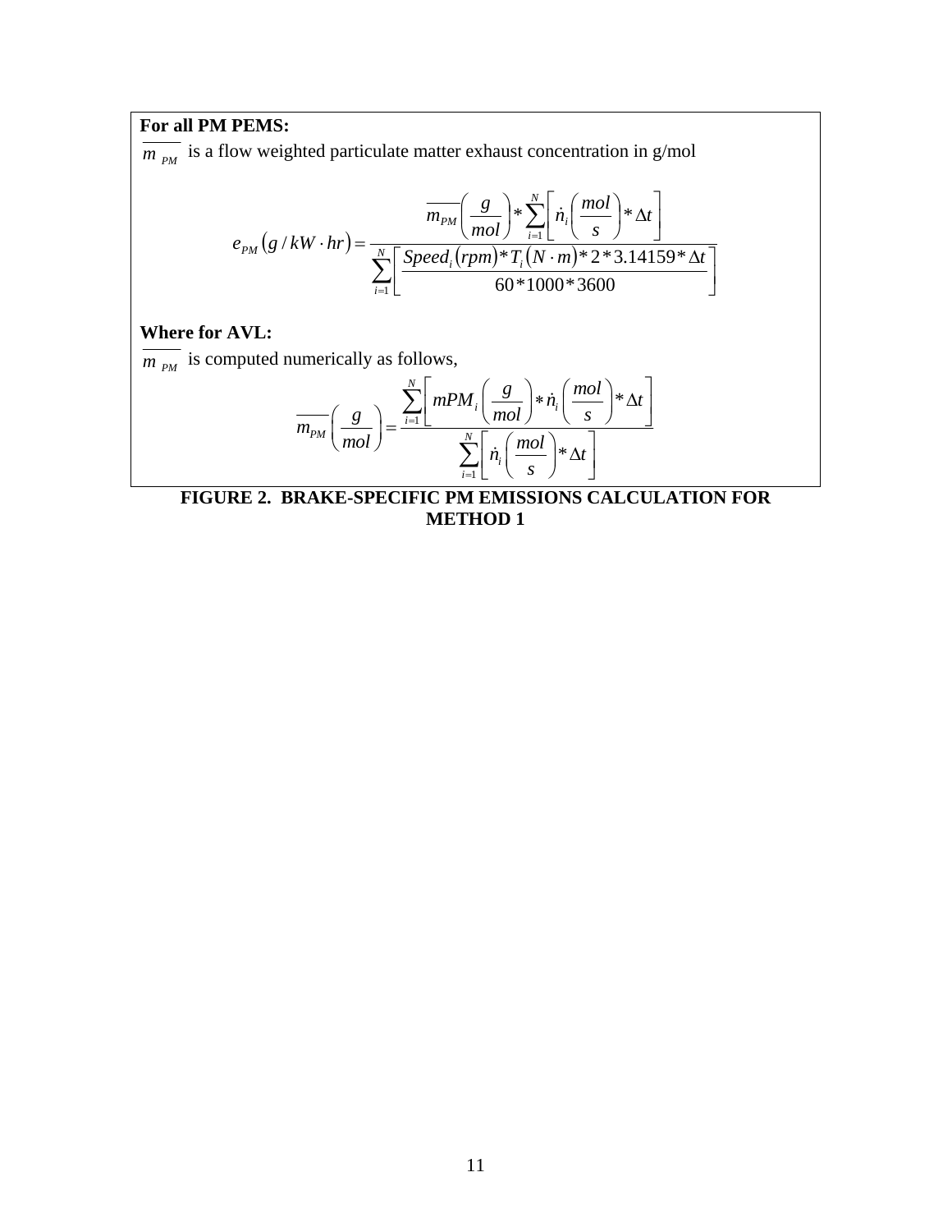**For all PM PEMS:**

$\overline{m_{PM}}$ is a flow weighted particulate matter exhaust concentration in g/mol

$$e_{PM}\left(g / kW \cdot hr\right) = \frac{\overline{m_{PM}}\left(\frac{g}{mol}\right) * \sum_{i=1}^{N}\left[\dot{n}_i\left(\frac{mol}{s}\right) * \Delta t\right]}{\sum_{i=1}^{N}\left[\frac{Speed_i\left(rpm\right) * T_i\left(N \cdot m\right) * 2 * 3.14159 * \Delta t}{60 * 1000 * 3600}\right]}$$

**Where for AVL:**

$\overline{m_{PM}}$ is computed numerically as follows,

$$\overline{m_{PM}}\left(\frac{g}{mol}\right) = \frac{\sum_{i=1}^{N}\left[mPM_i\left(\frac{g}{mol}\right) * \dot{n}_i\left(\frac{mol}{s}\right) * \Delta t\right]}{\sum_{i=1}^{N}\left[\dot{n}_i\left(\frac{mol}{s}\right) * \Delta t\right]}$$

**FIGURE 2. BRAKE-SPECIFIC PM EMISSIONS CALCULATION FOR METHOD 1**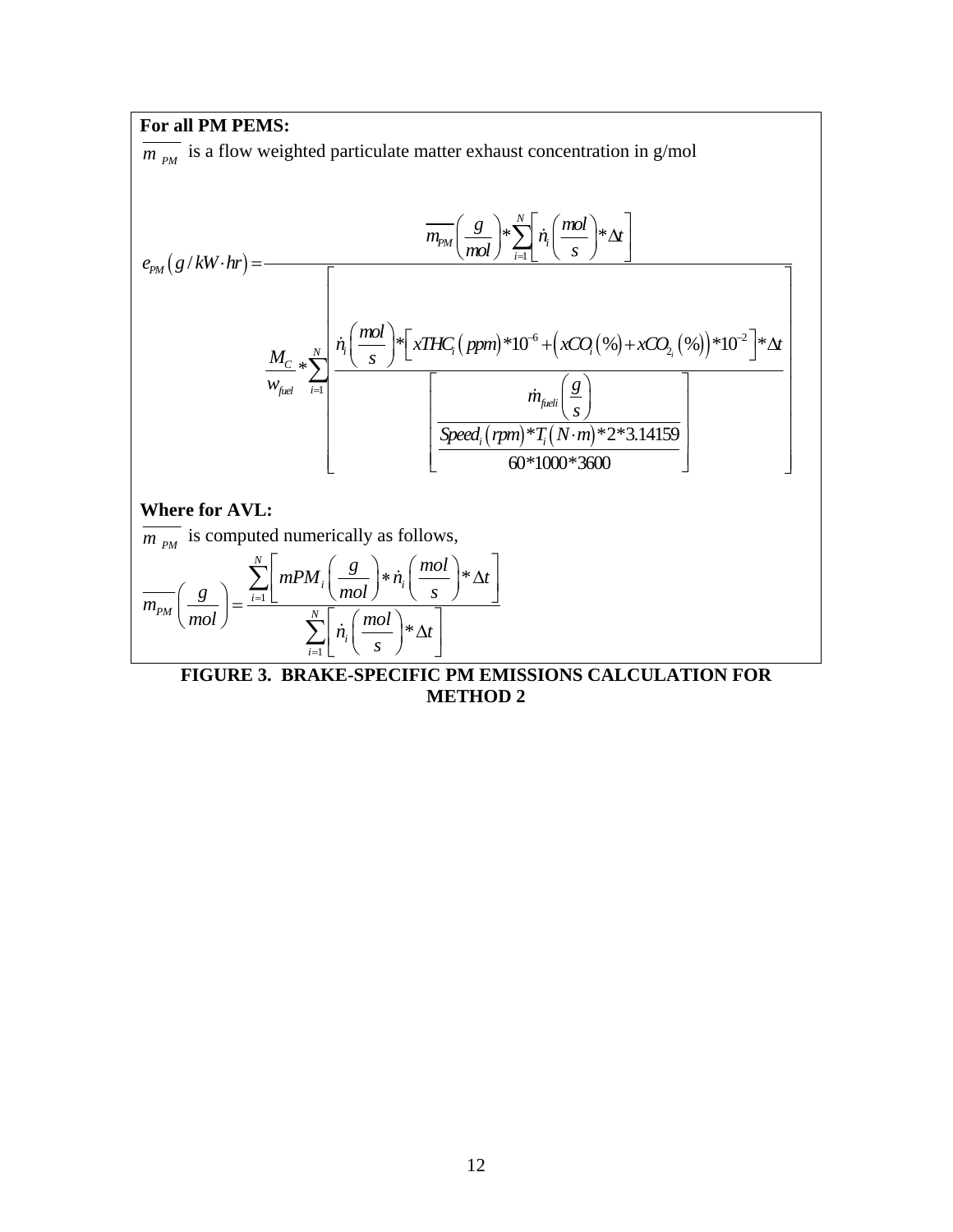**For all PM PEMS:**

$\overline{m_{PM}}$ is a flow weighted particulate matter exhaust concentration in g/mol

$$e_{PM}\left(g/kW\cdot hr\right)=\frac{\overline{m_{PM}}\left(\frac{g}{mol}\right)*\sum_{i=1}^{N}\left[\dot{n}_i\left(\frac{mol}{s}\right)*\Delta t\right]}{\frac{M_C}{w_{fuel}}*\sum_{i=1}^{N}\left[\frac{\dot{n}_i\left(\frac{mol}{s}\right)*\left[xTHC_i\left(ppm\right)*10^{-6}+\left(xCO_i\left(\%\right)+xCO_{2_i}\left(\%\right)\right)*10^{-2}\right]*\Delta t}{\left[\frac{\dot{m}_{fueli}\left(\frac{g}{s}\right)}{\frac{Speed_i\left(rpm\right)*T_i\left(N\cdot m\right)*2*3.14159}{60*1000*3600}}\right]}\right]}$$

**Where for AVL:**

$\overline{m_{PM}}$ is computed numerically as follows,

$$\overline{m_{PM}}\left(\frac{g}{mol}\right)=\frac{\sum_{i=1}^{N}\left[mPM_i\left(\frac{g}{mol}\right)*\dot{n}_i\left(\frac{mol}{s}\right)*\Delta t\right]}{\sum_{i=1}^{N}\left[\dot{n}_i\left(\frac{mol}{s}\right)*\Delta t\right]}$$

**FIGURE 3. BRAKE-SPECIFIC PM EMISSIONS CALCULATION FOR METHOD 2**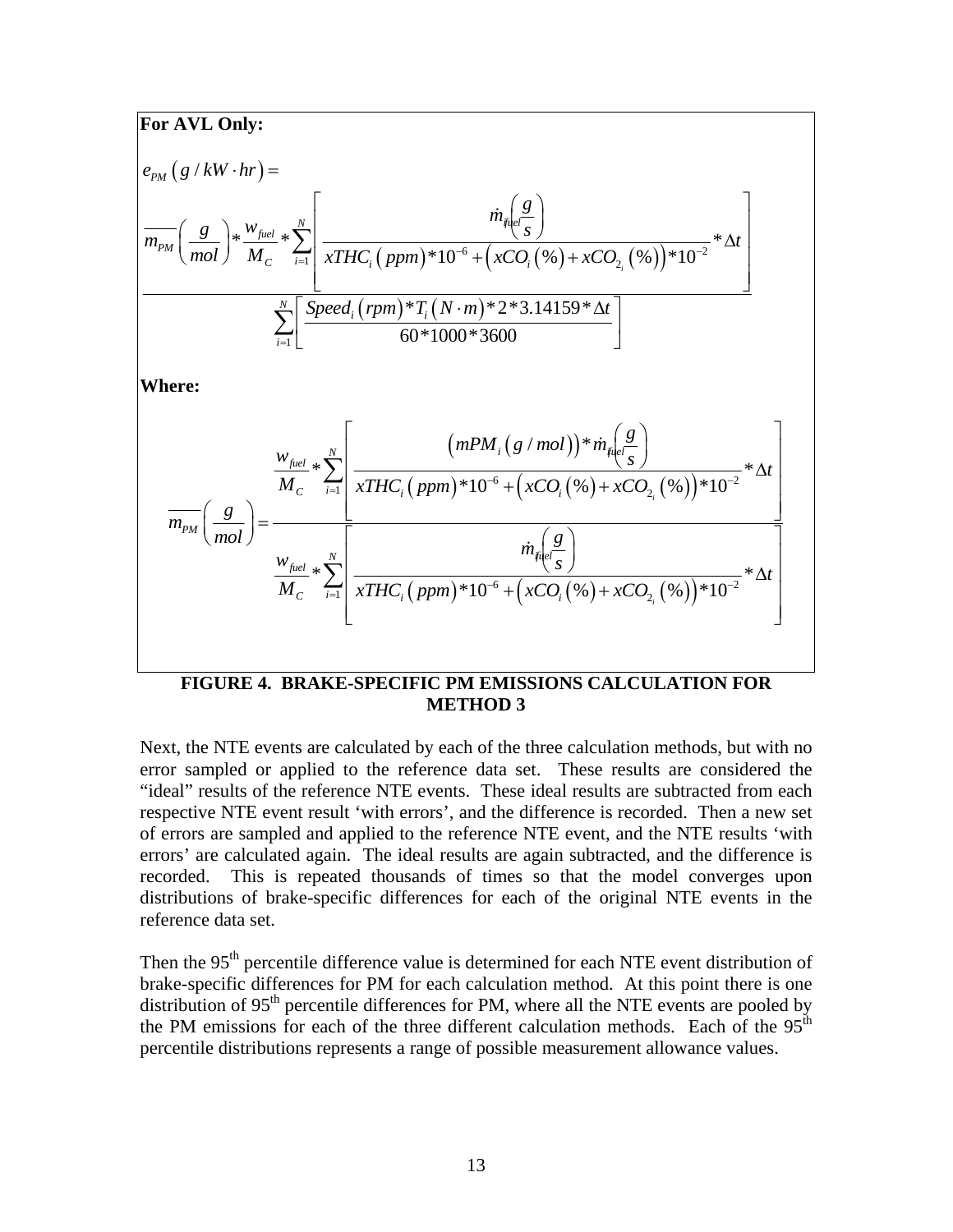**For AVL Only:**

$$e_{PM}\left(g/kW\cdot hr\right)=$$

$$\frac{\overline{m_{PM}}\left(\frac{g}{mol}\right)*\frac{w_{fuel}}{M_C}*\sum_{i=1}^{N}\left[\frac{\dot{m}_{fuel}\left(\frac{g}{s}\right)}{xTHC_i\left(ppm\right)*10^{-6}+\left(xCO_i\left(\%\right)+xCO_{2_i}\left(\%\right)\right)*10^{-2}}*\Delta t\right]}{\sum_{i=1}^{N}\left[\frac{Speed_i\left(rpm\right)*T_i\left(N\cdot m\right)*2*3.14159*\Delta t}{60*1000*3600}\right]}$$

**Where:**

$$\overline{m_{PM}}\left(\frac{g}{mol}\right)=\frac{\frac{w_{fuel}}{M_C}*\sum_{i=1}^{N}\left[\frac{\left(mPM_i\left(g/mol\right)\right)*\dot{m}_{fuel}\left(\frac{g}{s}\right)}{xTHC_i\left(ppm\right)*10^{-6}+\left(xCO_i\left(\%\right)+xCO_{2_i}\left(\%\right)\right)*10^{-2}}*\Delta t\right]}{\frac{w_{fuel}}{M_C}*\sum_{i=1}^{N}\left[\frac{\dot{m}_{fuel}\left(\frac{g}{s}\right)}{xTHC_i\left(ppm\right)*10^{-6}+\left(xCO_i\left(\%\right)+xCO_{2_i}\left(\%\right)\right)*10^{-2}}*\Delta t\right]}$$

**FIGURE 4. BRAKE-SPECIFIC PM EMISSIONS CALCULATION FOR METHOD 3**

Next, the NTE events are calculated by each of the three calculation methods, but with no error sampled or applied to the reference data set. These results are considered the "ideal" results of the reference NTE events. These ideal results are subtracted from each respective NTE event result 'with errors', and the difference is recorded. Then a new set of errors are sampled and applied to the reference NTE event, and the NTE results 'with errors' are calculated again. The ideal results are again subtracted, and the difference is recorded. This is repeated thousands of times so that the model converges upon distributions of brake-specific differences for each of the original NTE events in the reference data set.

Then the 95th percentile difference value is determined for each NTE event distribution of brake-specific differences for PM for each calculation method. At this point there is one distribution of 95th percentile differences for PM, where all the NTE events are pooled by the PM emissions for each of the three different calculation methods. Each of the 95th percentile distributions represents a range of possible measurement allowance values.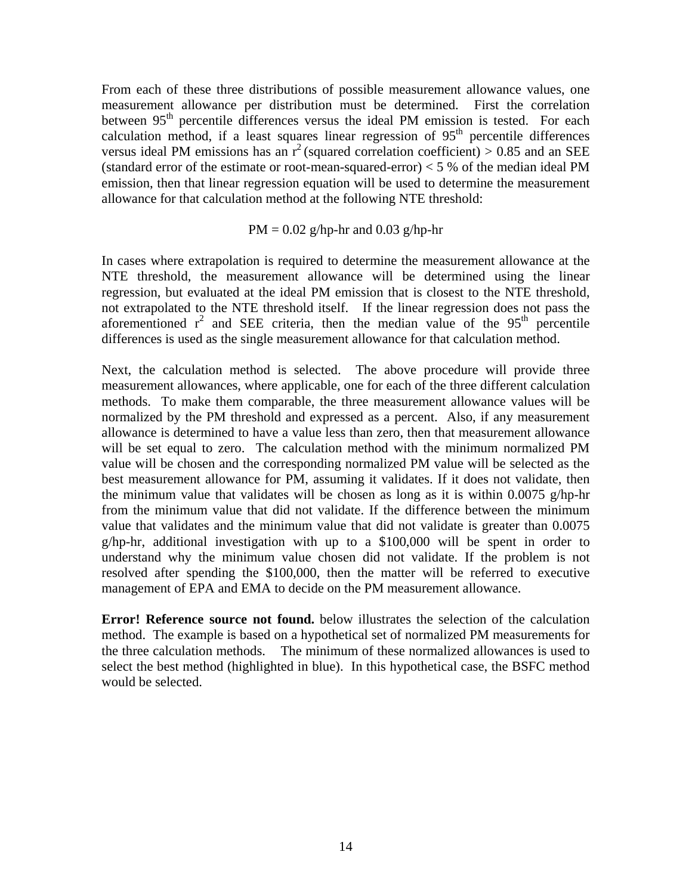From each of these three distributions of possible measurement allowance values, one measurement allowance per distribution must be determined. First the correlation between $95^{th}$ percentile differences versus the ideal PM emission is tested. For each calculation method, if a least squares linear regression of $95^{th}$ percentile differences versus ideal PM emissions has an $r^2$ (squared correlation coefficient) > 0.85 and an SEE (standard error of the estimate or root-mean-squared-error) < 5 % of the median ideal PM emission, then that linear regression equation will be used to determine the measurement allowance for that calculation method at the following NTE threshold:

PM = 0.02 g/hp-hr and 0.03 g/hp-hr

In cases where extrapolation is required to determine the measurement allowance at the NTE threshold, the measurement allowance will be determined using the linear regression, but evaluated at the ideal PM emission that is closest to the NTE threshold, not extrapolated to the NTE threshold itself. If the linear regression does not pass the aforementioned $r^2$ and SEE criteria, then the median value of the $95^{th}$ percentile differences is used as the single measurement allowance for that calculation method.

Next, the calculation method is selected. The above procedure will provide three measurement allowances, where applicable, one for each of the three different calculation methods. To make them comparable, the three measurement allowance values will be normalized by the PM threshold and expressed as a percent. Also, if any measurement allowance is determined to have a value less than zero, then that measurement allowance will be set equal to zero. The calculation method with the minimum normalized PM value will be chosen and the corresponding normalized PM value will be selected as the best measurement allowance for PM, assuming it validates. If it does not validate, then the minimum value that validates will be chosen as long as it is within 0.0075 g/hp-hr from the minimum value that did not validate. If the difference between the minimum value that validates and the minimum value that did not validate is greater than 0.0075 g/hp-hr, additional investigation with up to a $100,000 will be spent in order to understand why the minimum value chosen did not validate. If the problem is not resolved after spending the $100,000, then the matter will be referred to executive management of EPA and EMA to decide on the PM measurement allowance.

**Error! Reference source not found.** below illustrates the selection of the calculation method. The example is based on a hypothetical set of normalized PM measurements for the three calculation methods. The minimum of these normalized allowances is used to select the best method (highlighted in blue). In this hypothetical case, the BSFC method would be selected.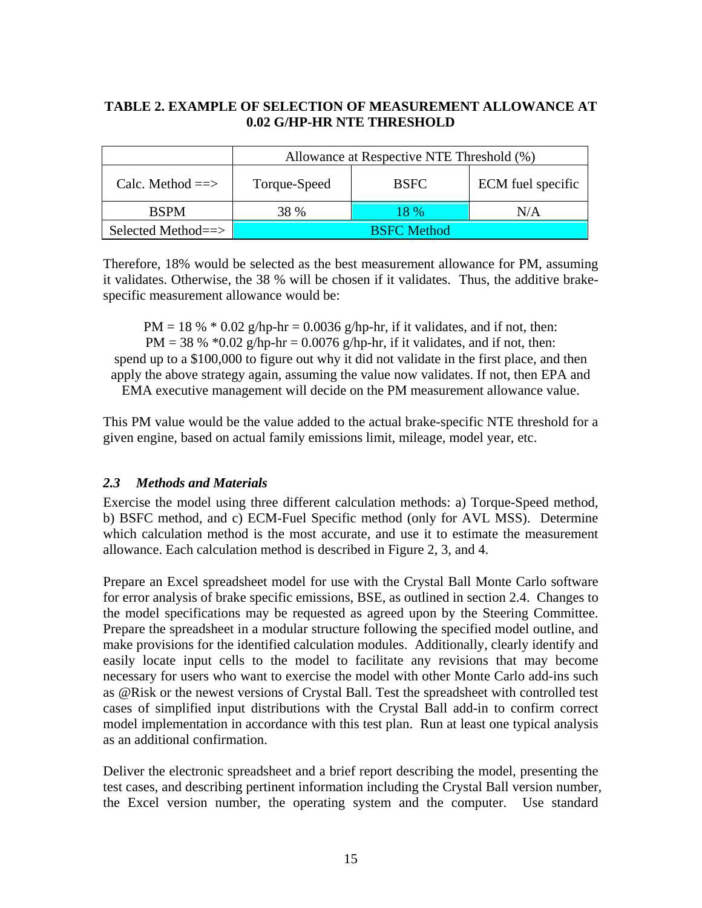**TABLE 2. EXAMPLE OF SELECTION OF MEASUREMENT ALLOWANCE AT 0.02 G/HP-HR NTE THRESHOLD**

| | Allowance at Respective NTE Threshold (%) | | |
|---|---|---|---|
| Calc. Method ==> | Torque-Speed | BSFC | ECM fuel specific |
| BSPM | 38 % | 18 % | N/A |
| Selected Method==> | BSFC Method | | |

Therefore, 18% would be selected as the best measurement allowance for PM, assuming it validates. Otherwise, the 38 % will be chosen if it validates. Thus, the additive brake-specific measurement allowance would be:

PM = 18 % * 0.02 g/hp-hr = 0.0036 g/hp-hr, if it validates, and if not, then:
PM = 38 % *0.02 g/hp-hr = 0.0076 g/hp-hr, if it validates, and if not, then:
spend up to a $100,000 to figure out why it did not validate in the first place, and then apply the above strategy again, assuming the value now validates. If not, then EPA and EMA executive management will decide on the PM measurement allowance value.

This PM value would be the value added to the actual brake-specific NTE threshold for a given engine, based on actual family emissions limit, mileage, model year, etc.

### *2.3 Methods and Materials*

Exercise the model using three different calculation methods: a) Torque-Speed method, b) BSFC method, and c) ECM-Fuel Specific method (only for AVL MSS). Determine which calculation method is the most accurate, and use it to estimate the measurement allowance. Each calculation method is described in Figure 2, 3, and 4.

Prepare an Excel spreadsheet model for use with the Crystal Ball Monte Carlo software for error analysis of brake specific emissions, BSE, as outlined in section 2.4. Changes to the model specifications may be requested as agreed upon by the Steering Committee. Prepare the spreadsheet in a modular structure following the specified model outline, and make provisions for the identified calculation modules. Additionally, clearly identify and easily locate input cells to the model to facilitate any revisions that may become necessary for users who want to exercise the model with other Monte Carlo add-ins such as @Risk or the newest versions of Crystal Ball. Test the spreadsheet with controlled test cases of simplified input distributions with the Crystal Ball add-in to confirm correct model implementation in accordance with this test plan. Run at least one typical analysis as an additional confirmation.

Deliver the electronic spreadsheet and a brief report describing the model, presenting the test cases, and describing pertinent information including the Crystal Ball version number, the Excel version number, the operating system and the computer. Use standard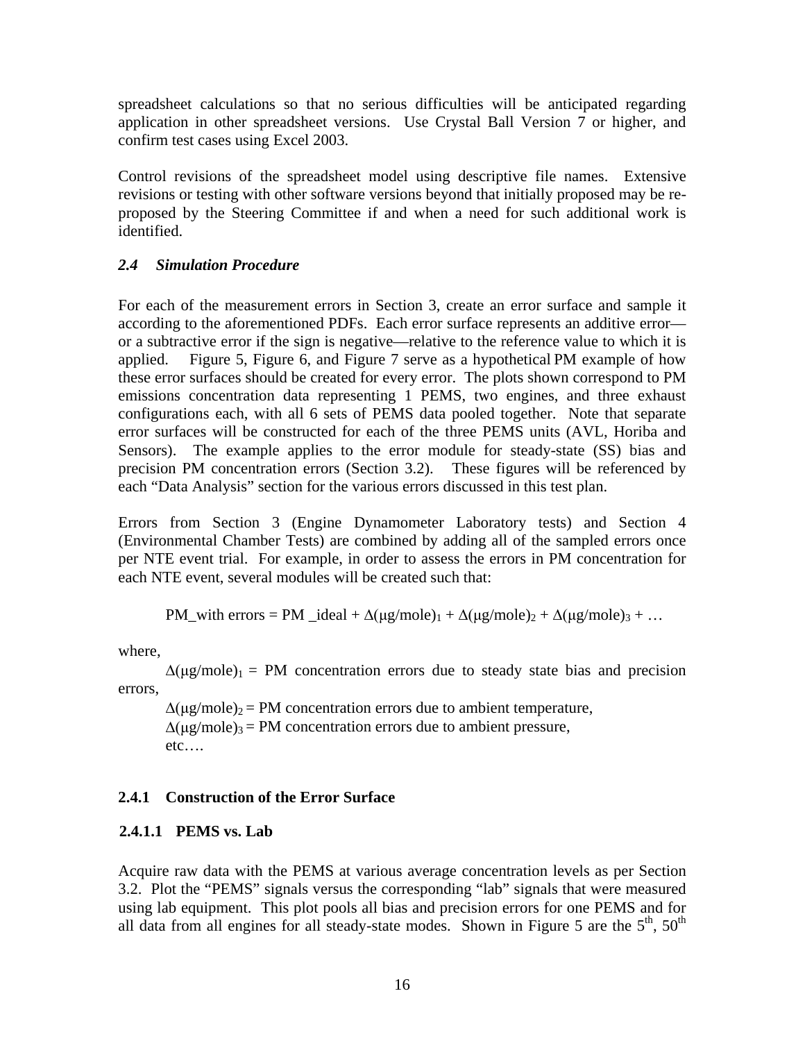spreadsheet calculations so that no serious difficulties will be anticipated regarding application in other spreadsheet versions. Use Crystal Ball Version 7 or higher, and confirm test cases using Excel 2003.

Control revisions of the spreadsheet model using descriptive file names. Extensive revisions or testing with other software versions beyond that initially proposed may be re-proposed by the Steering Committee if and when a need for such additional work is identified.

### *2.4 Simulation Procedure*

For each of the measurement errors in Section 3, create an error surface and sample it according to the aforementioned PDFs. Each error surface represents an additive error—or a subtractive error if the sign is negative—relative to the reference value to which it is applied. Figure 5, Figure 6, and Figure 7 serve as a hypothetical PM example of how these error surfaces should be created for every error. The plots shown correspond to PM emissions concentration data representing 1 PEMS, two engines, and three exhaust configurations each, with all 6 sets of PEMS data pooled together. Note that separate error surfaces will be constructed for each of the three PEMS units (AVL, Horiba and Sensors). The example applies to the error module for steady-state (SS) bias and precision PM concentration errors (Section 3.2). These figures will be referenced by each "Data Analysis" section for the various errors discussed in this test plan.

Errors from Section 3 (Engine Dynamometer Laboratory tests) and Section 4 (Environmental Chamber Tests) are combined by adding all of the sampled errors once per NTE event trial. For example, in order to assess the errors in PM concentration for each NTE event, several modules will be created such that:

$$\text{PM\_with errors} = \text{PM\_ideal} + \Delta(\mu\text{g/mole})_1 + \Delta(\mu\text{g/mole})_2 + \Delta(\mu\text{g/mole})_3 + \ldots$$

where,

$\Delta(\mu\text{g/mole})_1$ = PM concentration errors due to steady state bias and precision errors,

$\Delta(\mu\text{g/mole})_2$ = PM concentration errors due to ambient temperature,

$\Delta(\mu\text{g/mole})_3$ = PM concentration errors due to ambient pressure,

etc….

#### 2.4.1 Construction of the Error Surface

##### 2.4.1.1 PEMS vs. Lab

Acquire raw data with the PEMS at various average concentration levels as per Section 3.2. Plot the "PEMS" signals versus the corresponding "lab" signals that were measured using lab equipment. This plot pools all bias and precision errors for one PEMS and for all data from all engines for all steady-state modes. Shown in Figure 5 are the 5th, 50th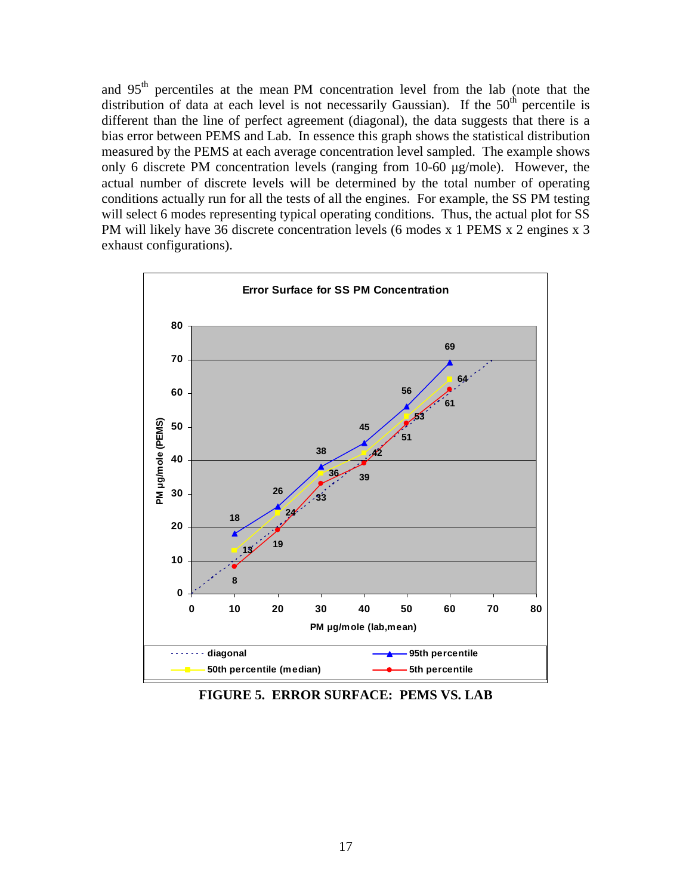and 95th percentiles at the mean PM concentration level from the lab (note that the distribution of data at each level is not necessarily Gaussian). If the 50th percentile is different than the line of perfect agreement (diagonal), the data suggests that there is a bias error between PEMS and Lab. In essence this graph shows the statistical distribution measured by the PEMS at each average concentration level sampled. The example shows only 6 discrete PM concentration levels (ranging from 10-60 µg/mole). However, the actual number of discrete levels will be determined by the total number of operating conditions actually run for all the tests of all the engines. For example, the SS PM testing will select 6 modes representing typical operating conditions. Thus, the actual plot for SS PM will likely have 36 discrete concentration levels (6 modes x 1 PEMS x 2 engines x 3 exhaust configurations).

**Error Surface for SS PM Concentration**

| PM µg/mole (lab, mean) | 5th percentile | 50th percentile (median) | 95th percentile |
|---|---|---|---|
| 10 | 8 | 13 | 18 |
| 20 | 19 | 24 | 26 |
| 30 | 33 | 36 | 38 |
| 40 | 39 | 42 | 45 |
| 50 | 51 | 53 | 56 |
| 60 | 61 | 64 | 69 |

**FIGURE 5. ERROR SURFACE: PEMS VS. LAB**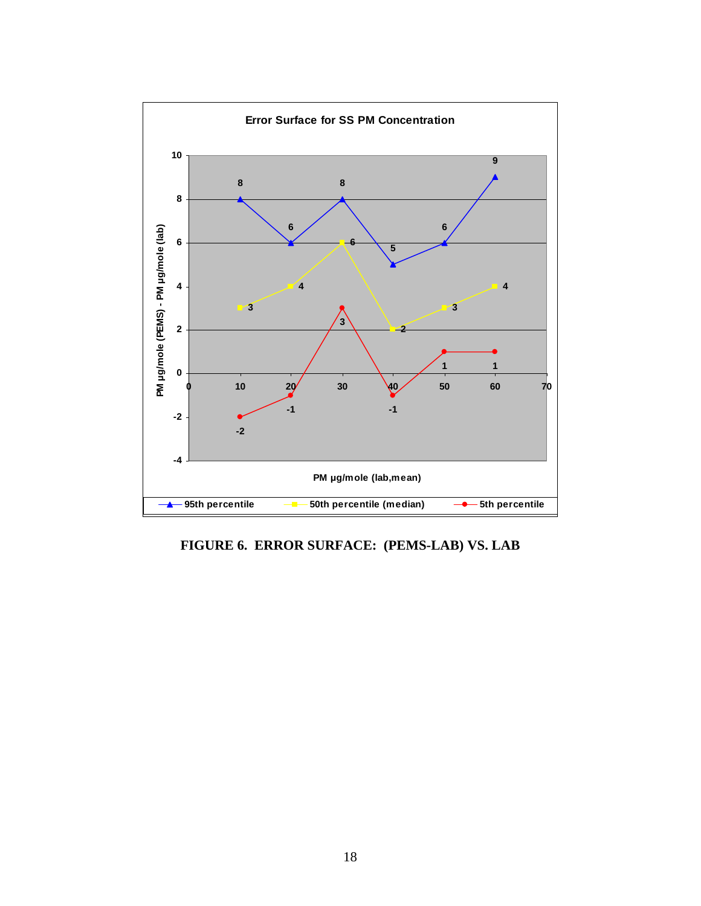**Error Surface for SS PM Concentration**

| PM µg/mole (lab,mean) | 95th percentile | 50th percentile (median) | 5th percentile |
|---|---|---|---|
| 10 | 8 | 3 | -2 |
| 20 | 6 | 4 | -1 |
| 30 | 8 | 6 | 3 |
| 40 | 5 | 2 | -1 |
| 50 | 6 | 3 | 1 |
| 60 | 9 | 4 | 1 |

Y-axis: PM µg/mole (PEMS) - PM µg/mole (lab)

**FIGURE 6. ERROR SURFACE: (PEMS-LAB) VS. LAB**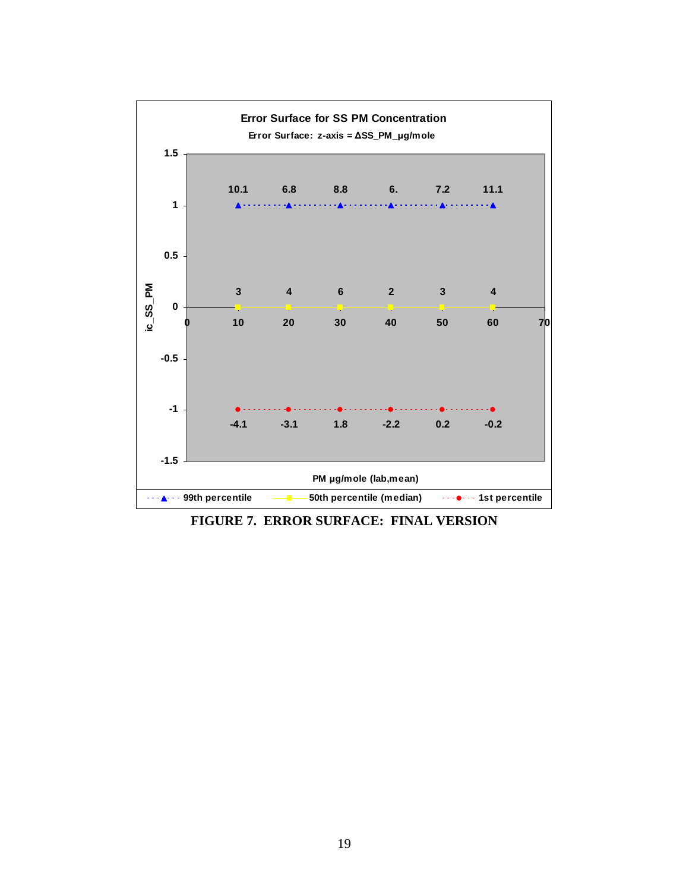**Error Surface for SS PM Concentration**

Error Surface: z-axis = ΔSS_PM_µg/mole

| PM µg/mole (lab,mean) | 10 | 20 | 30 | 40 | 50 | 60 |
|---|---|---|---|---|---|---|
| 99th percentile (ic_SS_PM = 1) | 10.1 | 6.8 | 8.8 | 6. | 7.2 | 11.1 |
| 50th percentile (median) (ic_SS_PM = 0) | 3 | 4 | 6 | 2 | 3 | 4 |
| 1st percentile (ic_SS_PM = -1) | -4.1 | -3.1 | 1.8 | -2.2 | 0.2 | -0.2 |

y-axis: ic_SS_PM; x-axis: PM µg/mole (lab,mean)

**FIGURE 7. ERROR SURFACE: FINAL VERSION**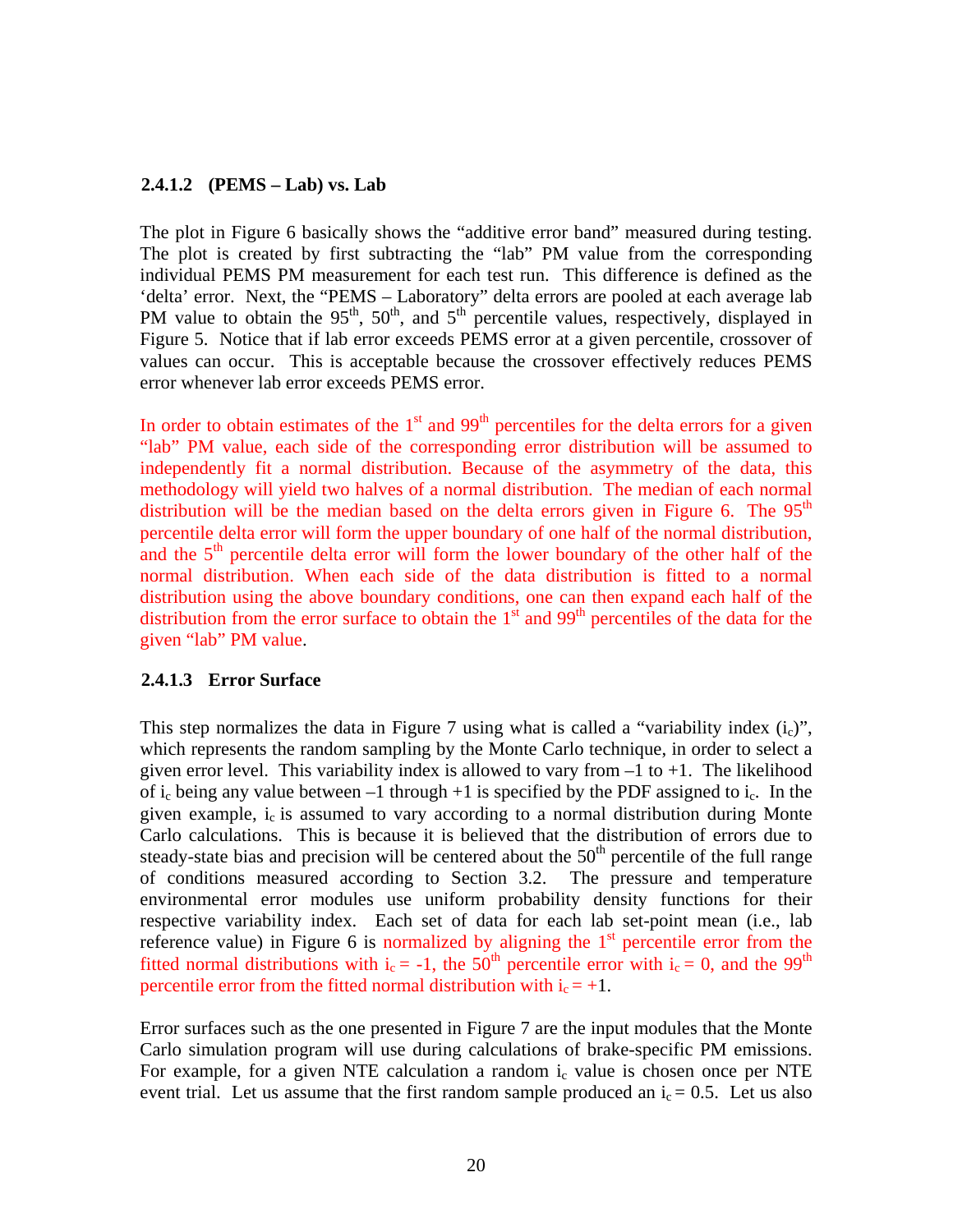#### 2.4.1.2 (PEMS – Lab) vs. Lab

The plot in Figure 6 basically shows the "additive error band" measured during testing. The plot is created by first subtracting the "lab" PM value from the corresponding individual PEMS PM measurement for each test run. This difference is defined as the 'delta' error. Next, the "PEMS – Laboratory" delta errors are pooled at each average lab PM value to obtain the 95th, 50th, and 5th percentile values, respectively, displayed in Figure 5. Notice that if lab error exceeds PEMS error at a given percentile, crossover of values can occur. This is acceptable because the crossover effectively reduces PEMS error whenever lab error exceeds PEMS error.

In order to obtain estimates of the 1st and 99th percentiles for the delta errors for a given "lab" PM value, each side of the corresponding error distribution will be assumed to independently fit a normal distribution. Because of the asymmetry of the data, this methodology will yield two halves of a normal distribution. The median of each normal distribution will be the median based on the delta errors given in Figure 6. The 95th percentile delta error will form the upper boundary of one half of the normal distribution, and the 5th percentile delta error will form the lower boundary of the other half of the normal distribution. When each side of the data distribution is fitted to a normal distribution using the above boundary conditions, one can then expand each half of the distribution from the error surface to obtain the 1st and 99th percentiles of the data for the given "lab" PM value.

#### 2.4.1.3 Error Surface

This step normalizes the data in Figure 7 using what is called a "variability index ($i_c$)", which represents the random sampling by the Monte Carlo technique, in order to select a given error level. This variability index is allowed to vary from –1 to +1. The likelihood of $i_c$ being any value between –1 through +1 is specified by the PDF assigned to $i_c$. In the given example, $i_c$ is assumed to vary according to a normal distribution during Monte Carlo calculations. This is because it is believed that the distribution of errors due to steady-state bias and precision will be centered about the 50th percentile of the full range of conditions measured according to Section 3.2. The pressure and temperature environmental error modules use uniform probability density functions for their respective variability index. Each set of data for each lab set-point mean (i.e., lab reference value) in Figure 6 is normalized by aligning the 1st percentile error from the fitted normal distributions with $i_c = -1$, the 50th percentile error with $i_c = 0$, and the 99th percentile error from the fitted normal distribution with $i_c = +1$.

Error surfaces such as the one presented in Figure 7 are the input modules that the Monte Carlo simulation program will use during calculations of brake-specific PM emissions. For example, for a given NTE calculation a random $i_c$ value is chosen once per NTE event trial. Let us assume that the first random sample produced an $i_c = 0.5$. Let us also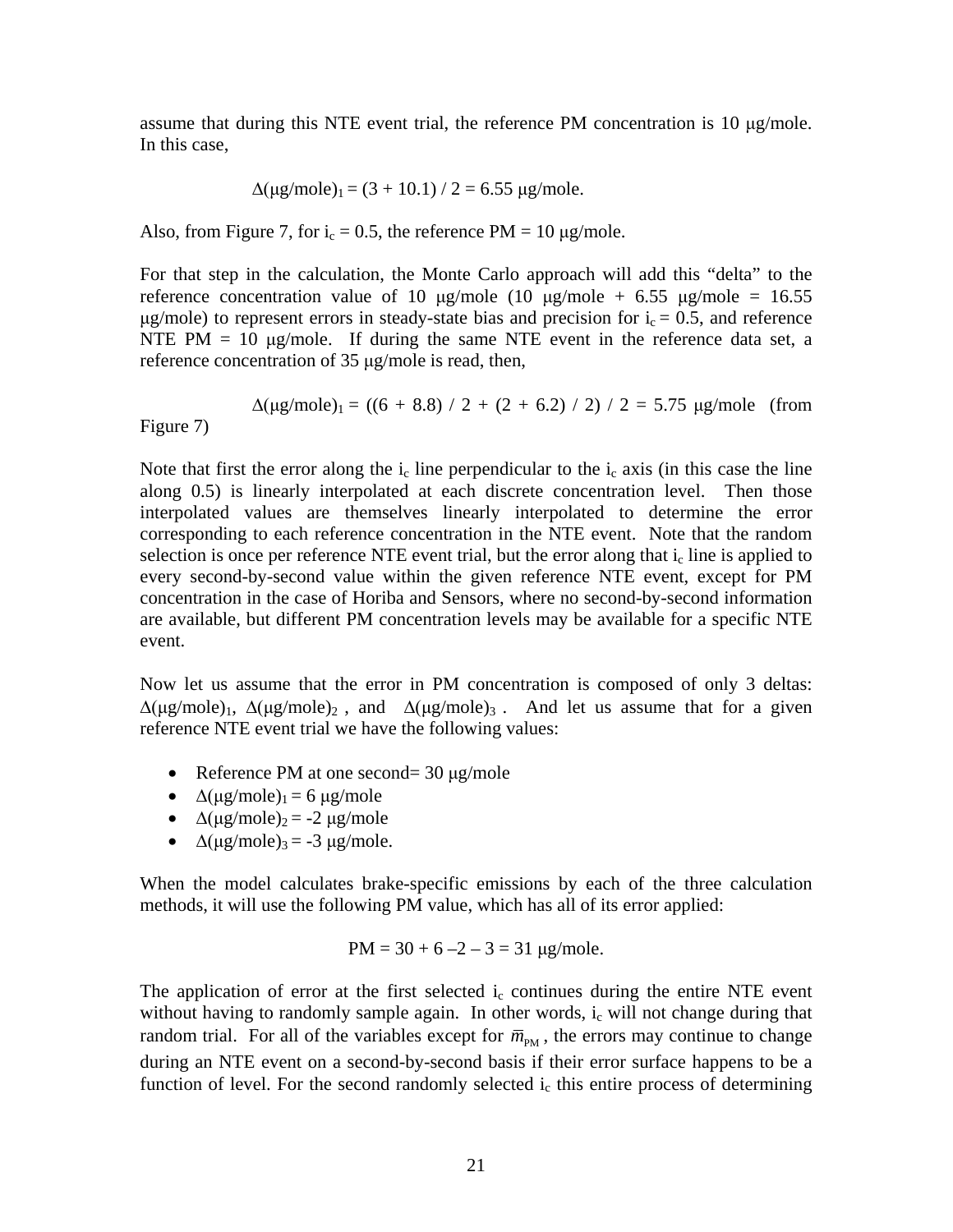assume that during this NTE event trial, the reference PM concentration is 10 μg/mole. In this case,

$$\Delta(\mu g/mole)_1 = (3 + 10.1) / 2 = 6.55 \ \mu g/mole.$$

Also, from Figure 7, for $i_c = 0.5$, the reference PM = 10 μg/mole.

For that step in the calculation, the Monte Carlo approach will add this "delta" to the reference concentration value of 10 μg/mole (10 μg/mole + 6.55 μg/mole = 16.55 μg/mole) to represent errors in steady-state bias and precision for $i_c = 0.5$, and reference NTE PM = 10 μg/mole. If during the same NTE event in the reference data set, a reference concentration of 35 μg/mole is read, then,

$$\Delta(\mu g/mole)_1 = ((6 + 8.8) / 2 + (2 + 6.2) / 2) / 2 = 5.75 \ \mu g/mole \quad \text{(from Figure 7)}$$

Note that first the error along the $i_c$ line perpendicular to the $i_c$ axis (in this case the line along 0.5) is linearly interpolated at each discrete concentration level. Then those interpolated values are themselves linearly interpolated to determine the error corresponding to each reference concentration in the NTE event. Note that the random selection is once per reference NTE event trial, but the error along that $i_c$ line is applied to every second-by-second value within the given reference NTE event, except for PM concentration in the case of Horiba and Sensors, where no second-by-second information are available, but different PM concentration levels may be available for a specific NTE event.

Now let us assume that the error in PM concentration is composed of only 3 deltas: $\Delta(\mu g/mole)_1$, $\Delta(\mu g/mole)_2$, and $\Delta(\mu g/mole)_3$. And let us assume that for a given reference NTE event trial we have the following values:

- Reference PM at one second= 30 μg/mole
- $\Delta(\mu g/mole)_1 = 6$ μg/mole
- $\Delta(\mu g/mole)_2 = -2$ μg/mole
- $\Delta(\mu g/mole)_3 = -3$ μg/mole.

When the model calculates brake-specific emissions by each of the three calculation methods, it will use the following PM value, which has all of its error applied:

$$PM = 30 + 6 - 2 - 3 = 31 \ \mu g/mole.$$

The application of error at the first selected $i_c$ continues during the entire NTE event without having to randomly sample again. In other words, $i_c$ will not change during that random trial. For all of the variables except for $\bar{m}_{PM}$, the errors may continue to change during an NTE event on a second-by-second basis if their error surface happens to be a function of level. For the second randomly selected $i_c$ this entire process of determining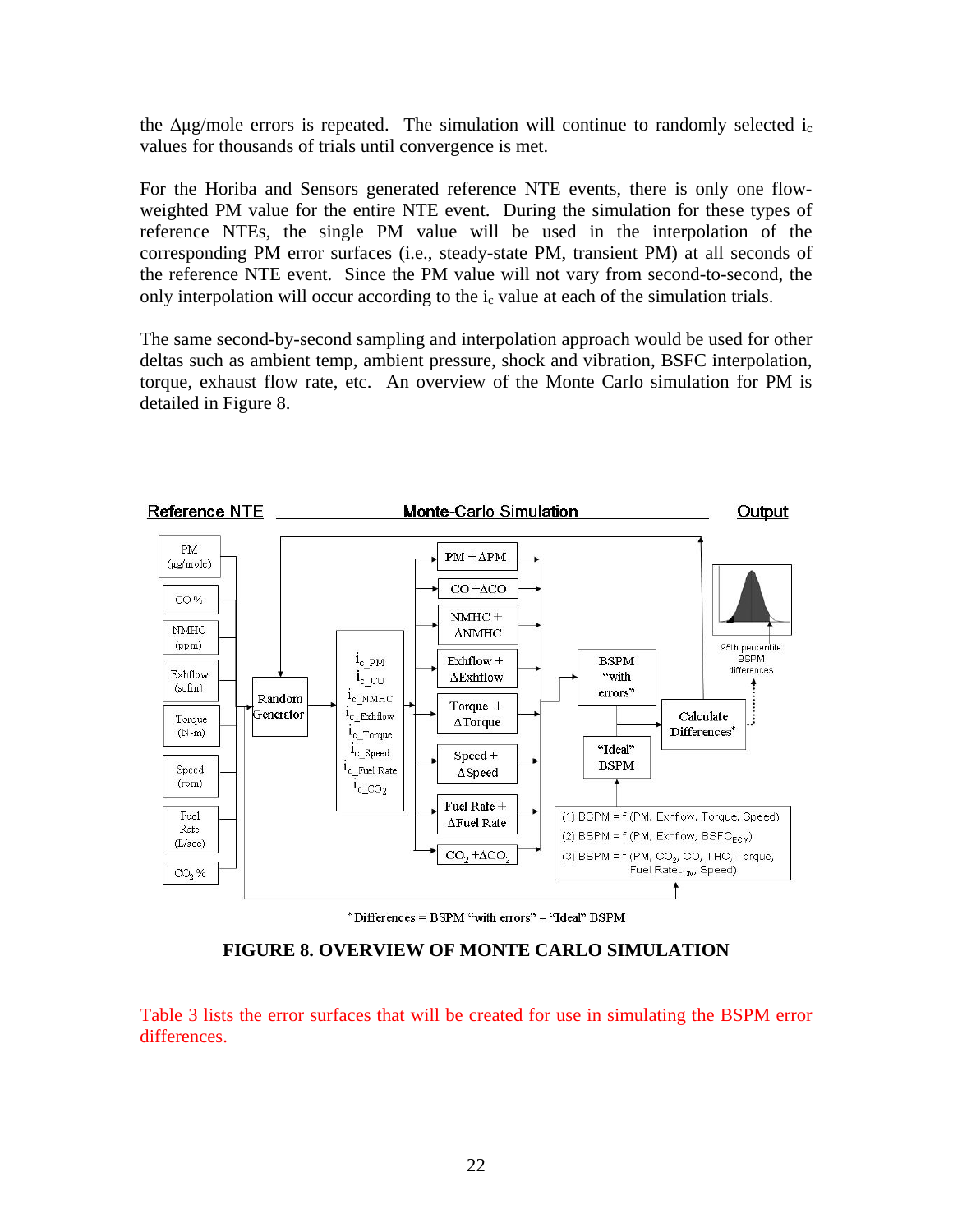the $\Delta\mu$g/mole errors is repeated. The simulation will continue to randomly selected $i_c$ values for thousands of trials until convergence is met.

For the Horiba and Sensors generated reference NTE events, there is only one flow-weighted PM value for the entire NTE event. During the simulation for these types of reference NTEs, the single PM value will be used in the interpolation of the corresponding PM error surfaces (i.e., steady-state PM, transient PM) at all seconds of the reference NTE event. Since the PM value will not vary from second-to-second, the only interpolation will occur according to the $i_c$ value at each of the simulation trials.

The same second-by-second sampling and interpolation approach would be used for other deltas such as ambient temp, ambient pressure, shock and vibration, BSFC interpolation, torque, exhaust flow rate, etc. An overview of the Monte Carlo simulation for PM is detailed in Figure 8.

**FIGURE 8. OVERVIEW OF MONTE CARLO SIMULATION**

Table 3 lists the error surfaces that will be created for use in simulating the BSPM error differences.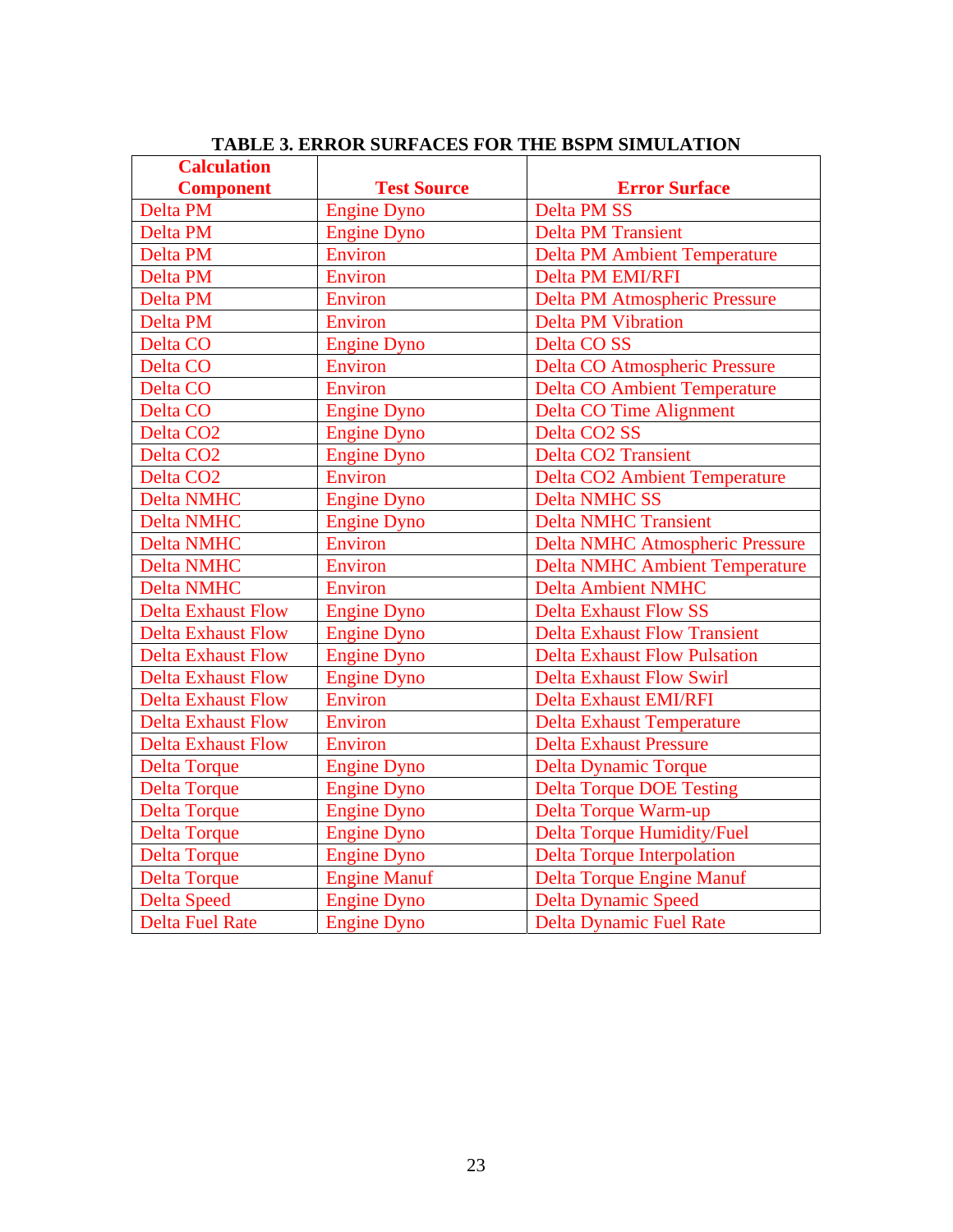**TABLE 3. ERROR SURFACES FOR THE BSPM SIMULATION**

| Calculation Component | Test Source | Error Surface |
|---|---|---|
| Delta PM | Engine Dyno | Delta PM SS |
| Delta PM | Engine Dyno | Delta PM Transient |
| Delta PM | Environ | Delta PM Ambient Temperature |
| Delta PM | Environ | Delta PM EMI/RFI |
| Delta PM | Environ | Delta PM Atmospheric Pressure |
| Delta PM | Environ | Delta PM Vibration |
| Delta CO | Engine Dyno | Delta CO SS |
| Delta CO | Environ | Delta CO Atmospheric Pressure |
| Delta CO | Environ | Delta CO Ambient Temperature |
| Delta CO | Engine Dyno | Delta CO Time Alignment |
| Delta CO2 | Engine Dyno | Delta CO2 SS |
| Delta CO2 | Engine Dyno | Delta CO2 Transient |
| Delta CO2 | Environ | Delta CO2 Ambient Temperature |
| Delta NMHC | Engine Dyno | Delta NMHC SS |
| Delta NMHC | Engine Dyno | Delta NMHC Transient |
| Delta NMHC | Environ | Delta NMHC Atmospheric Pressure |
| Delta NMHC | Environ | Delta NMHC Ambient Temperature |
| Delta NMHC | Environ | Delta Ambient NMHC |
| Delta Exhaust Flow | Engine Dyno | Delta Exhaust Flow SS |
| Delta Exhaust Flow | Engine Dyno | Delta Exhaust Flow Transient |
| Delta Exhaust Flow | Engine Dyno | Delta Exhaust Flow Pulsation |
| Delta Exhaust Flow | Engine Dyno | Delta Exhaust Flow Swirl |
| Delta Exhaust Flow | Environ | Delta Exhaust EMI/RFI |
| Delta Exhaust Flow | Environ | Delta Exhaust Temperature |
| Delta Exhaust Flow | Environ | Delta Exhaust Pressure |
| Delta Torque | Engine Dyno | Delta Dynamic Torque |
| Delta Torque | Engine Dyno | Delta Torque DOE Testing |
| Delta Torque | Engine Dyno | Delta Torque Warm-up |
| Delta Torque | Engine Dyno | Delta Torque Humidity/Fuel |
| Delta Torque | Engine Dyno | Delta Torque Interpolation |
| Delta Torque | Engine Manuf | Delta Torque Engine Manuf |
| Delta Speed | Engine Dyno | Delta Dynamic Speed |
| Delta Fuel Rate | Engine Dyno | Delta Dynamic Fuel Rate |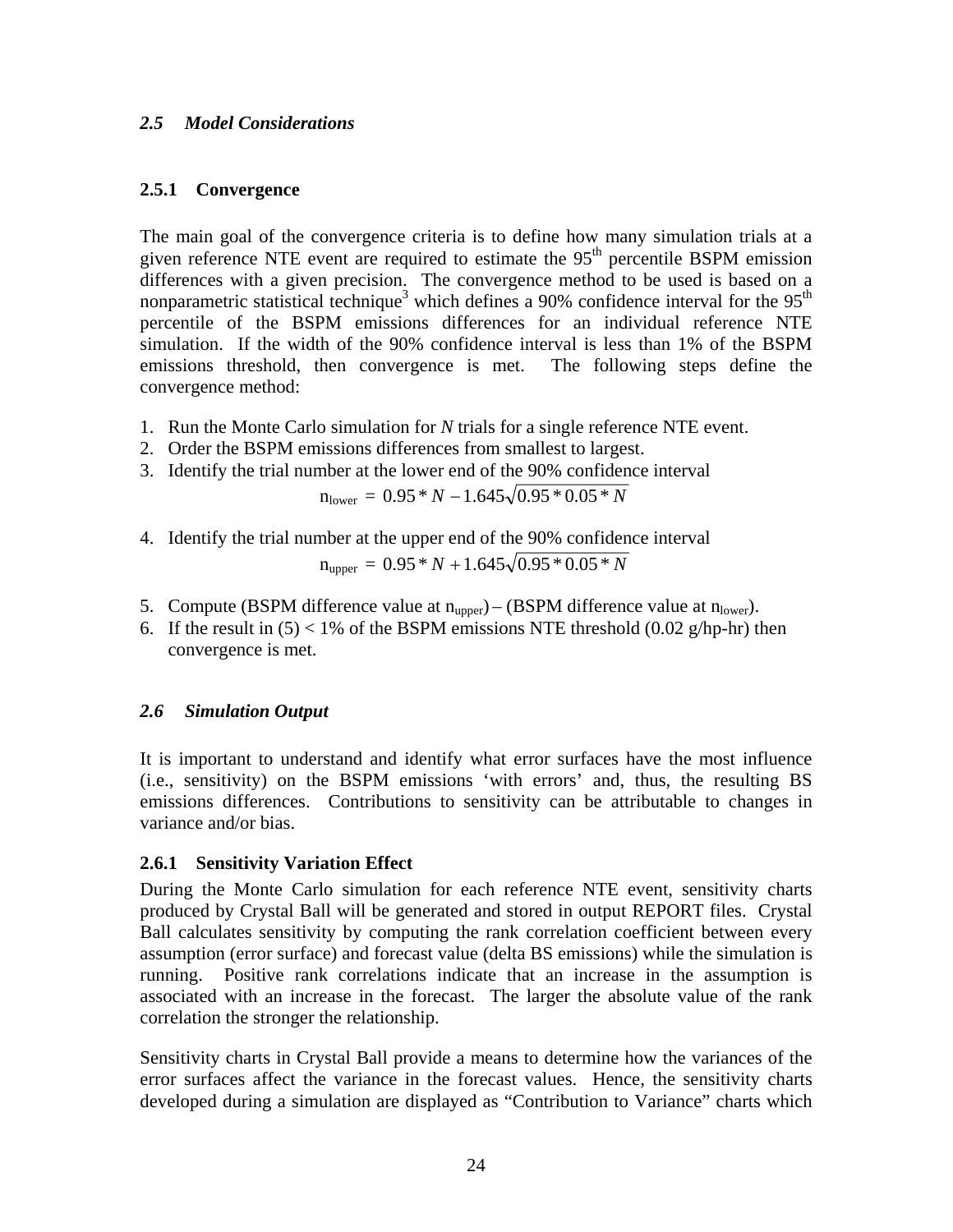### *2.5 Model Considerations*

#### 2.5.1 Convergence

The main goal of the convergence criteria is to define how many simulation trials at a given reference NTE event are required to estimate the 95$^{th}$ percentile BSPM emission differences with a given precision. The convergence method to be used is based on a nonparametric statistical technique[3] which defines a 90% confidence interval for the 95$^{th}$ percentile of the BSPM emissions differences for an individual reference NTE simulation. If the width of the 90% confidence interval is less than 1% of the BSPM emissions threshold, then convergence is met. The following steps define the convergence method:

1. Run the Monte Carlo simulation for *N* trials for a single reference NTE event.
2. Order the BSPM emissions differences from smallest to largest.
3. Identify the trial number at the lower end of the 90% confidence interval

$$n_{lower} = 0.95 * N - 1.645\sqrt{0.95 * 0.05 * N}$$

4. Identify the trial number at the upper end of the 90% confidence interval

$$n_{upper} = 0.95 * N + 1.645\sqrt{0.95 * 0.05 * N}$$

5. Compute (BSPM difference value at $n_{upper}$) – (BSPM difference value at $n_{lower}$).
6. If the result in (5) < 1% of the BSPM emissions NTE threshold (0.02 g/hp-hr) then convergence is met.

### *2.6 Simulation Output*

It is important to understand and identify what error surfaces have the most influence (i.e., sensitivity) on the BSPM emissions 'with errors' and, thus, the resulting BS emissions differences. Contributions to sensitivity can be attributable to changes in variance and/or bias.

#### 2.6.1 Sensitivity Variation Effect

During the Monte Carlo simulation for each reference NTE event, sensitivity charts produced by Crystal Ball will be generated and stored in output REPORT files. Crystal Ball calculates sensitivity by computing the rank correlation coefficient between every assumption (error surface) and forecast value (delta BS emissions) while the simulation is running. Positive rank correlations indicate that an increase in the assumption is associated with an increase in the forecast. The larger the absolute value of the rank correlation the stronger the relationship.

Sensitivity charts in Crystal Ball provide a means to determine how the variances of the error surfaces affect the variance in the forecast values. Hence, the sensitivity charts developed during a simulation are displayed as "Contribution to Variance" charts which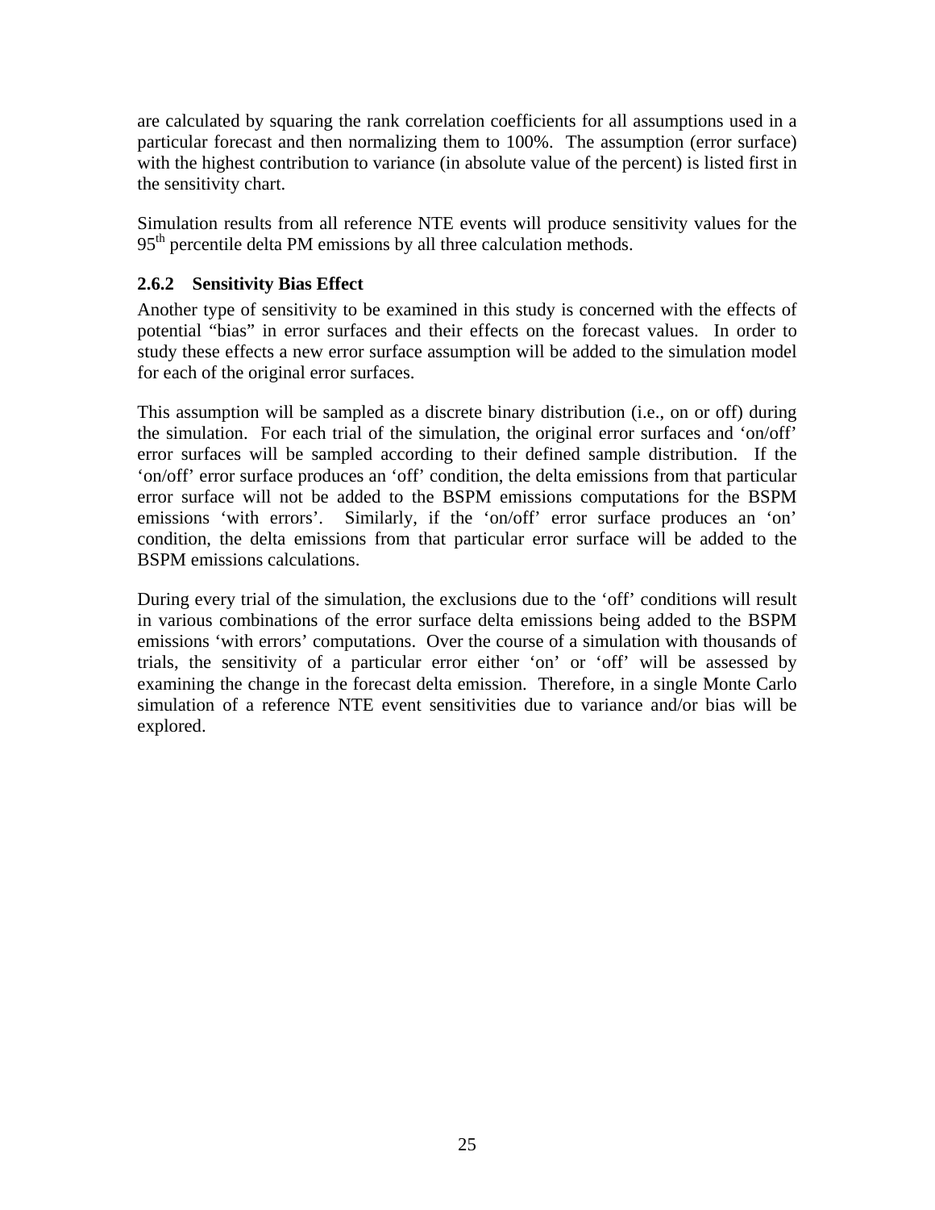are calculated by squaring the rank correlation coefficients for all assumptions used in a particular forecast and then normalizing them to 100%. The assumption (error surface) with the highest contribution to variance (in absolute value of the percent) is listed first in the sensitivity chart.

Simulation results from all reference NTE events will produce sensitivity values for the 95$^{th}$ percentile delta PM emissions by all three calculation methods.

### 2.6.2 Sensitivity Bias Effect

Another type of sensitivity to be examined in this study is concerned with the effects of potential "bias" in error surfaces and their effects on the forecast values. In order to study these effects a new error surface assumption will be added to the simulation model for each of the original error surfaces.

This assumption will be sampled as a discrete binary distribution (i.e., on or off) during the simulation. For each trial of the simulation, the original error surfaces and 'on/off' error surfaces will be sampled according to their defined sample distribution. If the 'on/off' error surface produces an 'off' condition, the delta emissions from that particular error surface will not be added to the BSPM emissions computations for the BSPM emissions 'with errors'. Similarly, if the 'on/off' error surface produces an 'on' condition, the delta emissions from that particular error surface will be added to the BSPM emissions calculations.

During every trial of the simulation, the exclusions due to the 'off' conditions will result in various combinations of the error surface delta emissions being added to the BSPM emissions 'with errors' computations. Over the course of a simulation with thousands of trials, the sensitivity of a particular error either 'on' or 'off' will be assessed by examining the change in the forecast delta emission. Therefore, in a single Monte Carlo simulation of a reference NTE event sensitivities due to variance and/or bias will be explored.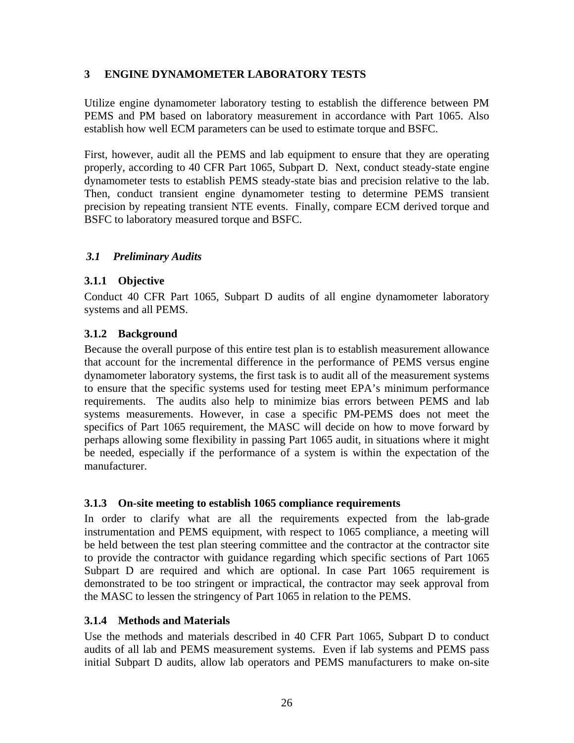# 3 ENGINE DYNAMOMETER LABORATORY TESTS

Utilize engine dynamometer laboratory testing to establish the difference between PM PEMS and PM based on laboratory measurement in accordance with Part 1065. Also establish how well ECM parameters can be used to estimate torque and BSFC.

First, however, audit all the PEMS and lab equipment to ensure that they are operating properly, according to 40 CFR Part 1065, Subpart D. Next, conduct steady-state engine dynamometer tests to establish PEMS steady-state bias and precision relative to the lab. Then, conduct transient engine dynamometer testing to determine PEMS transient precision by repeating transient NTE events. Finally, compare ECM derived torque and BSFC to laboratory measured torque and BSFC.

## *3.1 Preliminary Audits*

### 3.1.1 Objective

Conduct 40 CFR Part 1065, Subpart D audits of all engine dynamometer laboratory systems and all PEMS.

### 3.1.2 Background

Because the overall purpose of this entire test plan is to establish measurement allowance that account for the incremental difference in the performance of PEMS versus engine dynamometer laboratory systems, the first task is to audit all of the measurement systems to ensure that the specific systems used for testing meet EPA's minimum performance requirements. The audits also help to minimize bias errors between PEMS and lab systems measurements. However, in case a specific PM-PEMS does not meet the specifics of Part 1065 requirement, the MASC will decide on how to move forward by perhaps allowing some flexibility in passing Part 1065 audit, in situations where it might be needed, especially if the performance of a system is within the expectation of the manufacturer.

### 3.1.3 On-site meeting to establish 1065 compliance requirements

In order to clarify what are all the requirements expected from the lab-grade instrumentation and PEMS equipment, with respect to 1065 compliance, a meeting will be held between the test plan steering committee and the contractor at the contractor site to provide the contractor with guidance regarding which specific sections of Part 1065 Subpart D are required and which are optional. In case Part 1065 requirement is demonstrated to be too stringent or impractical, the contractor may seek approval from the MASC to lessen the stringency of Part 1065 in relation to the PEMS.

### 3.1.4 Methods and Materials

Use the methods and materials described in 40 CFR Part 1065, Subpart D to conduct audits of all lab and PEMS measurement systems. Even if lab systems and PEMS pass initial Subpart D audits, allow lab operators and PEMS manufacturers to make on-site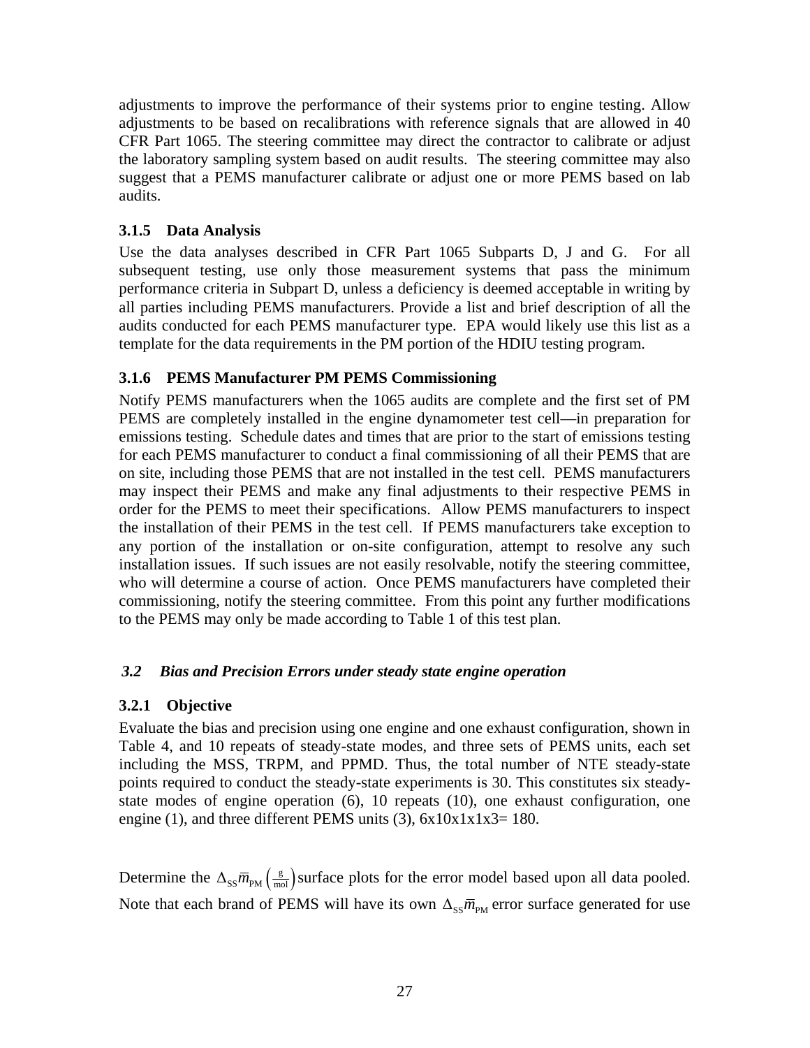adjustments to improve the performance of their systems prior to engine testing. Allow adjustments to be based on recalibrations with reference signals that are allowed in 40 CFR Part 1065. The steering committee may direct the contractor to calibrate or adjust the laboratory sampling system based on audit results. The steering committee may also suggest that a PEMS manufacturer calibrate or adjust one or more PEMS based on lab audits.

### 3.1.5 Data Analysis

Use the data analyses described in CFR Part 1065 Subparts D, J and G. For all subsequent testing, use only those measurement systems that pass the minimum performance criteria in Subpart D, unless a deficiency is deemed acceptable in writing by all parties including PEMS manufacturers. Provide a list and brief description of all the audits conducted for each PEMS manufacturer type. EPA would likely use this list as a template for the data requirements in the PM portion of the HDIU testing program.

### 3.1.6 PEMS Manufacturer PM PEMS Commissioning

Notify PEMS manufacturers when the 1065 audits are complete and the first set of PM PEMS are completely installed in the engine dynamometer test cell—in preparation for emissions testing. Schedule dates and times that are prior to the start of emissions testing for each PEMS manufacturer to conduct a final commissioning of all their PEMS that are on site, including those PEMS that are not installed in the test cell. PEMS manufacturers may inspect their PEMS and make any final adjustments to their respective PEMS in order for the PEMS to meet their specifications. Allow PEMS manufacturers to inspect the installation of their PEMS in the test cell. If PEMS manufacturers take exception to any portion of the installation or on-site configuration, attempt to resolve any such installation issues. If such issues are not easily resolvable, notify the steering committee, who will determine a course of action. Once PEMS manufacturers have completed their commissioning, notify the steering committee. From this point any further modifications to the PEMS may only be made according to Table 1 of this test plan.

## *3.2 Bias and Precision Errors under steady state engine operation*

### 3.2.1 Objective

Evaluate the bias and precision using one engine and one exhaust configuration, shown in Table 4, and 10 repeats of steady-state modes, and three sets of PEMS units, each set including the MSS, TRPM, and PPMD. Thus, the total number of NTE steady-state points required to conduct the steady-state experiments is 30. This constitutes six steady-state modes of engine operation (6), 10 repeats (10), one exhaust configuration, one engine (1), and three different PEMS units (3), 6x10x1x1x3= 180.

Determine the $\Delta_{SS}\overline{m}_{PM}\left(\frac{g}{mol}\right)$ surface plots for the error model based upon all data pooled. Note that each brand of PEMS will have its own $\Delta_{SS}\overline{m}_{PM}$ error surface generated for use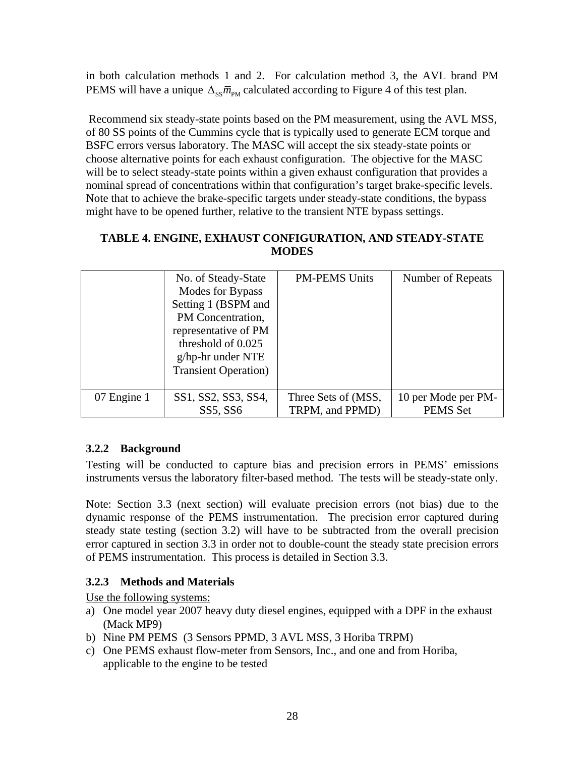in both calculation methods 1 and 2. For calculation method 3, the AVL brand PM PEMS will have a unique $\Delta_{SS}\bar{m}_{PM}$ calculated according to Figure 4 of this test plan.

Recommend six steady-state points based on the PM measurement, using the AVL MSS, of 80 SS points of the Cummins cycle that is typically used to generate ECM torque and BSFC errors versus laboratory. The MASC will accept the six steady-state points or choose alternative points for each exhaust configuration. The objective for the MASC will be to select steady-state points within a given exhaust configuration that provides a nominal spread of concentrations within that configuration's target brake-specific levels. Note that to achieve the brake-specific targets under steady-state conditions, the bypass might have to be opened further, relative to the transient NTE bypass settings.

**TABLE 4. ENGINE, EXHAUST CONFIGURATION, AND STEADY-STATE MODES**

| | No. of Steady-State Modes for Bypass Setting 1 (BSPM and PM Concentration, representative of PM threshold of 0.025 g/hp-hr under NTE Transient Operation) | PM-PEMS Units | Number of Repeats |
|---|---|---|---|
| 07 Engine 1 | SS1, SS2, SS3, SS4, SS5, SS6 | Three Sets of (MSS, TRPM, and PPMD) | 10 per Mode per PM-PEMS Set |

### 3.2.2 Background

Testing will be conducted to capture bias and precision errors in PEMS' emissions instruments versus the laboratory filter-based method. The tests will be steady-state only.

Note: Section 3.3 (next section) will evaluate precision errors (not bias) due to the dynamic response of the PEMS instrumentation. The precision error captured during steady state testing (section 3.2) will have to be subtracted from the overall precision error captured in section 3.3 in order not to double-count the steady state precision errors of PEMS instrumentation. This process is detailed in Section 3.3.

### 3.2.3 Methods and Materials

Use the following systems:

a) One model year 2007 heavy duty diesel engines, equipped with a DPF in the exhaust (Mack MP9)
b) Nine PM PEMS (3 Sensors PPMD, 3 AVL MSS, 3 Horiba TRPM)
c) One PEMS exhaust flow-meter from Sensors, Inc., and one and from Horiba, applicable to the engine to be tested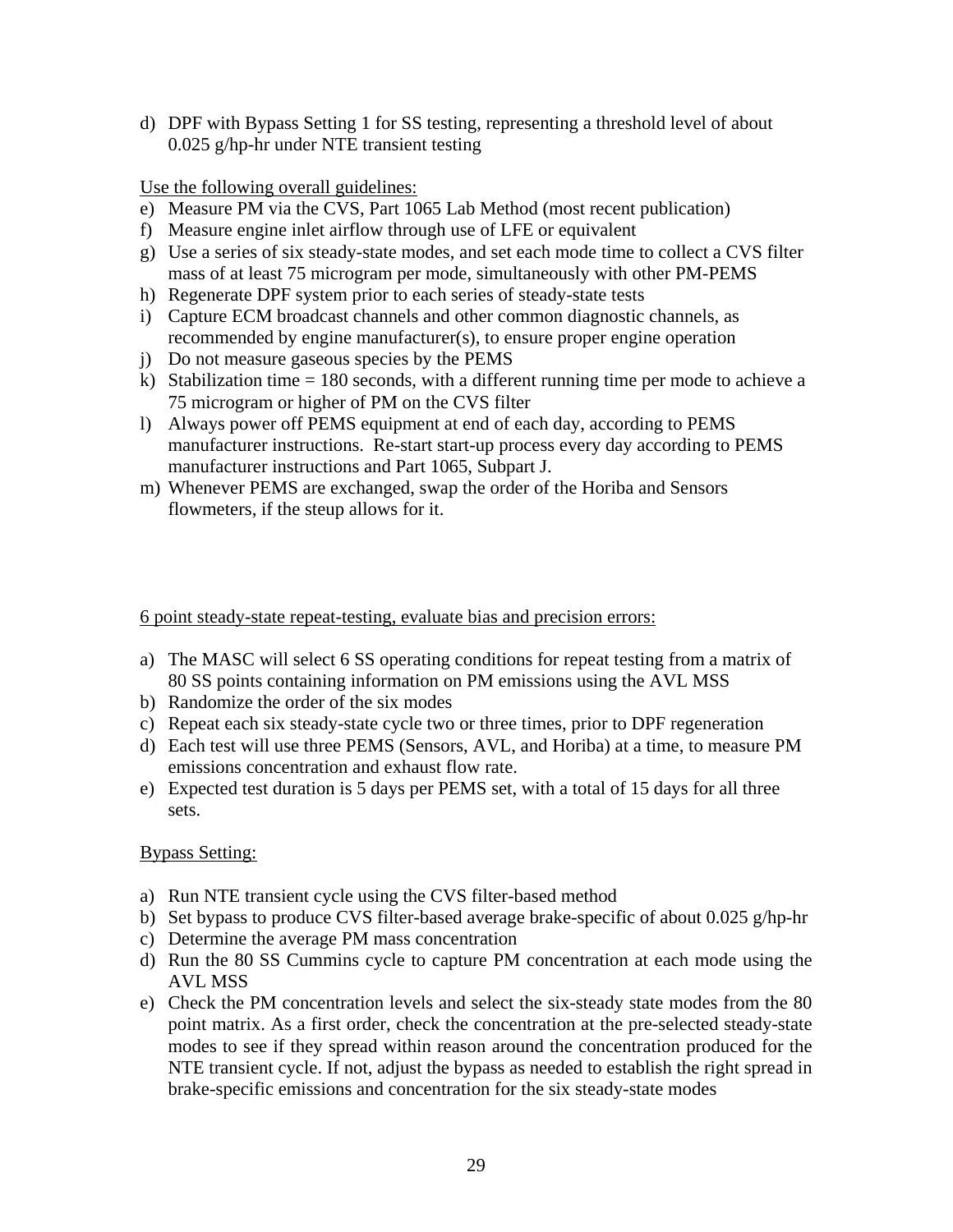d) DPF with Bypass Setting 1 for SS testing, representing a threshold level of about 0.025 g/hp-hr under NTE transient testing

<u>Use the following overall guidelines:</u>

e) Measure PM via the CVS, Part 1065 Lab Method (most recent publication)
f) Measure engine inlet airflow through use of LFE or equivalent
g) Use a series of six steady-state modes, and set each mode time to collect a CVS filter mass of at least 75 microgram per mode, simultaneously with other PM-PEMS
h) Regenerate DPF system prior to each series of steady-state tests
i) Capture ECM broadcast channels and other common diagnostic channels, as recommended by engine manufacturer(s), to ensure proper engine operation
j) Do not measure gaseous species by the PEMS
k) Stabilization time = 180 seconds, with a different running time per mode to achieve a 75 microgram or higher of PM on the CVS filter
l) Always power off PEMS equipment at end of each day, according to PEMS manufacturer instructions. Re-start start-up process every day according to PEMS manufacturer instructions and Part 1065, Subpart J.
m) Whenever PEMS are exchanged, swap the order of the Horiba and Sensors flowmeters, if the steup allows for it.

<u>6 point steady-state repeat-testing, evaluate bias and precision errors:</u>

a) The MASC will select 6 SS operating conditions for repeat testing from a matrix of 80 SS points containing information on PM emissions using the AVL MSS
b) Randomize the order of the six modes
c) Repeat each six steady-state cycle two or three times, prior to DPF regeneration
d) Each test will use three PEMS (Sensors, AVL, and Horiba) at a time, to measure PM emissions concentration and exhaust flow rate.
e) Expected test duration is 5 days per PEMS set, with a total of 15 days for all three sets.

<u>Bypass Setting:</u>

a) Run NTE transient cycle using the CVS filter-based method
b) Set bypass to produce CVS filter-based average brake-specific of about 0.025 g/hp-hr
c) Determine the average PM mass concentration
d) Run the 80 SS Cummins cycle to capture PM concentration at each mode using the AVL MSS
e) Check the PM concentration levels and select the six-steady state modes from the 80 point matrix. As a first order, check the concentration at the pre-selected steady-state modes to see if they spread within reason around the concentration produced for the NTE transient cycle. If not, adjust the bypass as needed to establish the right spread in brake-specific emissions and concentration for the six steady-state modes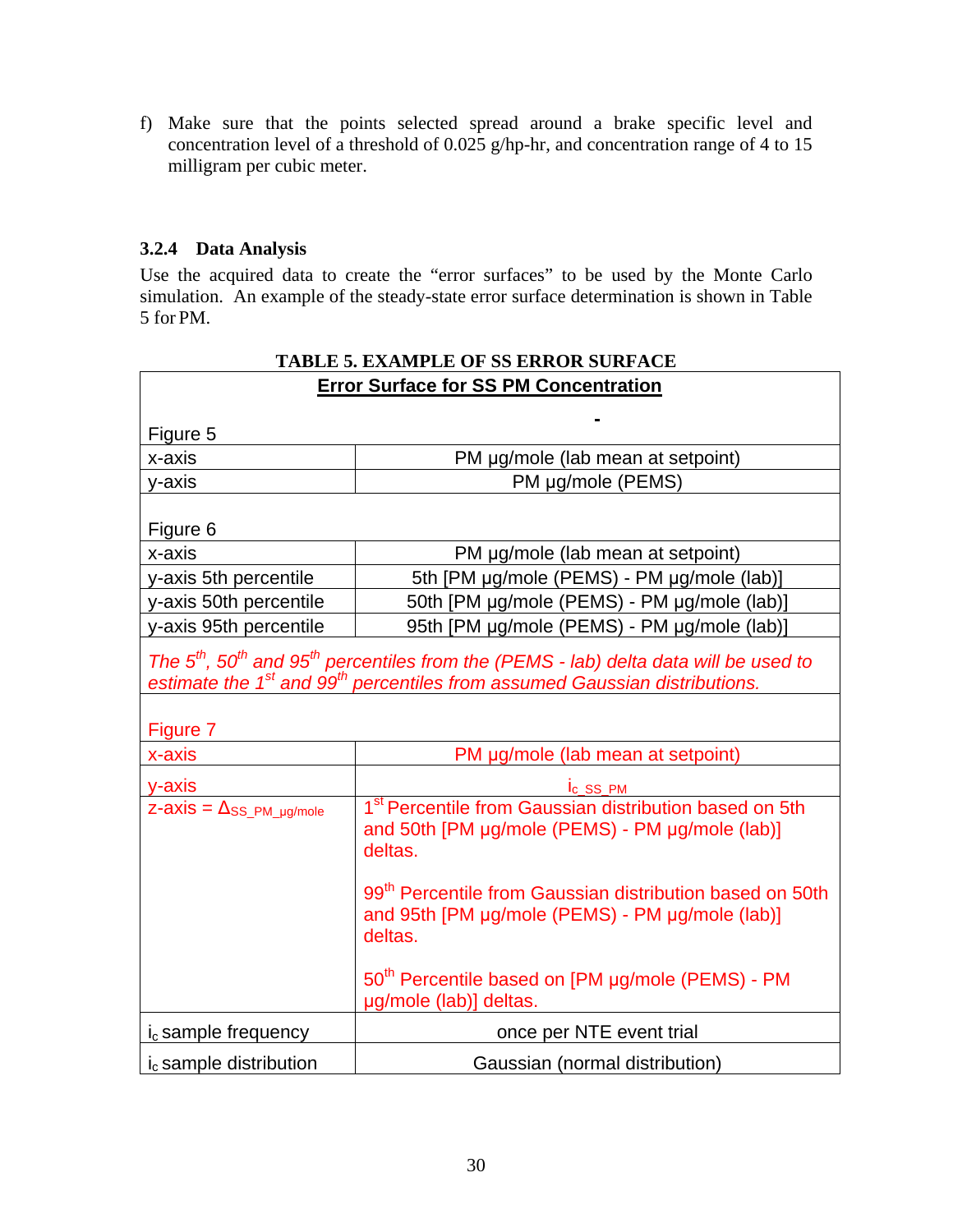f) Make sure that the points selected spread around a brake specific level and concentration level of a threshold of 0.025 g/hp-hr, and concentration range of 4 to 15 milligram per cubic meter.

### 3.2.4 Data Analysis

Use the acquired data to create the "error surfaces" to be used by the Monte Carlo simulation. An example of the steady-state error surface determination is shown in Table 5 for PM.

**TABLE 5. EXAMPLE OF SS ERROR SURFACE**

| **Error Surface for SS PM Concentration** | |
|---|---|
| Figure 5 | - |
| x-axis | PM µg/mole (lab mean at setpoint) |
| y-axis | PM µg/mole (PEMS) |
| Figure 6 | |
| x-axis | PM µg/mole (lab mean at setpoint) |
| y-axis 5th percentile | 5th [PM µg/mole (PEMS) - PM µg/mole (lab)] |
| y-axis 50th percentile | 50th [PM µg/mole (PEMS) - PM µg/mole (lab)] |
| y-axis 95th percentile | 95th [PM µg/mole (PEMS) - PM µg/mole (lab)] |
| *The 5$^{th}$, 50$^{th}$ and 95$^{th}$ percentiles from the (PEMS - lab) delta data will be used to estimate the 1$^{st}$ and 99$^{th}$ percentiles from assumed Gaussian distributions.* | |
| Figure 7 | |
| x-axis | PM µg/mole (lab mean at setpoint) |
| y-axis | $i_{c\_SS\_PM}$ |
| z-axis = $\Delta_{SS\_PM\_\mu g/mole}$ | 1$^{st}$ Percentile from Gaussian distribution based on 5th and 50th [PM µg/mole (PEMS) - PM µg/mole (lab)] deltas.<br><br>99$^{th}$ Percentile from Gaussian distribution based on 50th and 95th [PM µg/mole (PEMS) - PM µg/mole (lab)] deltas.<br><br>50$^{th}$ Percentile based on [PM µg/mole (PEMS) - PM µg/mole (lab)] deltas. |
| $i_c$ sample frequency | once per NTE event trial |
| $i_c$ sample distribution | Gaussian (normal distribution) |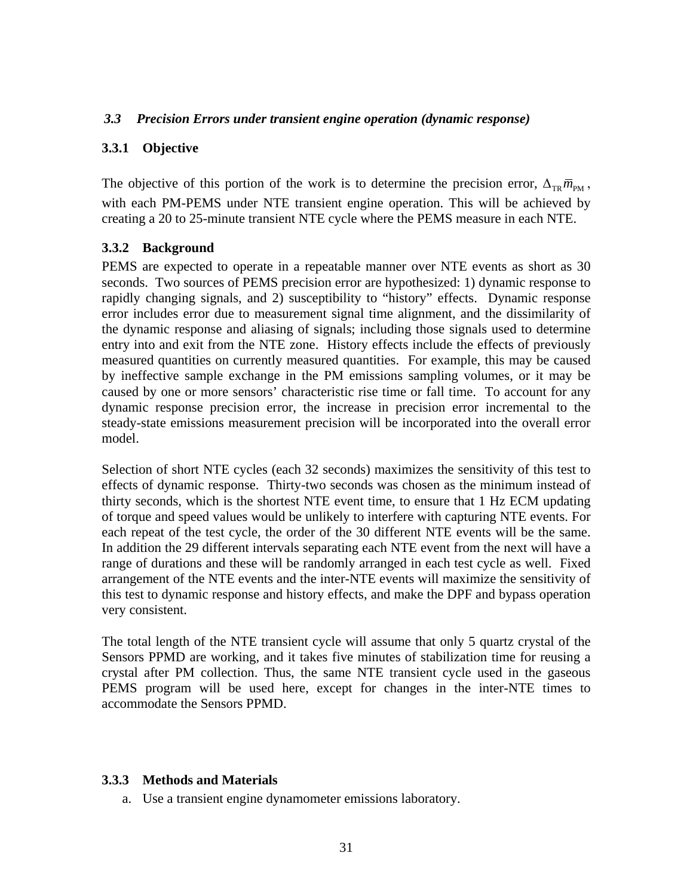### *3.3 Precision Errors under transient engine operation (dynamic response)*

#### 3.3.1 Objective

The objective of this portion of the work is to determine the precision error, $\Delta_{TR}\bar{m}_{PM}$, with each PM-PEMS under NTE transient engine operation. This will be achieved by creating a 20 to 25-minute transient NTE cycle where the PEMS measure in each NTE.

#### 3.3.2 Background

PEMS are expected to operate in a repeatable manner over NTE events as short as 30 seconds. Two sources of PEMS precision error are hypothesized: 1) dynamic response to rapidly changing signals, and 2) susceptibility to "history" effects. Dynamic response error includes error due to measurement signal time alignment, and the dissimilarity of the dynamic response and aliasing of signals; including those signals used to determine entry into and exit from the NTE zone. History effects include the effects of previously measured quantities on currently measured quantities. For example, this may be caused by ineffective sample exchange in the PM emissions sampling volumes, or it may be caused by one or more sensors' characteristic rise time or fall time. To account for any dynamic response precision error, the increase in precision error incremental to the steady-state emissions measurement precision will be incorporated into the overall error model.

Selection of short NTE cycles (each 32 seconds) maximizes the sensitivity of this test to effects of dynamic response. Thirty-two seconds was chosen as the minimum instead of thirty seconds, which is the shortest NTE event time, to ensure that 1 Hz ECM updating of torque and speed values would be unlikely to interfere with capturing NTE events. For each repeat of the test cycle, the order of the 30 different NTE events will be the same. In addition the 29 different intervals separating each NTE event from the next will have a range of durations and these will be randomly arranged in each test cycle as well. Fixed arrangement of the NTE events and the inter-NTE events will maximize the sensitivity of this test to dynamic response and history effects, and make the DPF and bypass operation very consistent.

The total length of the NTE transient cycle will assume that only 5 quartz crystal of the Sensors PPMD are working, and it takes five minutes of stabilization time for reusing a crystal after PM collection. Thus, the same NTE transient cycle used in the gaseous PEMS program will be used here, except for changes in the inter-NTE times to accommodate the Sensors PPMD.

#### 3.3.3 Methods and Materials

a. Use a transient engine dynamometer emissions laboratory.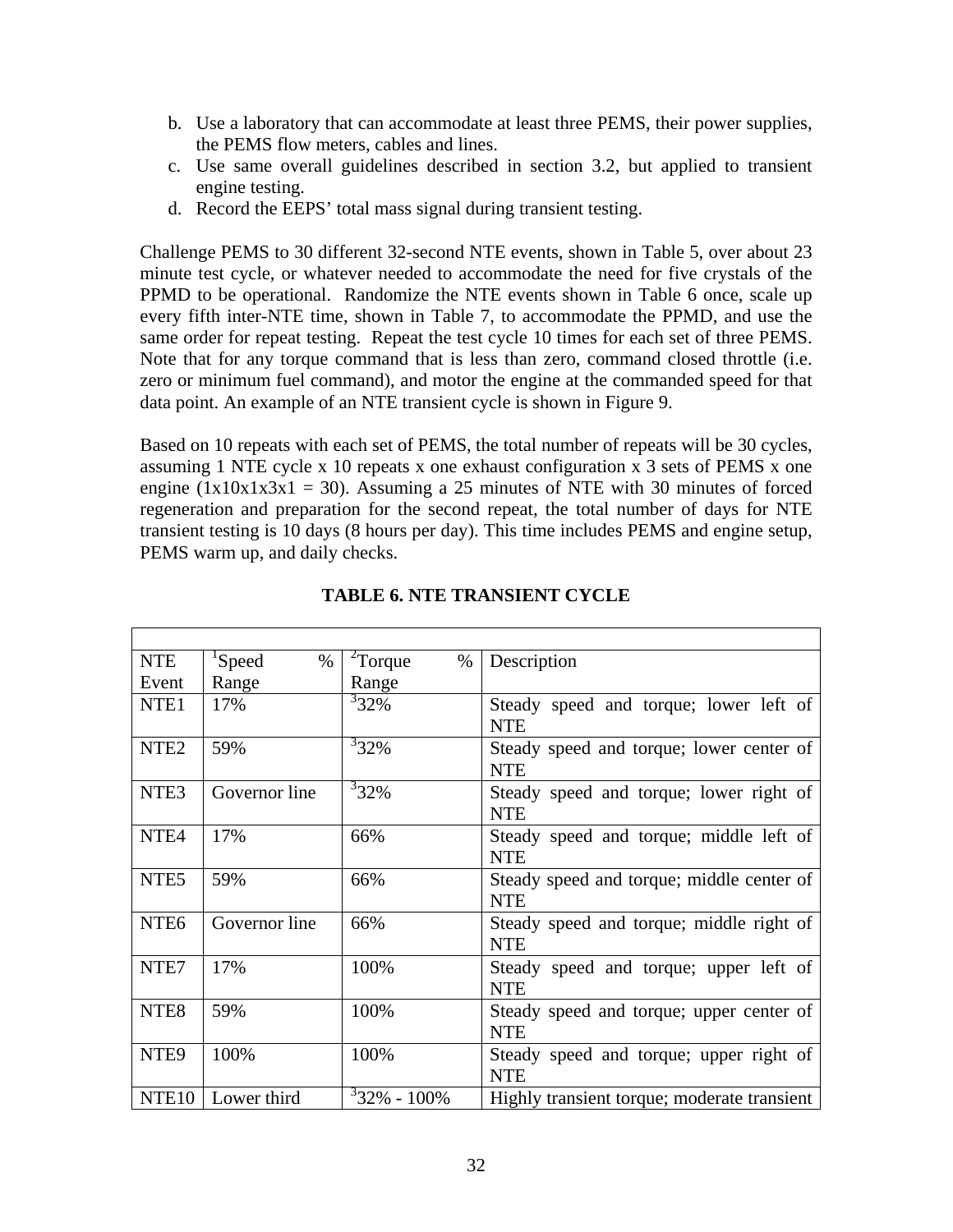b. Use a laboratory that can accommodate at least three PEMS, their power supplies, the PEMS flow meters, cables and lines.
c. Use same overall guidelines described in section 3.2, but applied to transient engine testing.
d. Record the EEPS' total mass signal during transient testing.

Challenge PEMS to 30 different 32-second NTE events, shown in Table 5, over about 23 minute test cycle, or whatever needed to accommodate the need for five crystals of the PPMD to be operational. Randomize the NTE events shown in Table 6 once, scale up every fifth inter-NTE time, shown in Table 7, to accommodate the PPMD, and use the same order for repeat testing. Repeat the test cycle 10 times for each set of three PEMS. Note that for any torque command that is less than zero, command closed throttle (i.e. zero or minimum fuel command), and motor the engine at the commanded speed for that data point. An example of an NTE transient cycle is shown in Figure 9.

Based on 10 repeats with each set of PEMS, the total number of repeats will be 30 cycles, assuming 1 NTE cycle x 10 repeats x one exhaust configuration x 3 sets of PEMS x one engine (1x10x1x3x1 = 30). Assuming a 25 minutes of NTE with 30 minutes of forced regeneration and preparation for the second repeat, the total number of days for NTE transient testing is 10 days (8 hours per day). This time includes PEMS and engine setup, PEMS warm up, and daily checks.

**TABLE 6. NTE TRANSIENT CYCLE**

| NTE Event | [1]Speed % Range | [2]Torque % Range | Description |
|---|---|---|---|
| NTE1 | 17% | [3]32% | Steady speed and torque; lower left of NTE |
| NTE2 | 59% | [3]32% | Steady speed and torque; lower center of NTE |
| NTE3 | Governor line | [3]32% | Steady speed and torque; lower right of NTE |
| NTE4 | 17% | 66% | Steady speed and torque; middle left of NTE |
| NTE5 | 59% | 66% | Steady speed and torque; middle center of NTE |
| NTE6 | Governor line | 66% | Steady speed and torque; middle right of NTE |
| NTE7 | 17% | 100% | Steady speed and torque; upper left of NTE |
| NTE8 | 59% | 100% | Steady speed and torque; upper center of NTE |
| NTE9 | 100% | 100% | Steady speed and torque; upper right of NTE |
| NTE10 | Lower third | [3]32% - 100% | Highly transient torque; moderate transient |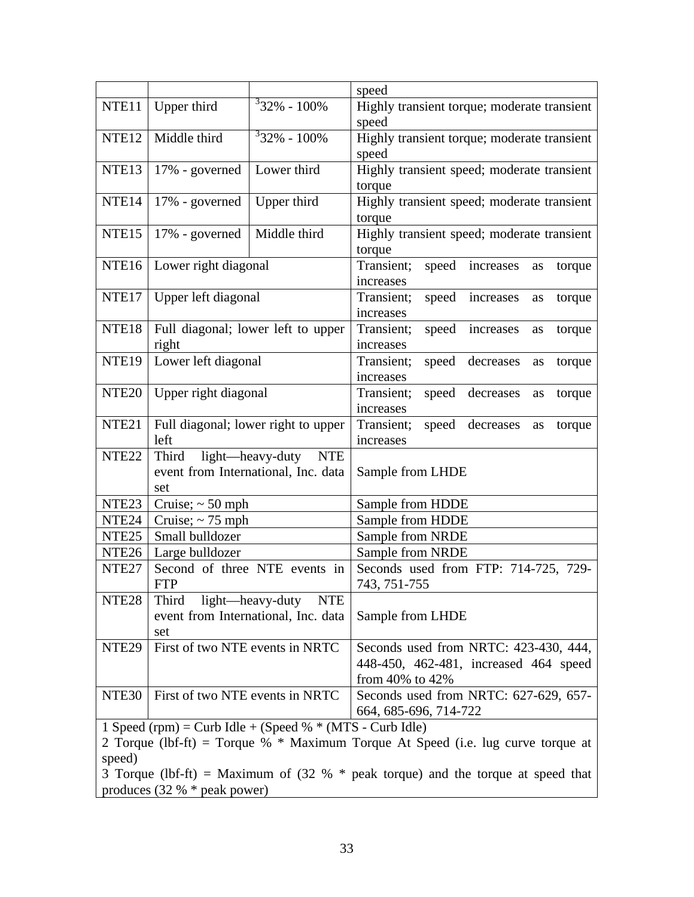| | | | speed |
|---|---|---|---|
| NTE11 | Upper third | [3]32% - 100% | Highly transient torque; moderate transient speed |
| NTE12 | Middle third | [3]32% - 100% | Highly transient torque; moderate transient speed |
| NTE13 | 17% - governed | Lower third | Highly transient speed; moderate transient torque |
| NTE14 | 17% - governed | Upper third | Highly transient speed; moderate transient torque |
| NTE15 | 17% - governed | Middle third | Highly transient speed; moderate transient torque |
| NTE16 | Lower right diagonal | | Transient; speed increases as torque increases |
| NTE17 | Upper left diagonal | | Transient; speed increases as torque increases |
| NTE18 | Full diagonal; lower left to upper right | | Transient; speed increases as torque increases |
| NTE19 | Lower left diagonal | | Transient; speed decreases as torque increases |
| NTE20 | Upper right diagonal | | Transient; speed decreases as torque increases |
| NTE21 | Full diagonal; lower right to upper left | | Transient; speed decreases as torque increases |
| NTE22 | Third light—heavy-duty NTE event from International, Inc. data set | | Sample from LHDE |
| NTE23 | Cruise; ~ 50 mph | | Sample from HDDE |
| NTE24 | Cruise; ~ 75 mph | | Sample from HDDE |
| NTE25 | Small bulldozer | | Sample from NRDE |
| NTE26 | Large bulldozer | | Sample from NRDE |
| NTE27 | Second of three NTE events in FTP | | Seconds used from FTP: 714-725, 729-743, 751-755 |
| NTE28 | Third light—heavy-duty NTE event from International, Inc. data set | | Sample from LHDE |
| NTE29 | First of two NTE events in NRTC | | Seconds used from NRTC: 423-430, 444, 448-450, 462-481, increased 464 speed from 40% to 42% |
| NTE30 | First of two NTE events in NRTC | | Seconds used from NRTC: 627-629, 657-664, 685-696, 714-722 |

1 Speed (rpm) = Curb Idle + (Speed % * (MTS - Curb Idle)

2 Torque (lbf-ft) = Torque % * Maximum Torque At Speed (i.e. lug curve torque at speed)

3 Torque (lbf-ft) = Maximum of (32 % * peak torque) and the torque at speed that produces (32 % * peak power)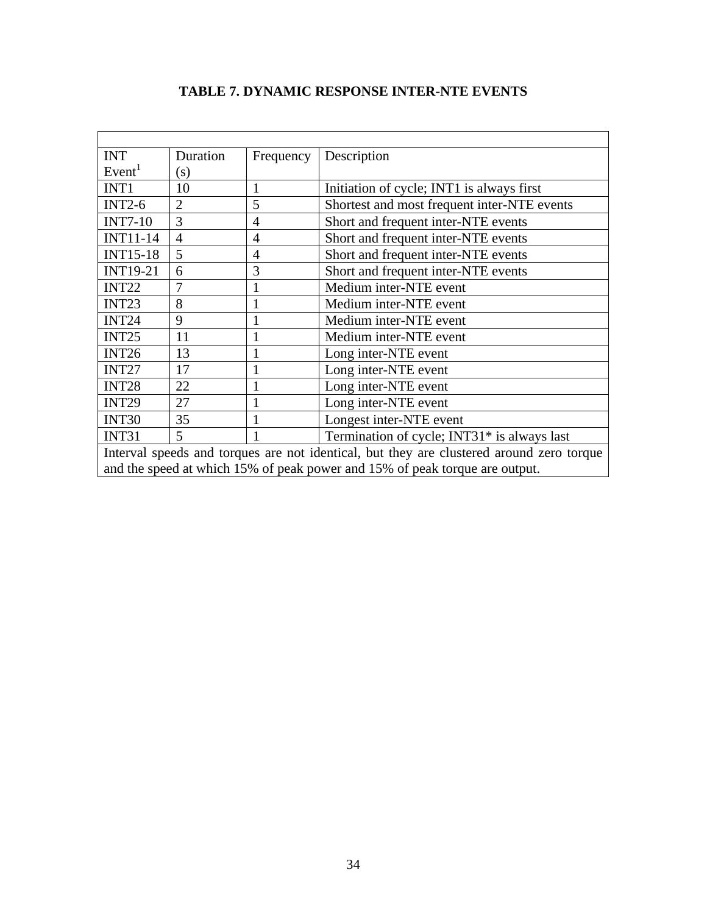**TABLE 7. DYNAMIC RESPONSE INTER-NTE EVENTS**

| INT Event[1] | Duration (s) | Frequency | Description |
|---|---|---|---|
| INT1 | 10 | 1 | Initiation of cycle; INT1 is always first |
| INT2-6 | 2 | 5 | Shortest and most frequent inter-NTE events |
| INT7-10 | 3 | 4 | Short and frequent inter-NTE events |
| INT11-14 | 4 | 4 | Short and frequent inter-NTE events |
| INT15-18 | 5 | 4 | Short and frequent inter-NTE events |
| INT19-21 | 6 | 3 | Short and frequent inter-NTE events |
| INT22 | 7 | 1 | Medium inter-NTE event |
| INT23 | 8 | 1 | Medium inter-NTE event |
| INT24 | 9 | 1 | Medium inter-NTE event |
| INT25 | 11 | 1 | Medium inter-NTE event |
| INT26 | 13 | 1 | Long inter-NTE event |
| INT27 | 17 | 1 | Long inter-NTE event |
| INT28 | 22 | 1 | Long inter-NTE event |
| INT29 | 27 | 1 | Long inter-NTE event |
| INT30 | 35 | 1 | Longest inter-NTE event |
| INT31 | 5 | 1 | Termination of cycle; INT31* is always last |
| Interval speeds and torques are not identical, but they are clustered around zero torque and the speed at which 15% of peak power and 15% of peak torque are output. | | | |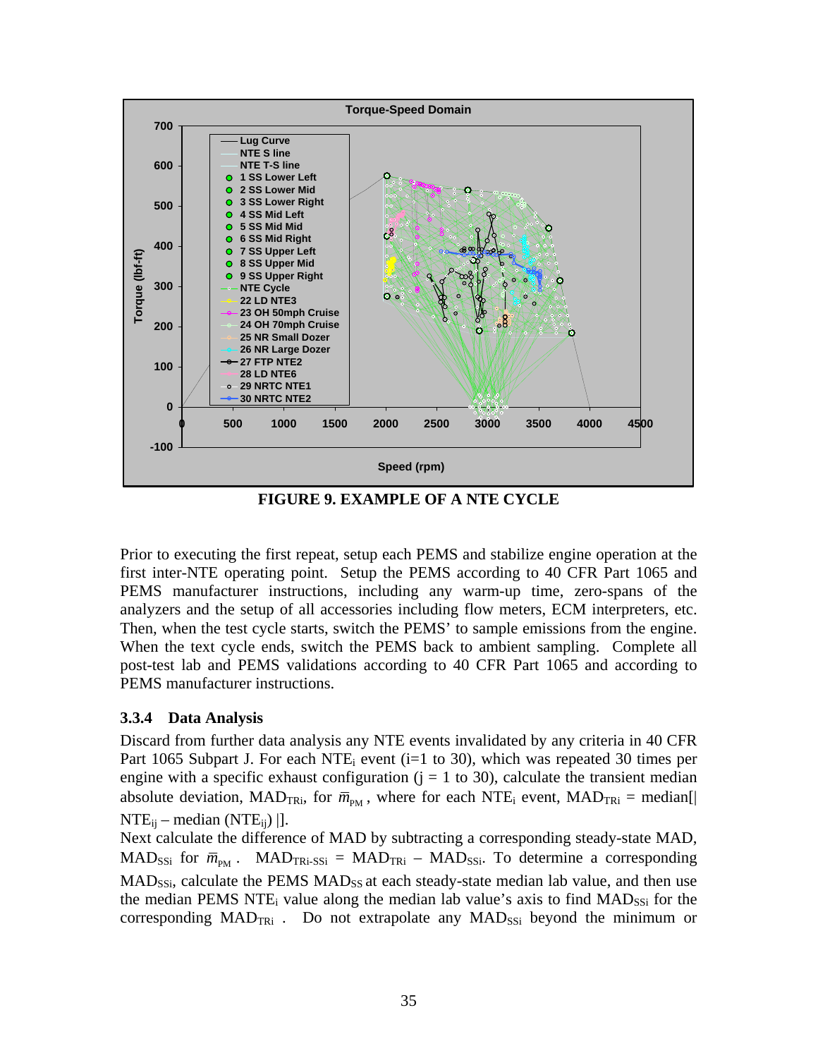FIGURE 9. EXAMPLE OF A NTE CYCLE

Prior to executing the first repeat, setup each PEMS and stabilize engine operation at the first inter-NTE operating point. Setup the PEMS according to 40 CFR Part 1065 and PEMS manufacturer instructions, including any warm-up time, zero-spans of the analyzers and the setup of all accessories including flow meters, ECM interpreters, etc. Then, when the test cycle starts, switch the PEMS' to sample emissions from the engine. When the text cycle ends, switch the PEMS back to ambient sampling. Complete all post-test lab and PEMS validations according to 40 CFR Part 1065 and according to PEMS manufacturer instructions.

### 3.3.4 Data Analysis

Discard from further data analysis any NTE events invalidated by any criteria in 40 CFR Part 1065 Subpart J. For each $NTE_i$ event (i=1 to 30), which was repeated 30 times per engine with a specific exhaust configuration (j = 1 to 30), calculate the transient median absolute deviation, $MAD_{TRi}$, for $\bar{m}_{PM}$, where for each $NTE_i$ event, $MAD_{TRi}$ = median[| $NTE_{ij}$ – median ($NTE_{ij}$) |].

Next calculate the difference of MAD by subtracting a corresponding steady-state MAD, $MAD_{SSi}$ for $\bar{m}_{PM}$. $MAD_{TRi\text{-}SSi} = MAD_{TRi} - MAD_{SSi}$. To determine a corresponding $MAD_{SSi}$, calculate the PEMS $MAD_{SS}$ at each steady-state median lab value, and then use the median PEMS $NTE_i$ value along the median lab value's axis to find $MAD_{SSi}$ for the corresponding $MAD_{TRi}$ . Do not extrapolate any $MAD_{SSi}$ beyond the minimum or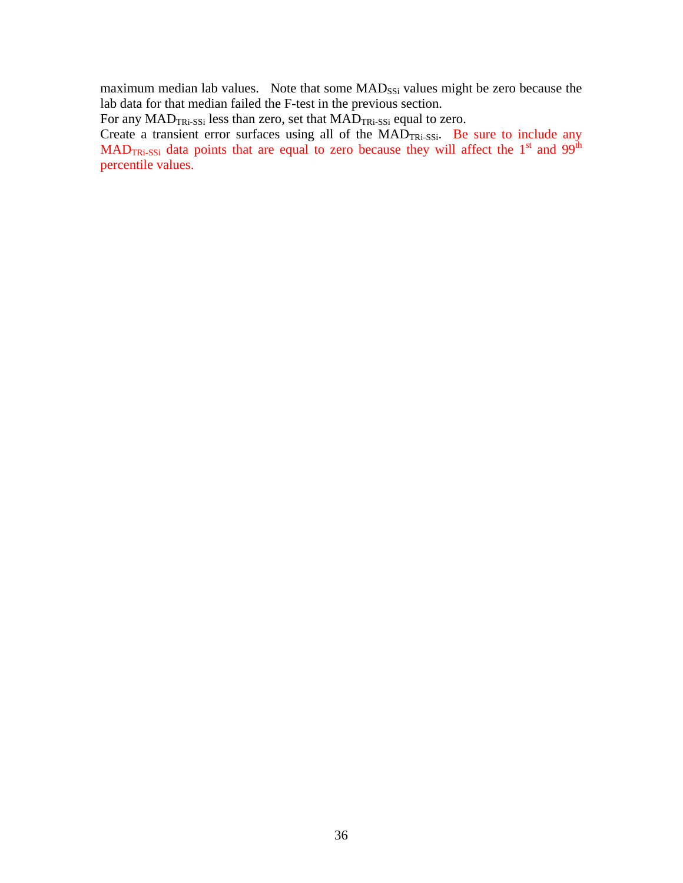maximum median lab values. Note that some $MAD_{SSi}$ values might be zero because the lab data for that median failed the F-test in the previous section.

For any $MAD_{TRi-SSi}$ less than zero, set that $MAD_{TRi-SSi}$ equal to zero.

Create a transient error surfaces using all of the $MAD_{TRi-SSi}$. Be sure to include any $MAD_{TRi-SSi}$ data points that are equal to zero because they will affect the $1^{st}$ and $99^{th}$ percentile values.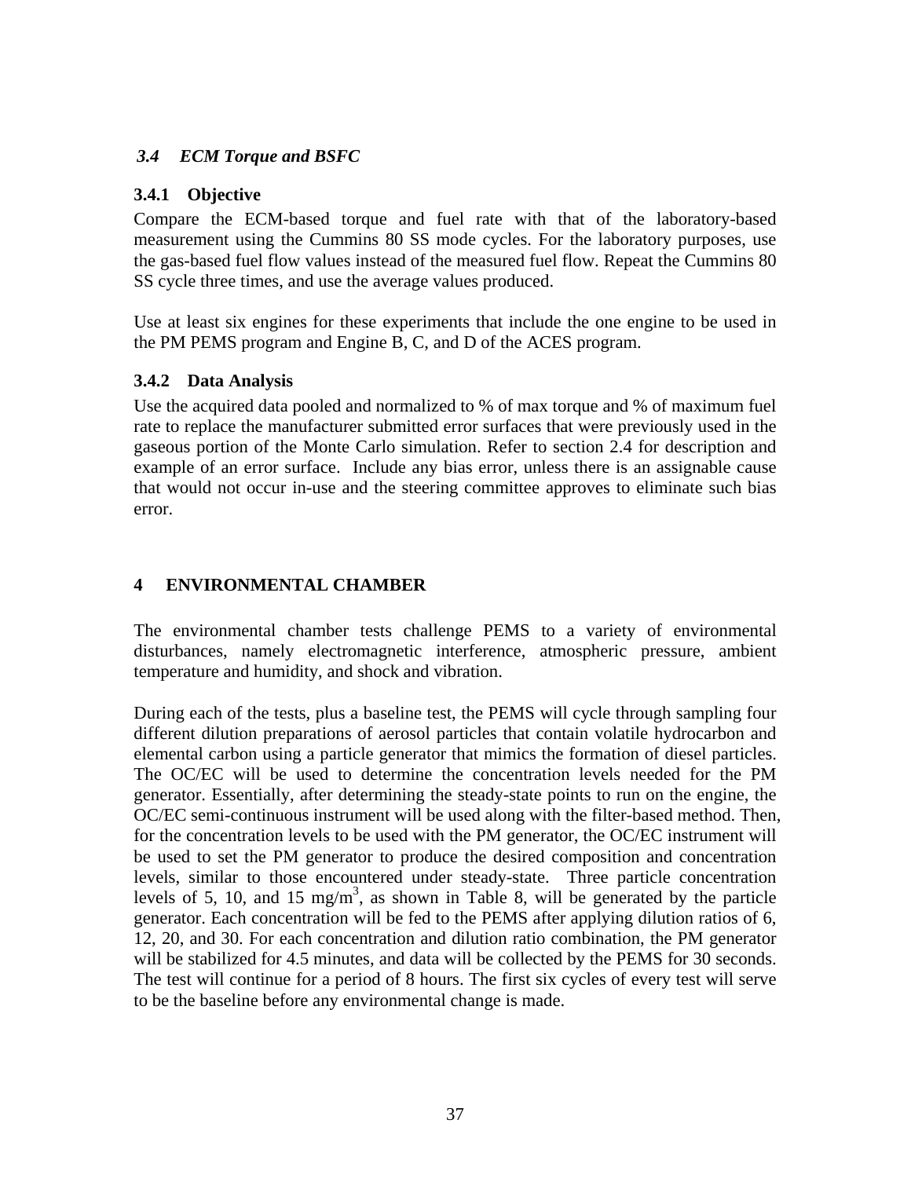### *3.4 ECM Torque and BSFC*

#### 3.4.1 Objective

Compare the ECM-based torque and fuel rate with that of the laboratory-based measurement using the Cummins 80 SS mode cycles. For the laboratory purposes, use the gas-based fuel flow values instead of the measured fuel flow. Repeat the Cummins 80 SS cycle three times, and use the average values produced.

Use at least six engines for these experiments that include the one engine to be used in the PM PEMS program and Engine B, C, and D of the ACES program.

#### 3.4.2 Data Analysis

Use the acquired data pooled and normalized to % of max torque and % of maximum fuel rate to replace the manufacturer submitted error surfaces that were previously used in the gaseous portion of the Monte Carlo simulation. Refer to section 2.4 for description and example of an error surface. Include any bias error, unless there is an assignable cause that would not occur in-use and the steering committee approves to eliminate such bias error.

## 4 ENVIRONMENTAL CHAMBER

The environmental chamber tests challenge PEMS to a variety of environmental disturbances, namely electromagnetic interference, atmospheric pressure, ambient temperature and humidity, and shock and vibration.

During each of the tests, plus a baseline test, the PEMS will cycle through sampling four different dilution preparations of aerosol particles that contain volatile hydrocarbon and elemental carbon using a particle generator that mimics the formation of diesel particles. The OC/EC will be used to determine the concentration levels needed for the PM generator. Essentially, after determining the steady-state points to run on the engine, the OC/EC semi-continuous instrument will be used along with the filter-based method. Then, for the concentration levels to be used with the PM generator, the OC/EC instrument will be used to set the PM generator to produce the desired composition and concentration levels, similar to those encountered under steady-state. Three particle concentration levels of 5, 10, and 15 mg/m$^3$, as shown in Table 8, will be generated by the particle generator. Each concentration will be fed to the PEMS after applying dilution ratios of 6, 12, 20, and 30. For each concentration and dilution ratio combination, the PM generator will be stabilized for 4.5 minutes, and data will be collected by the PEMS for 30 seconds. The test will continue for a period of 8 hours. The first six cycles of every test will serve to be the baseline before any environmental change is made.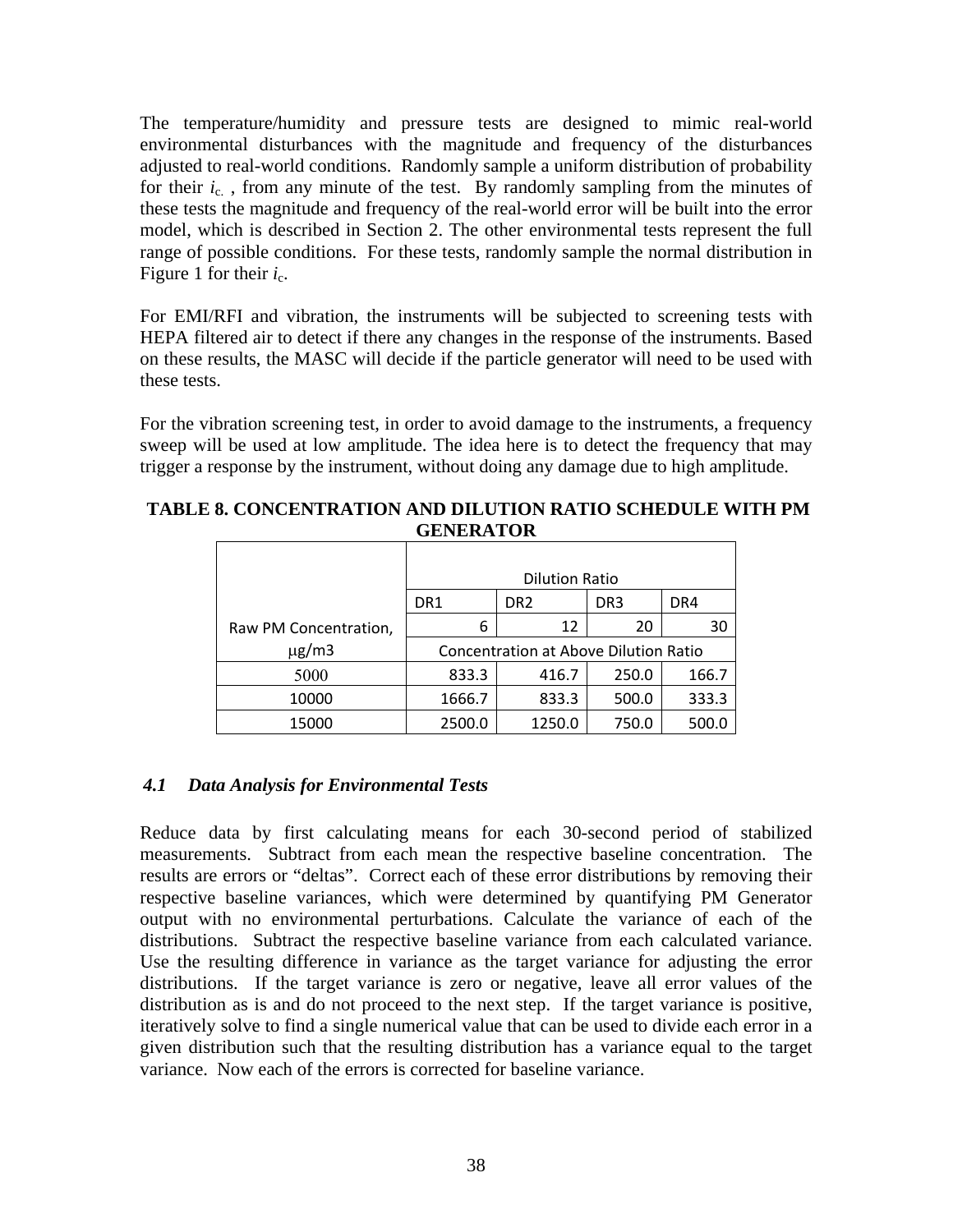The temperature/humidity and pressure tests are designed to mimic real-world environmental disturbances with the magnitude and frequency of the disturbances adjusted to real-world conditions. Randomly sample a uniform distribution of probability for their $i_{c.}$ , from any minute of the test. By randomly sampling from the minutes of these tests the magnitude and frequency of the real-world error will be built into the error model, which is described in Section 2. The other environmental tests represent the full range of possible conditions. For these tests, randomly sample the normal distribution in Figure 1 for their $i_c$.

For EMI/RFI and vibration, the instruments will be subjected to screening tests with HEPA filtered air to detect if there any changes in the response of the instruments. Based on these results, the MASC will decide if the particle generator will need to be used with these tests.

For the vibration screening test, in order to avoid damage to the instruments, a frequency sweep will be used at low amplitude. The idea here is to detect the frequency that may trigger a response by the instrument, without doing any damage due to high amplitude.

**TABLE 8. CONCENTRATION AND DILUTION RATIO SCHEDULE WITH PM GENERATOR**

| Raw PM Concentration, μg/m3 | Dilution Ratio | | | |
|---|---|---|---|---|
| | DR1 | DR2 | DR3 | DR4 |
| | 6 | 12 | 20 | 30 |
| | Concentration at Above Dilution Ratio | | | |
| 5000 | 833.3 | 416.7 | 250.0 | 166.7 |
| 10000 | 1666.7 | 833.3 | 500.0 | 333.3 |
| 15000 | 2500.0 | 1250.0 | 750.0 | 500.0 |

### *4.1 Data Analysis for Environmental Tests*

Reduce data by first calculating means for each 30-second period of stabilized measurements. Subtract from each mean the respective baseline concentration. The results are errors or "deltas". Correct each of these error distributions by removing their respective baseline variances, which were determined by quantifying PM Generator output with no environmental perturbations. Calculate the variance of each of the distributions. Subtract the respective baseline variance from each calculated variance. Use the resulting difference in variance as the target variance for adjusting the error distributions. If the target variance is zero or negative, leave all error values of the distribution as is and do not proceed to the next step. If the target variance is positive, iteratively solve to find a single numerical value that can be used to divide each error in a given distribution such that the resulting distribution has a variance equal to the target variance. Now each of the errors is corrected for baseline variance.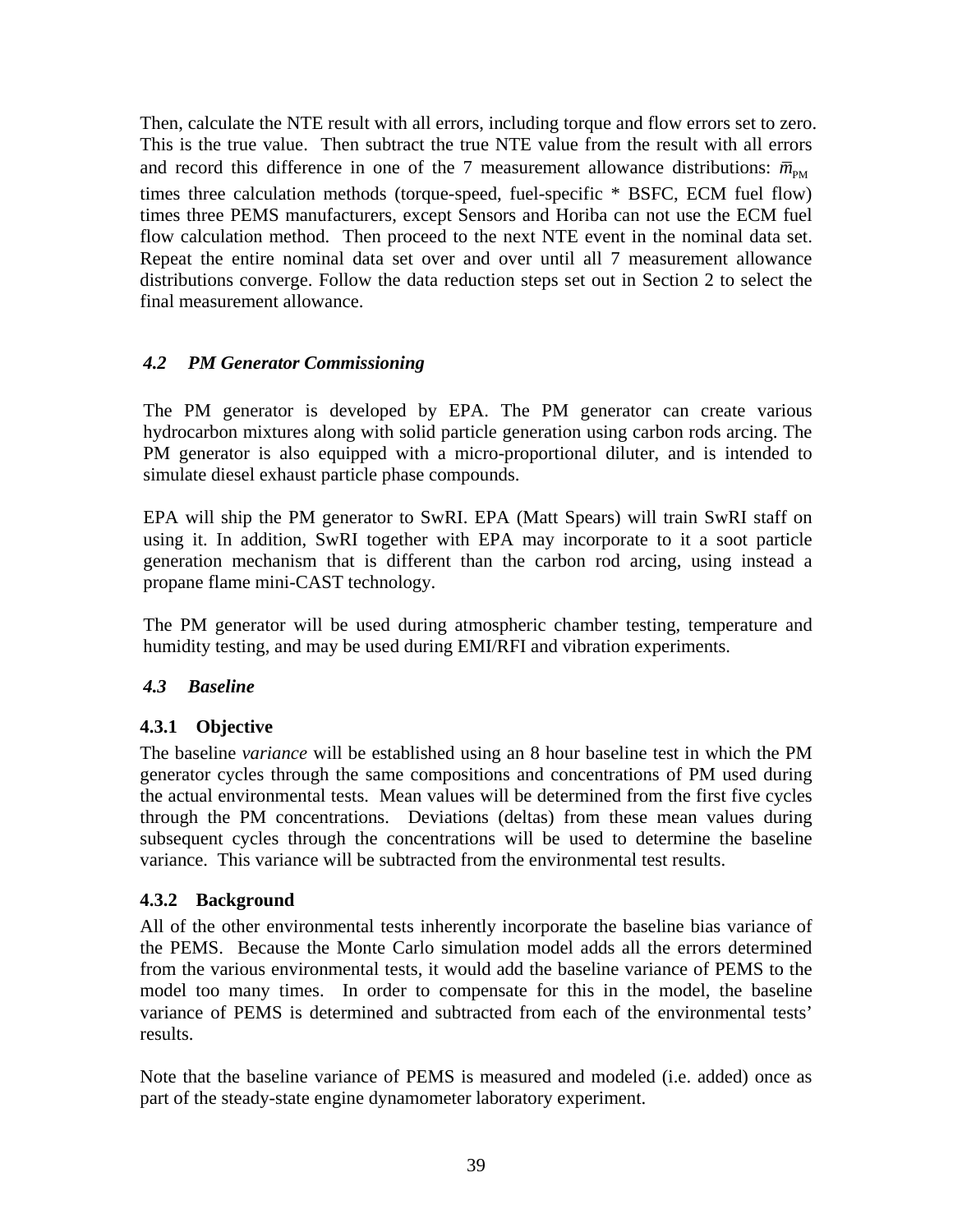Then, calculate the NTE result with all errors, including torque and flow errors set to zero. This is the true value. Then subtract the true NTE value from the result with all errors and record this difference in one of the 7 measurement allowance distributions: $\bar{m}_{PM}$ times three calculation methods (torque-speed, fuel-specific * BSFC, ECM fuel flow) times three PEMS manufacturers, except Sensors and Horiba can not use the ECM fuel flow calculation method. Then proceed to the next NTE event in the nominal data set. Repeat the entire nominal data set over and over until all 7 measurement allowance distributions converge. Follow the data reduction steps set out in Section 2 to select the final measurement allowance.

### *4.2 PM Generator Commissioning*

The PM generator is developed by EPA. The PM generator can create various hydrocarbon mixtures along with solid particle generation using carbon rods arcing. The PM generator is also equipped with a micro-proportional diluter, and is intended to simulate diesel exhaust particle phase compounds.

EPA will ship the PM generator to SwRI. EPA (Matt Spears) will train SwRI staff on using it. In addition, SwRI together with EPA may incorporate to it a soot particle generation mechanism that is different than the carbon rod arcing, using instead a propane flame mini-CAST technology.

The PM generator will be used during atmospheric chamber testing, temperature and humidity testing, and may be used during EMI/RFI and vibration experiments.

### *4.3 Baseline*

#### 4.3.1 Objective

The baseline *variance* will be established using an 8 hour baseline test in which the PM generator cycles through the same compositions and concentrations of PM used during the actual environmental tests. Mean values will be determined from the first five cycles through the PM concentrations. Deviations (deltas) from these mean values during subsequent cycles through the concentrations will be used to determine the baseline variance. This variance will be subtracted from the environmental test results.

#### 4.3.2 Background

All of the other environmental tests inherently incorporate the baseline bias variance of the PEMS. Because the Monte Carlo simulation model adds all the errors determined from the various environmental tests, it would add the baseline variance of PEMS to the model too many times. In order to compensate for this in the model, the baseline variance of PEMS is determined and subtracted from each of the environmental tests' results.

Note that the baseline variance of PEMS is measured and modeled (i.e. added) once as part of the steady-state engine dynamometer laboratory experiment.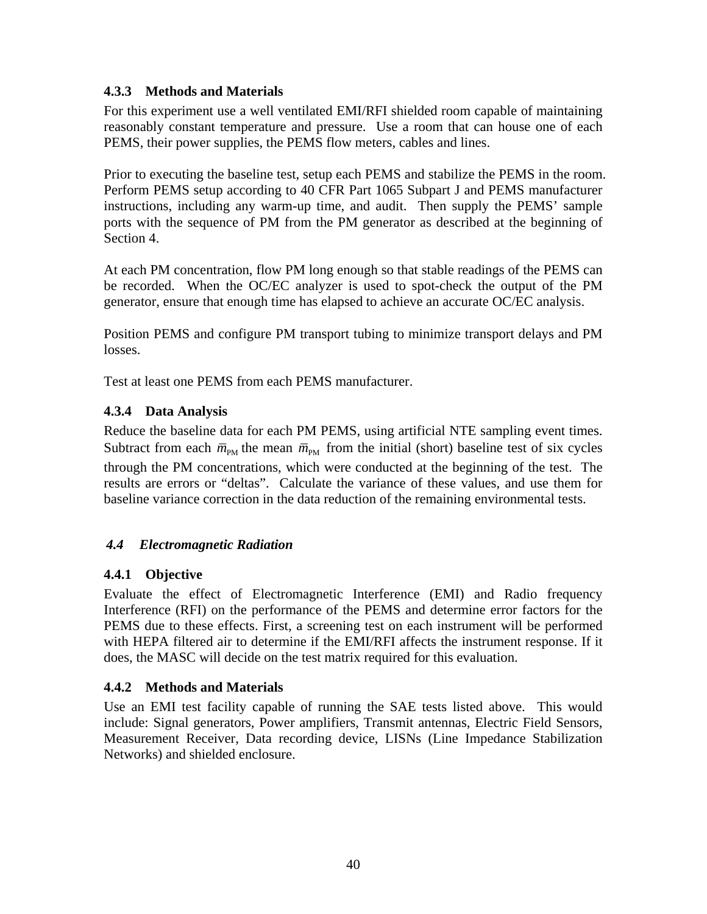### 4.3.3 Methods and Materials

For this experiment use a well ventilated EMI/RFI shielded room capable of maintaining reasonably constant temperature and pressure. Use a room that can house one of each PEMS, their power supplies, the PEMS flow meters, cables and lines.

Prior to executing the baseline test, setup each PEMS and stabilize the PEMS in the room. Perform PEMS setup according to 40 CFR Part 1065 Subpart J and PEMS manufacturer instructions, including any warm-up time, and audit. Then supply the PEMS' sample ports with the sequence of PM from the PM generator as described at the beginning of Section 4.

At each PM concentration, flow PM long enough so that stable readings of the PEMS can be recorded. When the OC/EC analyzer is used to spot-check the output of the PM generator, ensure that enough time has elapsed to achieve an accurate OC/EC analysis.

Position PEMS and configure PM transport tubing to minimize transport delays and PM losses.

Test at least one PEMS from each PEMS manufacturer.

### 4.3.4 Data Analysis

Reduce the baseline data for each PM PEMS, using artificial NTE sampling event times. Subtract from each $\overline{m}_{\mathrm{PM}}$ the mean $\overline{m}_{\mathrm{PM}}$ from the initial (short) baseline test of six cycles through the PM concentrations, which were conducted at the beginning of the test. The results are errors or "deltas". Calculate the variance of these values, and use them for baseline variance correction in the data reduction of the remaining environmental tests.

## *4.4 Electromagnetic Radiation*

### 4.4.1 Objective

Evaluate the effect of Electromagnetic Interference (EMI) and Radio frequency Interference (RFI) on the performance of the PEMS and determine error factors for the PEMS due to these effects. First, a screening test on each instrument will be performed with HEPA filtered air to determine if the EMI/RFI affects the instrument response. If it does, the MASC will decide on the test matrix required for this evaluation.

### 4.4.2 Methods and Materials

Use an EMI test facility capable of running the SAE tests listed above. This would include: Signal generators, Power amplifiers, Transmit antennas, Electric Field Sensors, Measurement Receiver, Data recording device, LISNs (Line Impedance Stabilization Networks) and shielded enclosure.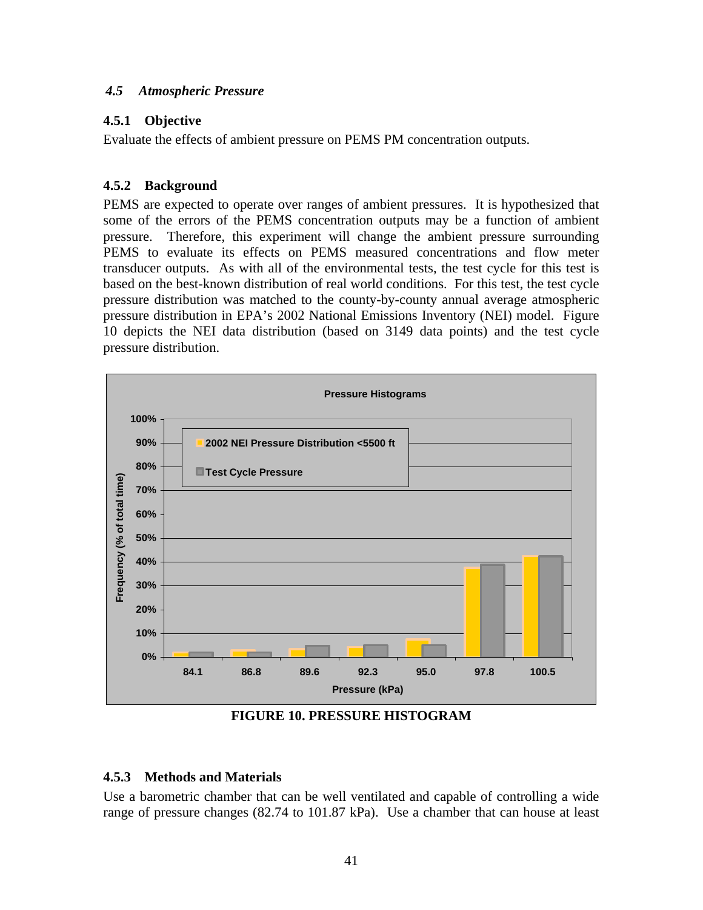### *4.5 Atmospheric Pressure*

#### 4.5.1 Objective

Evaluate the effects of ambient pressure on PEMS PM concentration outputs.

#### 4.5.2 Background

PEMS are expected to operate over ranges of ambient pressures. It is hypothesized that some of the errors of the PEMS concentration outputs may be a function of ambient pressure. Therefore, this experiment will change the ambient pressure surrounding PEMS to evaluate its effects on PEMS measured concentrations and flow meter transducer outputs. As with all of the environmental tests, the test cycle for this test is based on the best-known distribution of real world conditions. For this test, the test cycle pressure distribution was matched to the county-by-county annual average atmospheric pressure distribution in EPA's 2002 National Emissions Inventory (NEI) model. Figure 10 depicts the NEI data distribution (based on 3149 data points) and the test cycle pressure distribution.

**FIGURE 10. PRESSURE HISTOGRAM**

#### 4.5.3 Methods and Materials

Use a barometric chamber that can be well ventilated and capable of controlling a wide range of pressure changes (82.74 to 101.87 kPa). Use a chamber that can house at least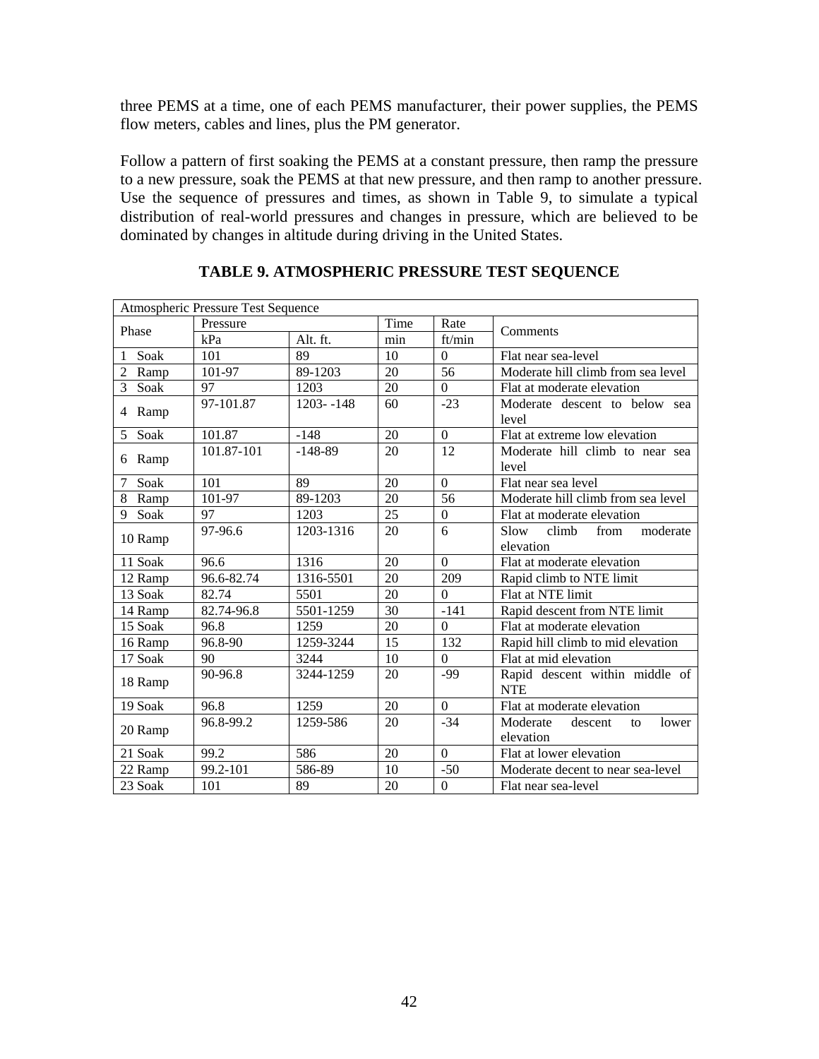three PEMS at a time, one of each PEMS manufacturer, their power supplies, the PEMS flow meters, cables and lines, plus the PM generator.

Follow a pattern of first soaking the PEMS at a constant pressure, then ramp the pressure to a new pressure, soak the PEMS at that new pressure, and then ramp to another pressure. Use the sequence of pressures and times, as shown in Table 9, to simulate a typical distribution of real-world pressures and changes in pressure, which are believed to be dominated by changes in altitude during driving in the United States.

### TABLE 9. ATMOSPHERIC PRESSURE TEST SEQUENCE

| Atmospheric Pressure Test Sequence | | | | | |
|---|---|---|---|---|---|
| Phase | Pressure | | Time | Rate | Comments |
| | kPa | Alt. ft. | min | ft/min | |
| 1 Soak | 101 | 89 | 10 | 0 | Flat near sea-level |
| 2 Ramp | 101-97 | 89-1203 | 20 | 56 | Moderate hill climb from sea level |
| 3 Soak | 97 | 1203 | 20 | 0 | Flat at moderate elevation |
| 4 Ramp | 97-101.87 | 1203- -148 | 60 | -23 | Moderate descent to below sea level |
| 5 Soak | 101.87 | -148 | 20 | 0 | Flat at extreme low elevation |
| 6 Ramp | 101.87-101 | -148-89 | 20 | 12 | Moderate hill climb to near sea level |
| 7 Soak | 101 | 89 | 20 | 0 | Flat near sea level |
| 8 Ramp | 101-97 | 89-1203 | 20 | 56 | Moderate hill climb from sea level |
| 9 Soak | 97 | 1203 | 25 | 0 | Flat at moderate elevation |
| 10 Ramp | 97-96.6 | 1203-1316 | 20 | 6 | Slow climb from moderate elevation |
| 11 Soak | 96.6 | 1316 | 20 | 0 | Flat at moderate elevation |
| 12 Ramp | 96.6-82.74 | 1316-5501 | 20 | 209 | Rapid climb to NTE limit |
| 13 Soak | 82.74 | 5501 | 20 | 0 | Flat at NTE limit |
| 14 Ramp | 82.74-96.8 | 5501-1259 | 30 | -141 | Rapid descent from NTE limit |
| 15 Soak | 96.8 | 1259 | 20 | 0 | Flat at moderate elevation |
| 16 Ramp | 96.8-90 | 1259-3244 | 15 | 132 | Rapid hill climb to mid elevation |
| 17 Soak | 90 | 3244 | 10 | 0 | Flat at mid elevation |
| 18 Ramp | 90-96.8 | 3244-1259 | 20 | -99 | Rapid descent within middle of NTE |
| 19 Soak | 96.8 | 1259 | 20 | 0 | Flat at moderate elevation |
| 20 Ramp | 96.8-99.2 | 1259-586 | 20 | -34 | Moderate descent to lower elevation |
| 21 Soak | 99.2 | 586 | 20 | 0 | Flat at lower elevation |
| 22 Ramp | 99.2-101 | 586-89 | 10 | -50 | Moderate decent to near sea-level |
| 23 Soak | 101 | 89 | 20 | 0 | Flat near sea-level |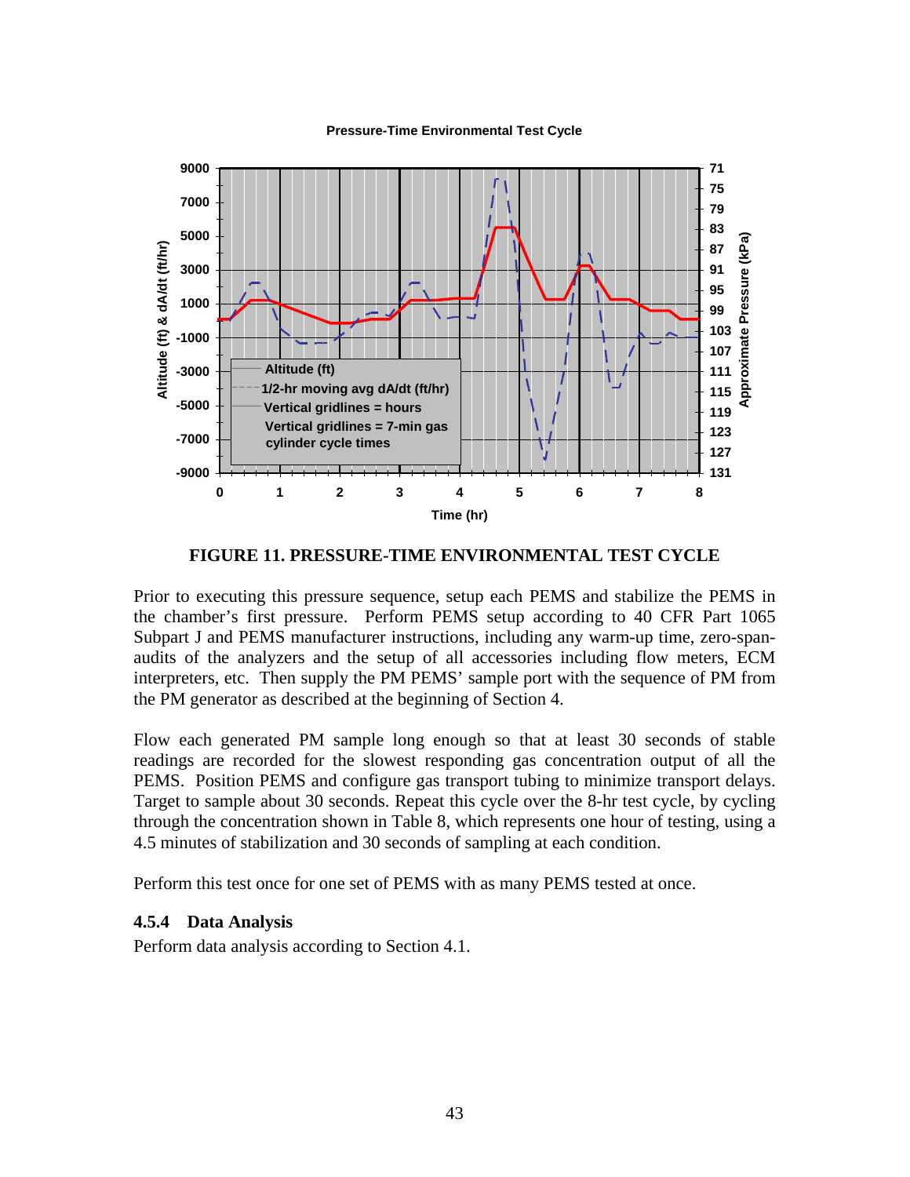**FIGURE 11. PRESSURE-TIME ENVIRONMENTAL TEST CYCLE**

Prior to executing this pressure sequence, setup each PEMS and stabilize the PEMS in the chamber's first pressure. Perform PEMS setup according to 40 CFR Part 1065 Subpart J and PEMS manufacturer instructions, including any warm-up time, zero-span-audits of the analyzers and the setup of all accessories including flow meters, ECM interpreters, etc. Then supply the PM PEMS' sample port with the sequence of PM from the PM generator as described at the beginning of Section 4.

Flow each generated PM sample long enough so that at least 30 seconds of stable readings are recorded for the slowest responding gas concentration output of all the PEMS. Position PEMS and configure gas transport tubing to minimize transport delays. Target to sample about 30 seconds. Repeat this cycle over the 8-hr test cycle, by cycling through the concentration shown in Table 8, which represents one hour of testing, using a 4.5 minutes of stabilization and 30 seconds of sampling at each condition.

Perform this test once for one set of PEMS with as many PEMS tested at once.

### 4.5.4 Data Analysis

Perform data analysis according to Section 4.1.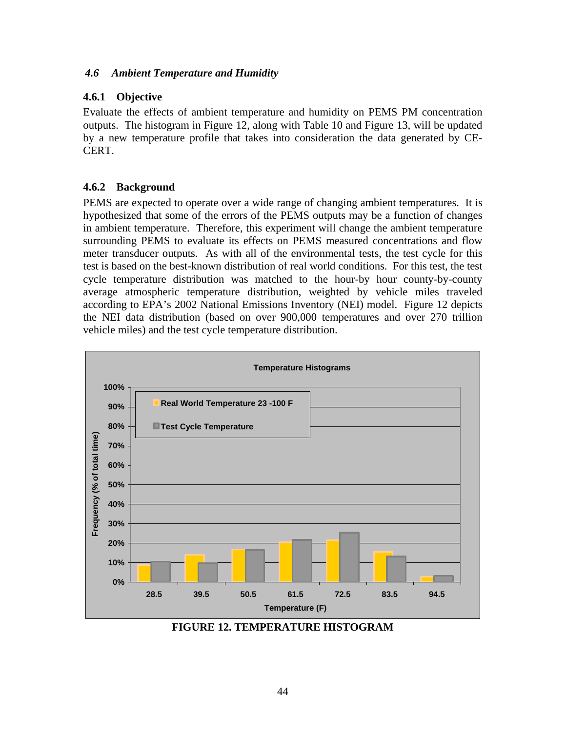### *4.6 Ambient Temperature and Humidity*

### 4.6.1 Objective

Evaluate the effects of ambient temperature and humidity on PEMS PM concentration outputs. The histogram in Figure 12, along with Table 10 and Figure 13, will be updated by a new temperature profile that takes into consideration the data generated by CE-CERT.

### 4.6.2 Background

PEMS are expected to operate over a wide range of changing ambient temperatures. It is hypothesized that some of the errors of the PEMS outputs may be a function of changes in ambient temperature. Therefore, this experiment will change the ambient temperature surrounding PEMS to evaluate its effects on PEMS measured concentrations and flow meter transducer outputs. As with all of the environmental tests, the test cycle for this test is based on the best-known distribution of real world conditions. For this test, the test cycle temperature distribution was matched to the hour-by hour county-by-county average atmospheric temperature distribution, weighted by vehicle miles traveled according to EPA's 2002 National Emissions Inventory (NEI) model. Figure 12 depicts the NEI data distribution (based on over 900,000 temperatures and over 270 trillion vehicle miles) and the test cycle temperature distribution.

**FIGURE 12. TEMPERATURE HISTOGRAM**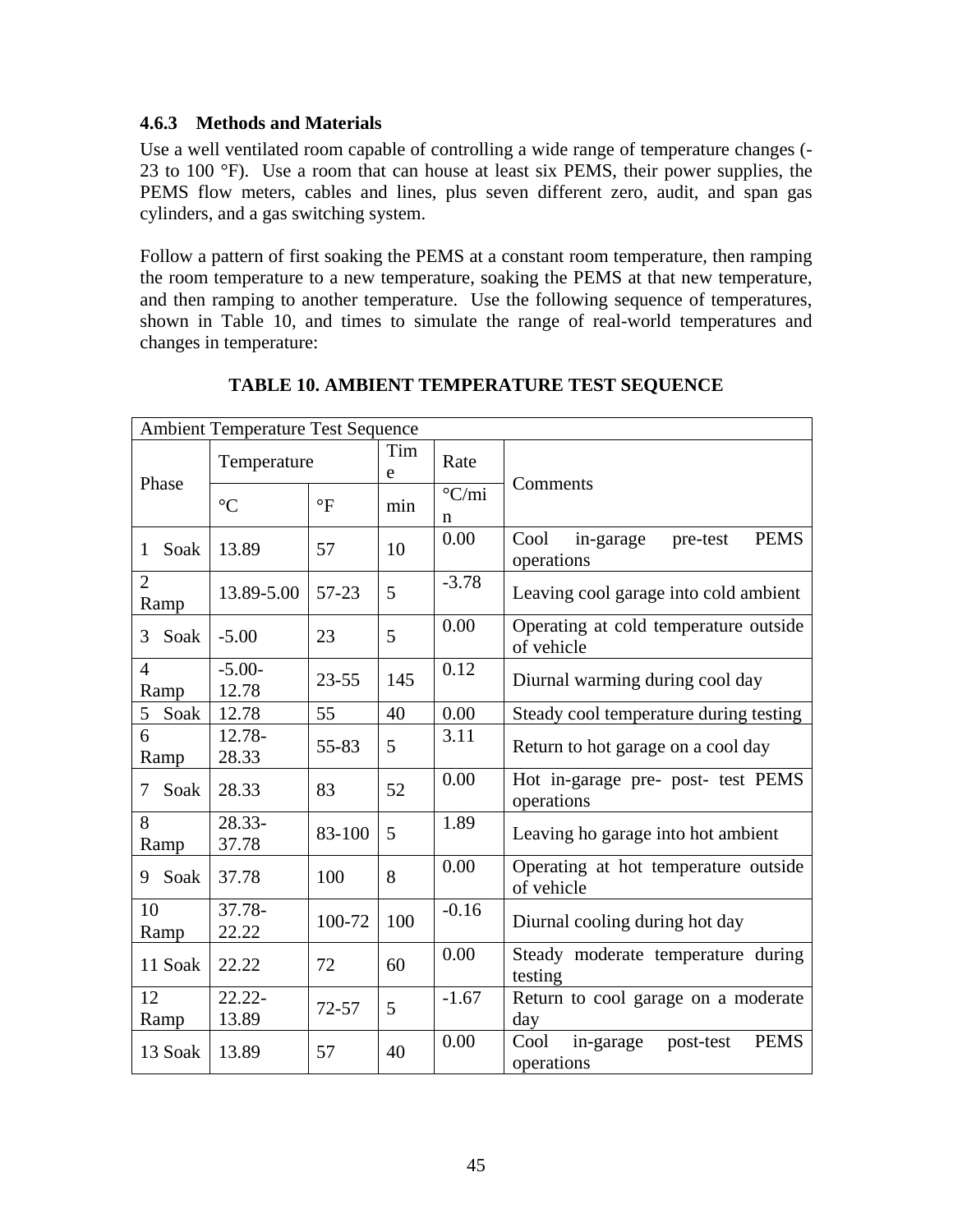### 4.6.3 Methods and Materials

Use a well ventilated room capable of controlling a wide range of temperature changes (-23 to 100 °F). Use a room that can house at least six PEMS, their power supplies, the PEMS flow meters, cables and lines, plus seven different zero, audit, and span gas cylinders, and a gas switching system.

Follow a pattern of first soaking the PEMS at a constant room temperature, then ramping the room temperature to a new temperature, soaking the PEMS at that new temperature, and then ramping to another temperature. Use the following sequence of temperatures, shown in Table 10, and times to simulate the range of real-world temperatures and changes in temperature:

**TABLE 10. AMBIENT TEMPERATURE TEST SEQUENCE**

| Ambient Temperature Test Sequence | | | | | |
|---|---|---|---|---|---|
| Phase | Temperature | | Time | Rate | Comments |
| | °C | °F | min | °C/min | |
| 1 Soak | 13.89 | 57 | 10 | 0.00 | Cool in-garage pre-test PEMS operations |
| 2 Ramp | 13.89-5.00 | 57-23 | 5 | -3.78 | Leaving cool garage into cold ambient |
| 3 Soak | -5.00 | 23 | 5 | 0.00 | Operating at cold temperature outside of vehicle |
| 4 Ramp | -5.00-12.78 | 23-55 | 145 | 0.12 | Diurnal warming during cool day |
| 5 Soak | 12.78 | 55 | 40 | 0.00 | Steady cool temperature during testing |
| 6 Ramp | 12.78-28.33 | 55-83 | 5 | 3.11 | Return to hot garage on a cool day |
| 7 Soak | 28.33 | 83 | 52 | 0.00 | Hot in-garage pre- post- test PEMS operations |
| 8 Ramp | 28.33-37.78 | 83-100 | 5 | 1.89 | Leaving ho garage into hot ambient |
| 9 Soak | 37.78 | 100 | 8 | 0.00 | Operating at hot temperature outside of vehicle |
| 10 Ramp | 37.78-22.22 | 100-72 | 100 | -0.16 | Diurnal cooling during hot day |
| 11 Soak | 22.22 | 72 | 60 | 0.00 | Steady moderate temperature during testing |
| 12 Ramp | 22.22-13.89 | 72-57 | 5 | -1.67 | Return to cool garage on a moderate day |
| 13 Soak | 13.89 | 57 | 40 | 0.00 | Cool in-garage post-test PEMS operations |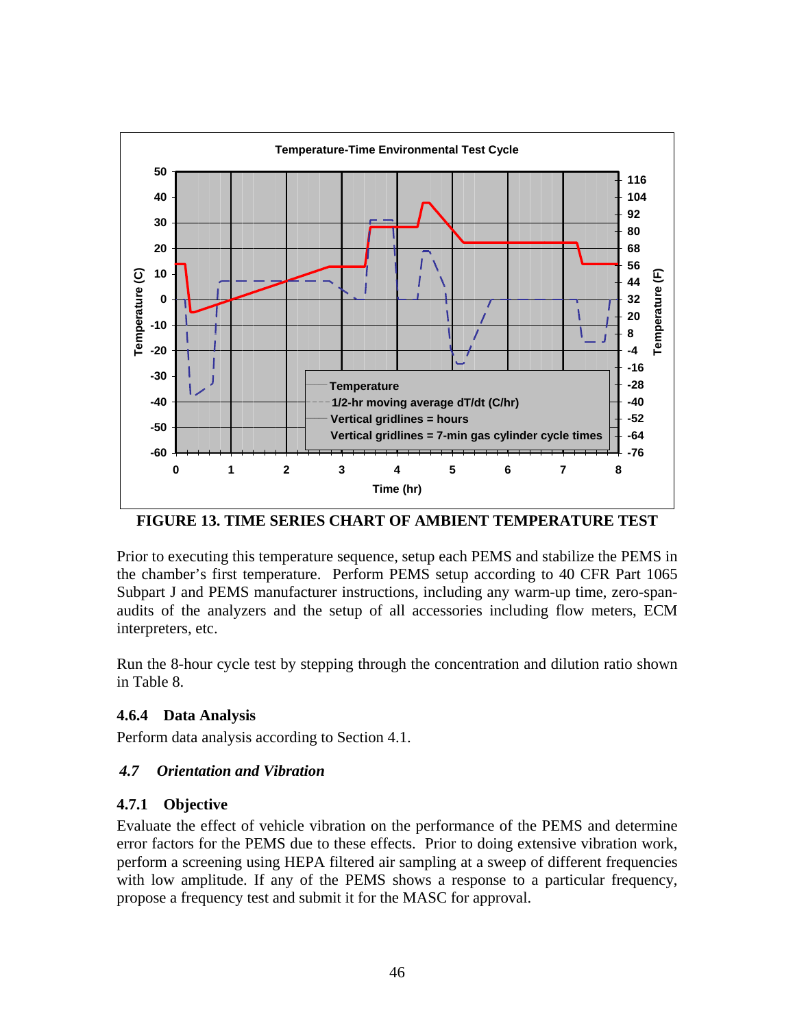FIGURE 13. TIME SERIES CHART OF AMBIENT TEMPERATURE TEST

Prior to executing this temperature sequence, setup each PEMS and stabilize the PEMS in the chamber's first temperature. Perform PEMS setup according to 40 CFR Part 1065 Subpart J and PEMS manufacturer instructions, including any warm-up time, zero-span-audits of the analyzers and the setup of all accessories including flow meters, ECM interpreters, etc.

Run the 8-hour cycle test by stepping through the concentration and dilution ratio shown in Table 8.

### 4.6.4 Data Analysis

Perform data analysis according to Section 4.1.

## *4.7 Orientation and Vibration*

### 4.7.1 Objective

Evaluate the effect of vehicle vibration on the performance of the PEMS and determine error factors for the PEMS due to these effects. Prior to doing extensive vibration work, perform a screening using HEPA filtered air sampling at a sweep of different frequencies with low amplitude. If any of the PEMS shows a response to a particular frequency, propose a frequency test and submit it for the MASC for approval.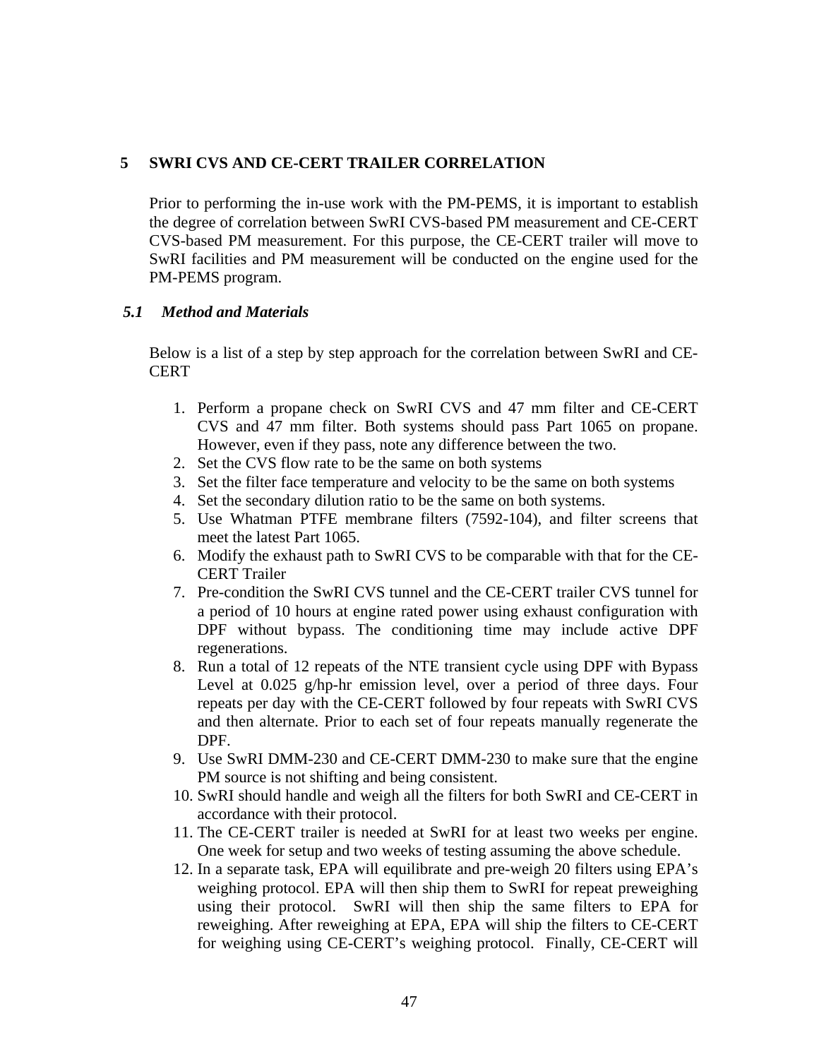# 5 SWRI CVS AND CE-CERT TRAILER CORRELATION

Prior to performing the in-use work with the PM-PEMS, it is important to establish the degree of correlation between SwRI CVS-based PM measurement and CE-CERT CVS-based PM measurement. For this purpose, the CE-CERT trailer will move to SwRI facilities and PM measurement will be conducted on the engine used for the PM-PEMS program.

## *5.1 Method and Materials*

Below is a list of a step by step approach for the correlation between SwRI and CE-CERT

1. Perform a propane check on SwRI CVS and 47 mm filter and CE-CERT CVS and 47 mm filter. Both systems should pass Part 1065 on propane. However, even if they pass, note any difference between the two.
2. Set the CVS flow rate to be the same on both systems
3. Set the filter face temperature and velocity to be the same on both systems
4. Set the secondary dilution ratio to be the same on both systems.
5. Use Whatman PTFE membrane filters (7592-104), and filter screens that meet the latest Part 1065.
6. Modify the exhaust path to SwRI CVS to be comparable with that for the CE-CERT Trailer
7. Pre-condition the SwRI CVS tunnel and the CE-CERT trailer CVS tunnel for a period of 10 hours at engine rated power using exhaust configuration with DPF without bypass. The conditioning time may include active DPF regenerations.
8. Run a total of 12 repeats of the NTE transient cycle using DPF with Bypass Level at 0.025 g/hp-hr emission level, over a period of three days. Four repeats per day with the CE-CERT followed by four repeats with SwRI CVS and then alternate. Prior to each set of four repeats manually regenerate the DPF.
9. Use SwRI DMM-230 and CE-CERT DMM-230 to make sure that the engine PM source is not shifting and being consistent.
10. SwRI should handle and weigh all the filters for both SwRI and CE-CERT in accordance with their protocol.
11. The CE-CERT trailer is needed at SwRI for at least two weeks per engine. One week for setup and two weeks of testing assuming the above schedule.
12. In a separate task, EPA will equilibrate and pre-weigh 20 filters using EPA's weighing protocol. EPA will then ship them to SwRI for repeat preweighing using their protocol. SwRI will then ship the same filters to EPA for reweighing. After reweighing at EPA, EPA will ship the filters to CE-CERT for weighing using CE-CERT's weighing protocol. Finally, CE-CERT will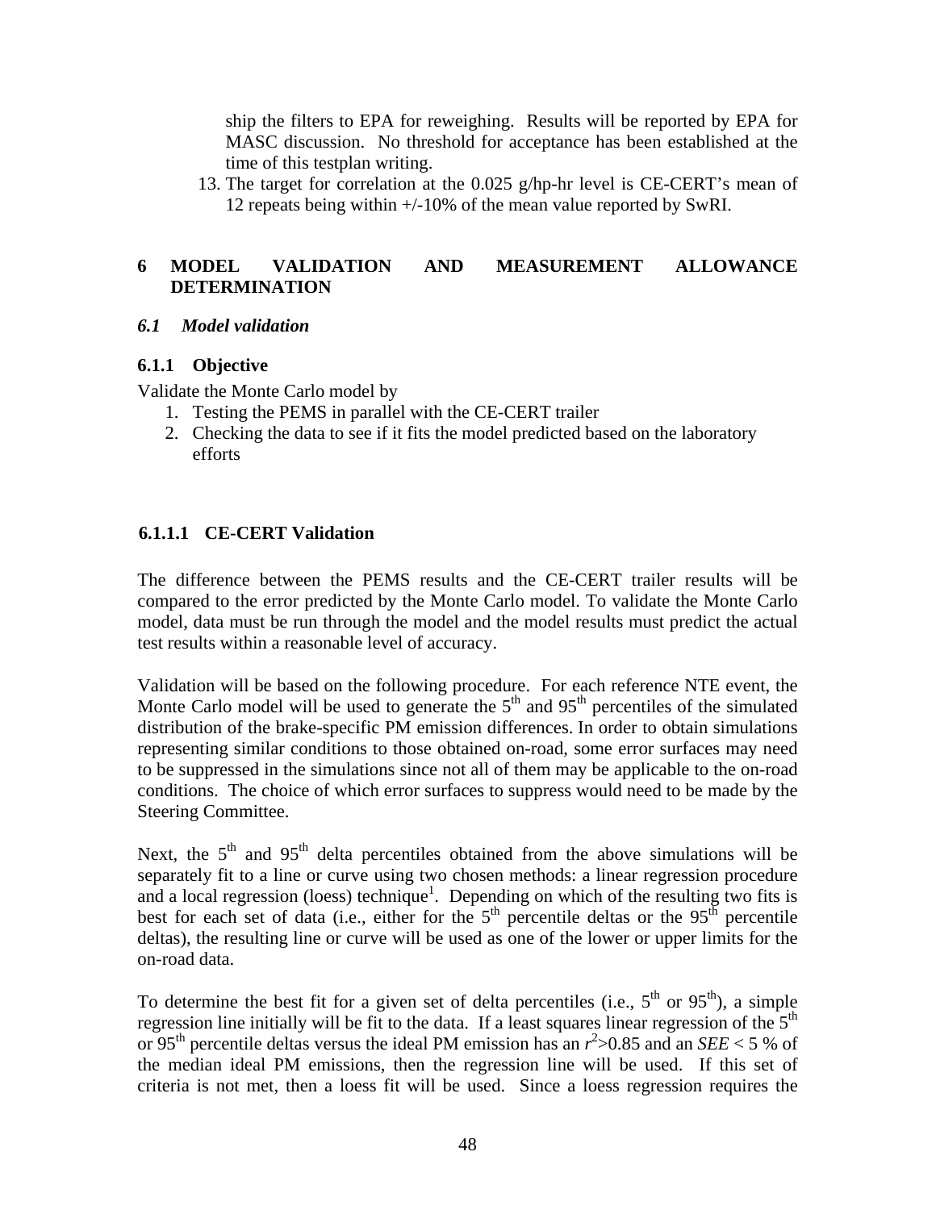ship the filters to EPA for reweighing. Results will be reported by EPA for MASC discussion. No threshold for acceptance has been established at the time of this testplan writing.

13. The target for correlation at the 0.025 g/hp-hr level is CE-CERT's mean of 12 repeats being within +/-10% of the mean value reported by SwRI.

# 6 MODEL VALIDATION AND MEASUREMENT ALLOWANCE DETERMINATION

## *6.1 Model validation*

### 6.1.1 Objective

Validate the Monte Carlo model by

1. Testing the PEMS in parallel with the CE-CERT trailer
2. Checking the data to see if it fits the model predicted based on the laboratory efforts

#### 6.1.1.1 CE-CERT Validation

The difference between the PEMS results and the CE-CERT trailer results will be compared to the error predicted by the Monte Carlo model. To validate the Monte Carlo model, data must be run through the model and the model results must predict the actual test results within a reasonable level of accuracy.

Validation will be based on the following procedure. For each reference NTE event, the Monte Carlo model will be used to generate the $5^{th}$ and $95^{th}$ percentiles of the simulated distribution of the brake-specific PM emission differences. In order to obtain simulations representing similar conditions to those obtained on-road, some error surfaces may need to be suppressed in the simulations since not all of them may be applicable to the on-road conditions. The choice of which error surfaces to suppress would need to be made by the Steering Committee.

Next, the $5^{th}$ and $95^{th}$ delta percentiles obtained from the above simulations will be separately fit to a line or curve using two chosen methods: a linear regression procedure and a local regression (loess) technique[1]. Depending on which of the resulting two fits is best for each set of data (i.e., either for the $5^{th}$ percentile deltas or the $95^{th}$ percentile deltas), the resulting line or curve will be used as one of the lower or upper limits for the on-road data.

To determine the best fit for a given set of delta percentiles (i.e., $5^{th}$ or $95^{th}$), a simple regression line initially will be fit to the data. If a least squares linear regression of the $5^{th}$ or $95^{th}$ percentile deltas versus the ideal PM emission has an $r^2>0.85$ and an *SEE* < 5 % of the median ideal PM emissions, then the regression line will be used. If this set of criteria is not met, then a loess fit will be used. Since a loess regression requires the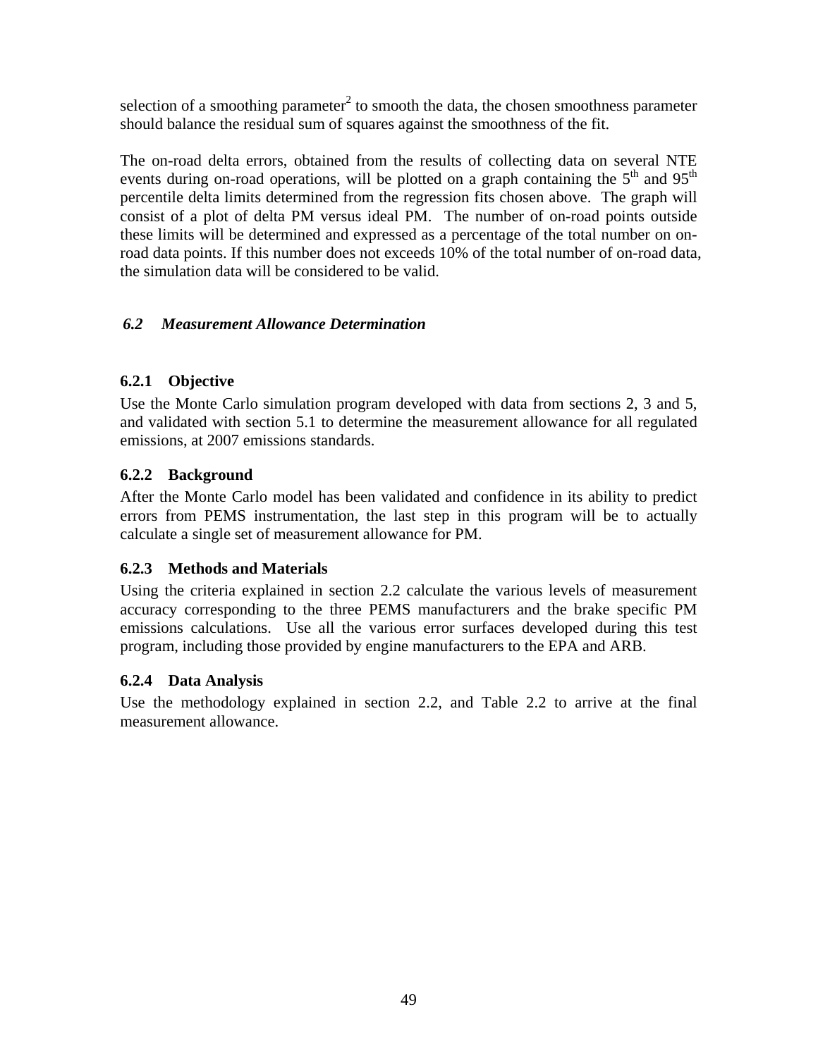selection of a smoothing parameter[2] to smooth the data, the chosen smoothness parameter should balance the residual sum of squares against the smoothness of the fit.

The on-road delta errors, obtained from the results of collecting data on several NTE events during on-road operations, will be plotted on a graph containing the $5^{th}$ and $95^{th}$ percentile delta limits determined from the regression fits chosen above. The graph will consist of a plot of delta PM versus ideal PM. The number of on-road points outside these limits will be determined and expressed as a percentage of the total number on on-road data points. If this number does not exceeds 10% of the total number of on-road data, the simulation data will be considered to be valid.

## *6.2 Measurement Allowance Determination*

### 6.2.1 Objective

Use the Monte Carlo simulation program developed with data from sections 2, 3 and 5, and validated with section 5.1 to determine the measurement allowance for all regulated emissions, at 2007 emissions standards.

### 6.2.2 Background

After the Monte Carlo model has been validated and confidence in its ability to predict errors from PEMS instrumentation, the last step in this program will be to actually calculate a single set of measurement allowance for PM.

### 6.2.3 Methods and Materials

Using the criteria explained in section 2.2 calculate the various levels of measurement accuracy corresponding to the three PEMS manufacturers and the brake specific PM emissions calculations. Use all the various error surfaces developed during this test program, including those provided by engine manufacturers to the EPA and ARB.

### 6.2.4 Data Analysis

Use the methodology explained in section 2.2, and Table 2.2 to arrive at the final measurement allowance.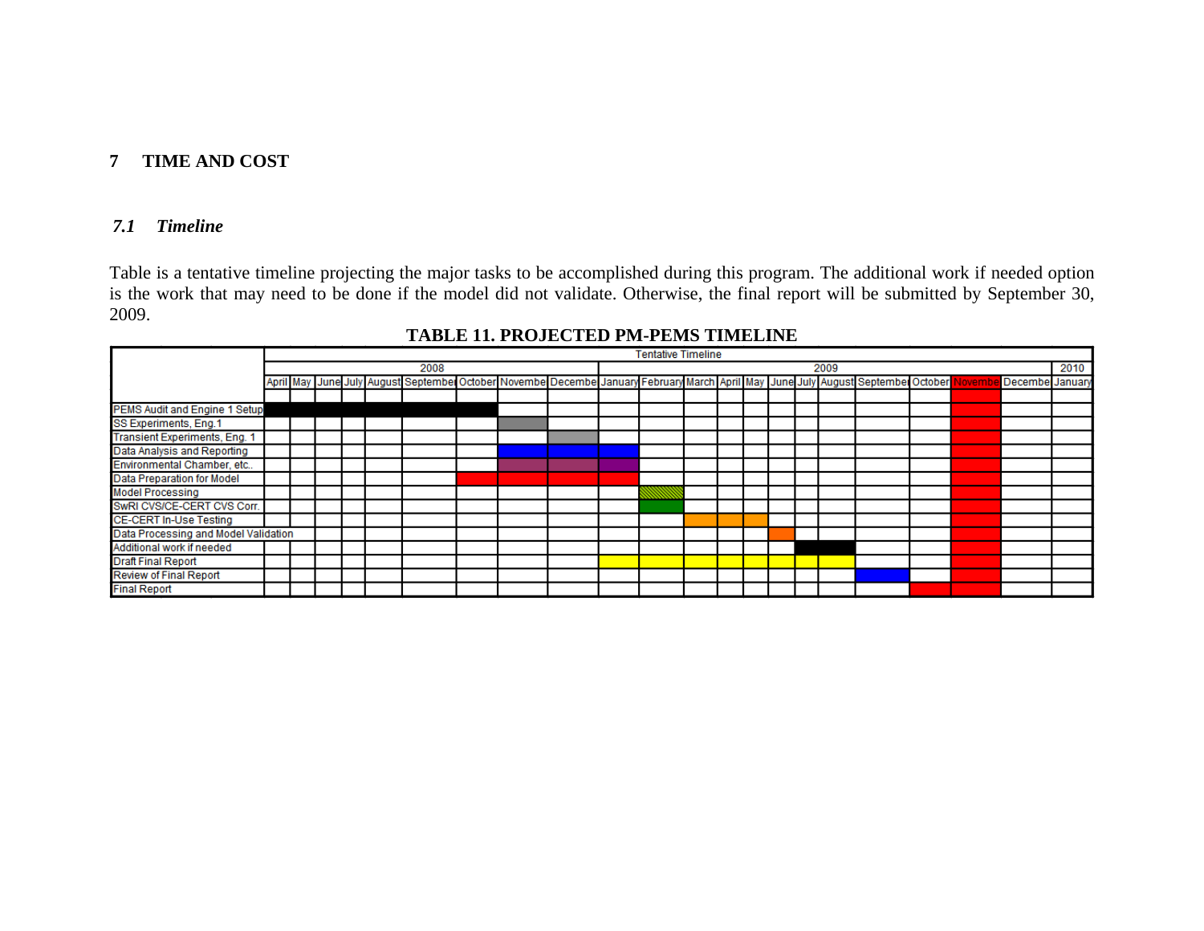# 7 TIME AND COST

## *7.1 Timeline*

Table is a tentative timeline projecting the major tasks to be accomplished during this program. The additional work if needed option is the work that may need to be done if the model did not validate. Otherwise, the final report will be submitted by September 30, 2009.

**TABLE 11. PROJECTED PM-PEMS TIMELINE**

| | Tentative Timeline | | | | | | | | | | | | | | | | | | | | | |
|---|---|---|---|---|---|---|---|---|---|---|---|---|---|---|---|---|---|---|---|---|---|---|
| | 2008 | | | | | | | | | 2009 | | | | | | | | | | | | 2010 |
| | April | May | June | July | August | Septembe | October | Novembe | Decembe | January | February | March | April | May | June | July | August | Septembe | October | Novembe | Decembe | January |
| PEMS Audit and Engine 1 Setup | ■ | ■ | ■ | ■ | ■ | ■ | ■ | | | | | | | | | | | | | ■ | | |
| SS Experiments, Eng.1 | | | | | | | | ■ | | | | | | | | | | | | ■ | | |
| Transient Experiments, Eng. 1 | | | | | | | | | ■ | | | | | | | | | | | ■ | | |
| Data Analysis and Reporting | | | | | | | | ■ | ■ | ■ | | | | | | | | | | ■ | | |
| Environmental Chamber, etc.. | | | | | | | | ■ | ■ | ■ | | | | | | | | | | ■ | | |
| Data Preparation for Model | | | | | | | ■ | ■ | ■ | ■ | | | | | | | | | | ■ | | |
| Model Processing | | | | | | | | | | | ■ | | | | | | | | | ■ | | |
| SwRI CVS/CE-CERT CVS Corr. | | | | | | | | | | | ■ | | | | | | | | | ■ | | |
| CE-CERT In-Use Testing | | | | | | | | | | | | ■ | ■ | ■ | | | | | | ■ | | |
| Data Processing and Model Validation | | | | | | | | | | | | | | | ■ | | | | | ■ | | |
| Additional work if needed | | | | | | | | | | | | | | | | ■ | ■ | | | ■ | | |
| Draft Final Report | | | | | | | | | | ■ | ■ | ■ | ■ | ■ | ■ | ■ | ■ | | | ■ | | |
| Review of Final Report | | | | | | | | | | | | | | | | | | ■ | | ■ | | |
| Final Report | | | | | | | | | | | | | | | | | | | ■ | ■ | | |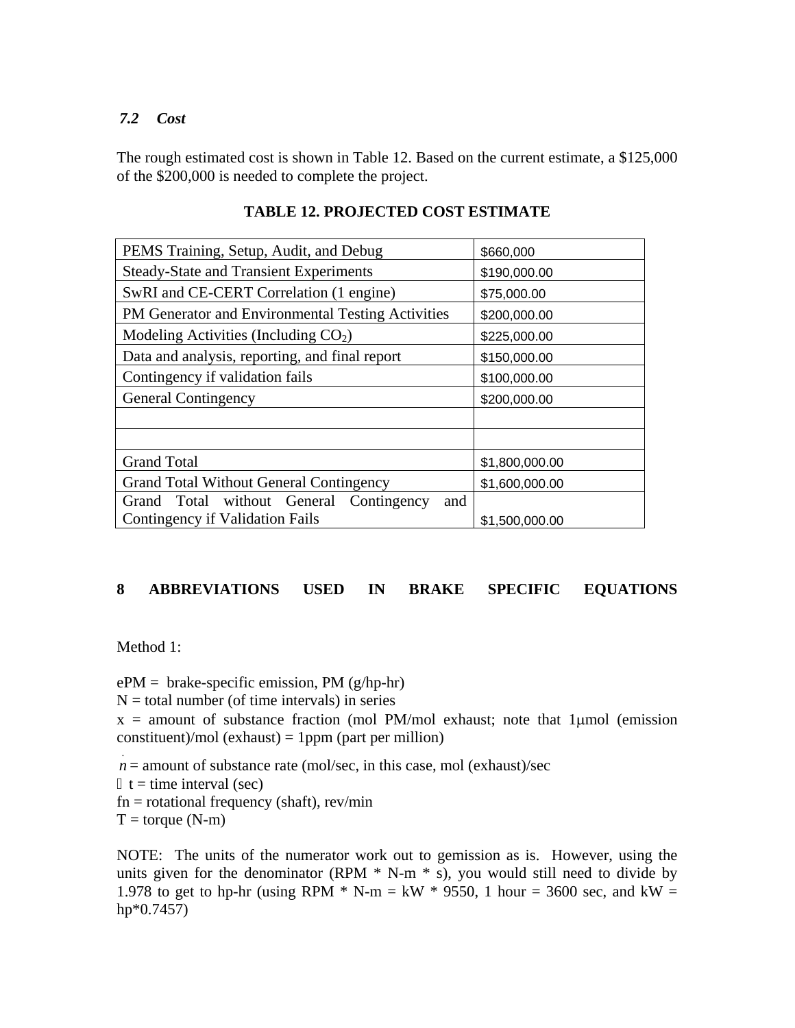### *7.2 Cost*

The rough estimated cost is shown in Table 12. Based on the current estimate, a $125,000 of the $200,000 is needed to complete the project.

**TABLE 12. PROJECTED COST ESTIMATE**

| | |
|---|---|
| PEMS Training, Setup, Audit, and Debug | $660,000 |
| Steady-State and Transient Experiments | $190,000.00 |
| SwRI and CE-CERT Correlation (1 engine) | $75,000.00 |
| PM Generator and Environmental Testing Activities | $200,000.00 |
| Modeling Activities (Including $CO_2$) | $225,000.00 |
| Data and analysis, reporting, and final report | $150,000.00 |
| Contingency if validation fails | $100,000.00 |
| General Contingency | $200,000.00 |
| | |
| | |
| Grand Total | $1,800,000.00 |
| Grand Total Without General Contingency | $1,600,000.00 |
| Grand Total without General Contingency and Contingency if Validation Fails | $1,500,000.00 |

## 8 ABBREVIATIONS USED IN BRAKE SPECIFIC EQUATIONS

Method 1:

ePM = brake-specific emission, PM (g/hp-hr)
N = total number (of time intervals) in series
x = amount of substance fraction (mol PM/mol exhaust; note that 1μmol (emission constituent)/mol (exhaust) = 1ppm (part per million)

$\dot{n}$ = amount of substance rate (mol/sec, in this case, mol (exhaust)/sec
$\Delta$ t = time interval (sec)
fn = rotational frequency (shaft), rev/min
T = torque (N-m)

NOTE: The units of the numerator work out to gemission as is. However, using the units given for the denominator (RPM * N-m * s), you would still need to divide by 1.978 to get to hp-hr (using RPM * N-m = kW * 9550, 1 hour = 3600 sec, and kW = hp*0.7457)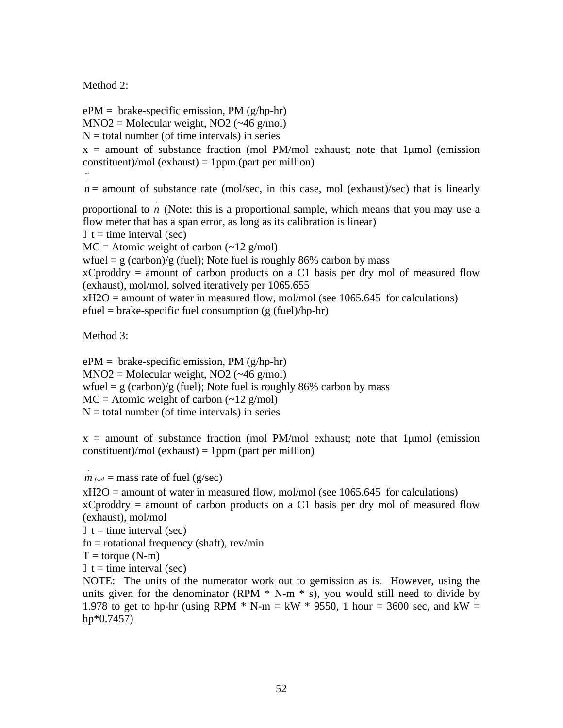Method 2:

$e_{PM}$ = brake-specific emission, PM (g/hp-hr)

$M_{NO2}$ = Molecular weight, $NO_2$ (~46 g/mol)

N = total number (of time intervals) in series

x = amount of substance fraction (mol PM/mol exhaust; note that 1μmol (emission constituent)/mol (exhaust) = 1ppm (part per million)

$\tilde{\dot{n}}$ = amount of substance rate (mol/sec, in this case, mol (exhaust)/sec) that is linearly proportional to $\dot{n}$ (Note: this is a proportional sample, which means that you may use a flow meter that has a span error, as long as its calibration is linear)

$\Delta t$ = time interval (sec)

$M_C$ = Atomic weight of carbon (~12 g/mol)

$w_{fuel}$ = g (carbon)/g (fuel); Note fuel is roughly 86% carbon by mass

$x_{Cproddry}$ = amount of carbon products on a C1 basis per dry mol of measured flow (exhaust), mol/mol, solved iteratively per 1065.655

$x_{H2O}$ = amount of water in measured flow, mol/mol (see 1065.645 for calculations)

$e_{fuel}$ = brake-specific fuel consumption (g (fuel)/hp-hr)

Method 3:

$e_{PM}$ = brake-specific emission, PM (g/hp-hr)

$M_{NO2}$ = Molecular weight, $NO_2$ (~46 g/mol)

$w_{fuel}$ = g (carbon)/g (fuel); Note fuel is roughly 86% carbon by mass

$M_C$ = Atomic weight of carbon (~12 g/mol)

N = total number (of time intervals) in series

x = amount of substance fraction (mol PM/mol exhaust; note that 1μmol (emission constituent)/mol (exhaust) = 1ppm (part per million)

$\dot{m}_{fuel}$ = mass rate of fuel (g/sec)

$x_{H2O}$ = amount of water in measured flow, mol/mol (see 1065.645 for calculations)

$x_{Cproddry}$ = amount of carbon products on a C1 basis per dry mol of measured flow (exhaust), mol/mol

$\Delta t$ = time interval (sec)

$f_n$ = rotational frequency (shaft), rev/min

T = torque (N-m)

$\Delta t$ = time interval (sec)

NOTE: The units of the numerator work out to gemission as is. However, using the units given for the denominator (RPM * N-m * s), you would still need to divide by 1.978 to get to hp-hr (using RPM * N-m = kW * 9550, 1 hour = 3600 sec, and kW = hp*0.7457)